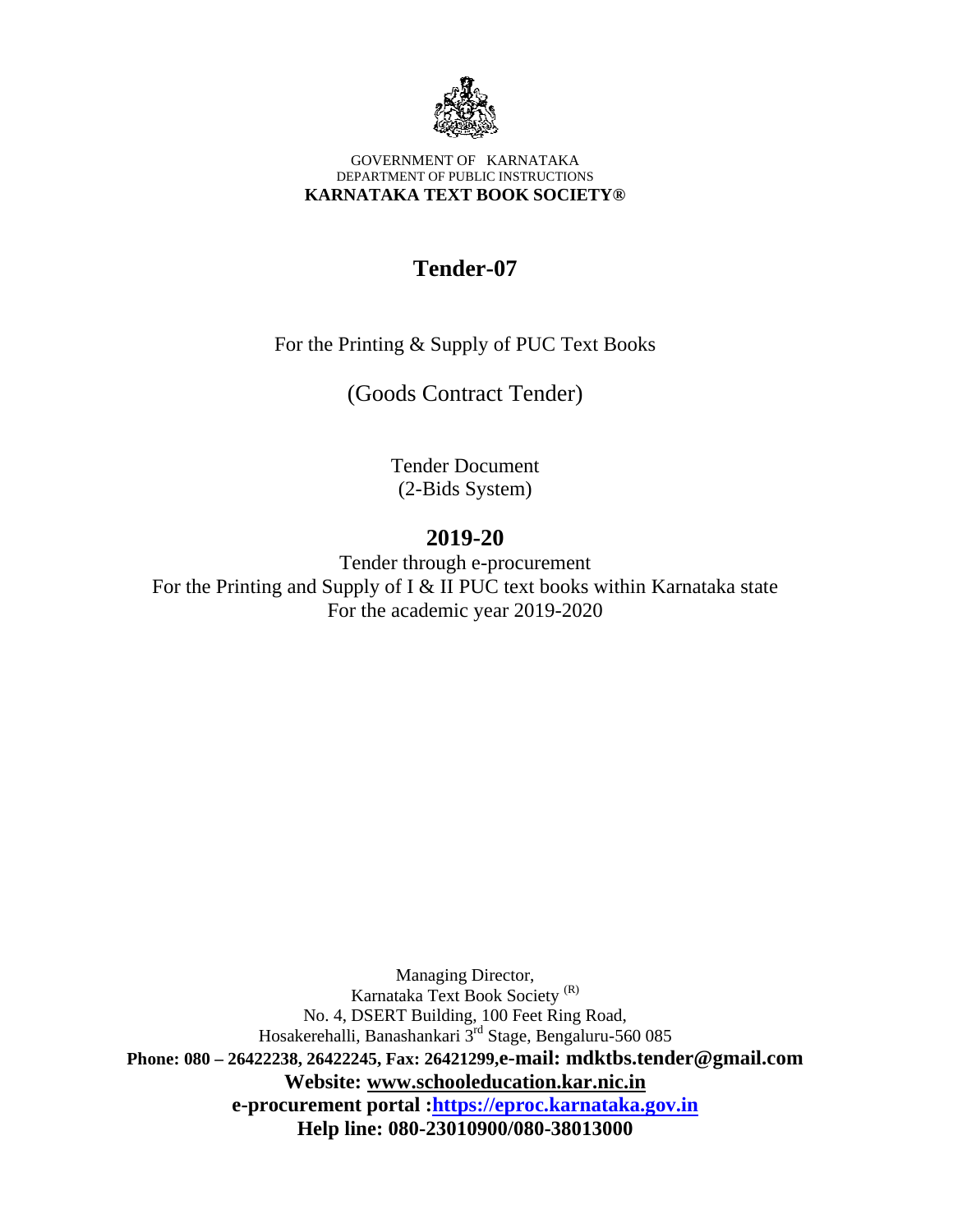GOVERNMENT OF KARNATAKA
DEPARTMENT OF PUBLIC INSTRUCTIONS
**KARNATAKA TEXT BOOK SOCIETY®**

# Tender-07

For the Printing & Supply of PUC Text Books

## (Goods Contract Tender)

Tender Document
(2-Bids System)

## 2019-20

Tender through e-procurement
For the Printing and Supply of I & II PUC text books within Karnataka state
For the academic year 2019-2020

Managing Director,
Karnataka Text Book Society (R)
No. 4, DSERT Building, 100 Feet Ring Road,
Hosakerehalli, Banashankari 3rd Stage, Bengaluru-560 085
**Phone: 080 – 26422238, 26422245, Fax: 26421299, e-mail: mdktbs.tender@gmail.com**
**Website: www.schooleducation.kar.nic.in**
**e-procurement portal : https://eproc.karnataka.gov.in**
**Help line: 080-23010900/080-38013000**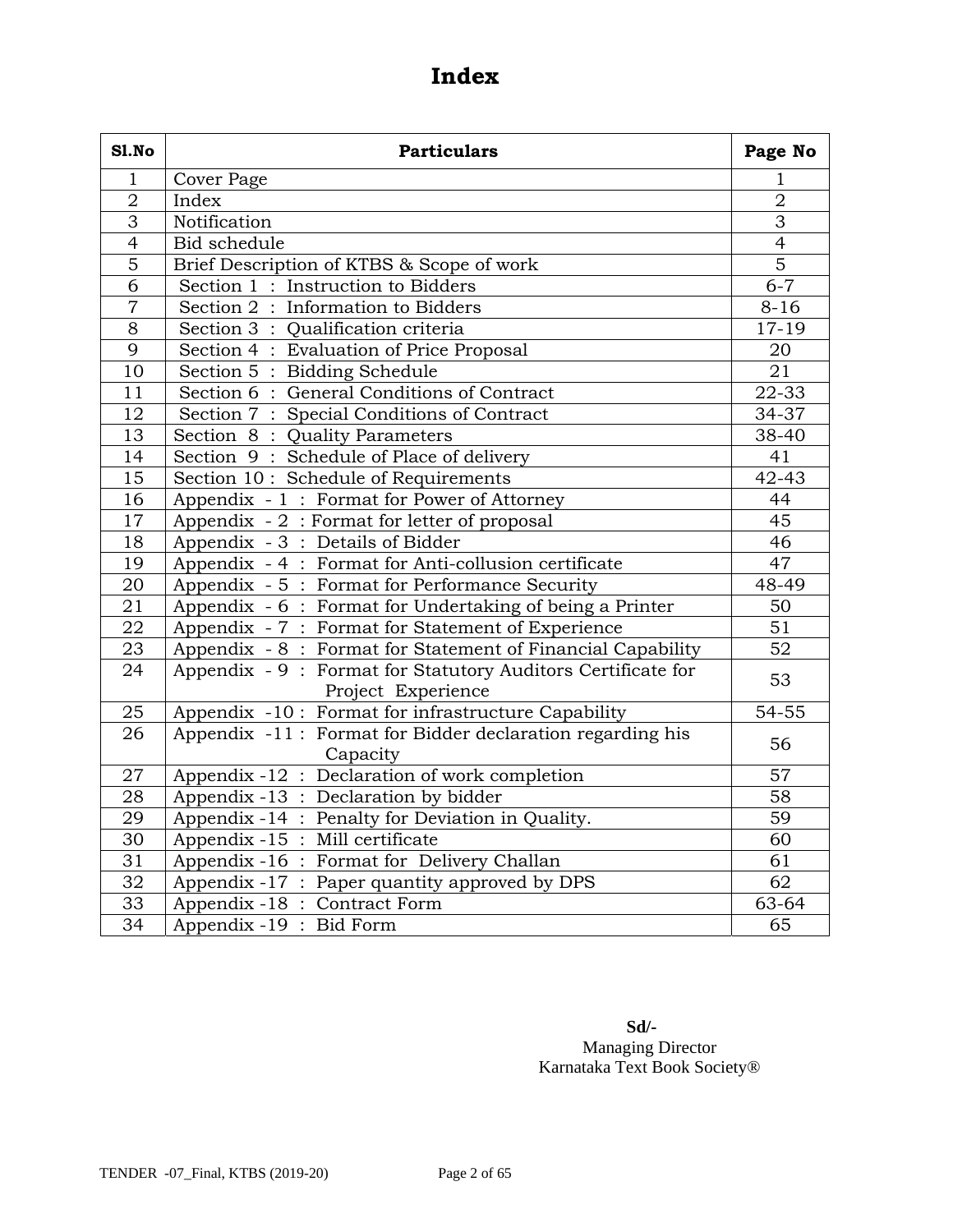# Index

| Sl.No | Particulars | Page No |
|---|---|---|
| 1 | Cover Page | 1 |
| 2 | Index | 2 |
| 3 | Notification | 3 |
| 4 | Bid schedule | 4 |
| 5 | Brief Description of KTBS & Scope of work | 5 |
| 6 | Section 1 : Instruction to Bidders | 6-7 |
| 7 | Section 2 : Information to Bidders | 8-16 |
| 8 | Section 3 : Qualification criteria | 17-19 |
| 9 | Section 4 : Evaluation of Price Proposal | 20 |
| 10 | Section 5 : Bidding Schedule | 21 |
| 11 | Section 6 : General Conditions of Contract | 22-33 |
| 12 | Section 7 : Special Conditions of Contract | 34-37 |
| 13 | Section 8 : Quality Parameters | 38-40 |
| 14 | Section 9 : Schedule of Place of delivery | 41 |
| 15 | Section 10 : Schedule of Requirements | 42-43 |
| 16 | Appendix - 1 : Format for Power of Attorney | 44 |
| 17 | Appendix - 2 : Format for letter of proposal | 45 |
| 18 | Appendix - 3 : Details of Bidder | 46 |
| 19 | Appendix - 4 : Format for Anti-collusion certificate | 47 |
| 20 | Appendix - 5 : Format for Performance Security | 48-49 |
| 21 | Appendix - 6 : Format for Undertaking of being a Printer | 50 |
| 22 | Appendix - 7 : Format for Statement of Experience | 51 |
| 23 | Appendix - 8 : Format for Statement of Financial Capability | 52 |
| 24 | Appendix - 9 : Format for Statutory Auditors Certificate for Project Experience | 53 |
| 25 | Appendix -10 : Format for infrastructure Capability | 54-55 |
| 26 | Appendix -11 : Format for Bidder declaration regarding his Capacity | 56 |
| 27 | Appendix -12 : Declaration of work completion | 57 |
| 28 | Appendix -13 : Declaration by bidder | 58 |
| 29 | Appendix -14 : Penalty for Deviation in Quality. | 59 |
| 30 | Appendix -15 : Mill certificate | 60 |
| 31 | Appendix -16 : Format for Delivery Challan | 61 |
| 32 | Appendix -17 : Paper quantity approved by DPS | 62 |
| 33 | Appendix -18 : Contract Form | 63-64 |
| 34 | Appendix -19 : Bid Form | 65 |

**Sd/-**
Managing Director
Karnataka Text Book Society®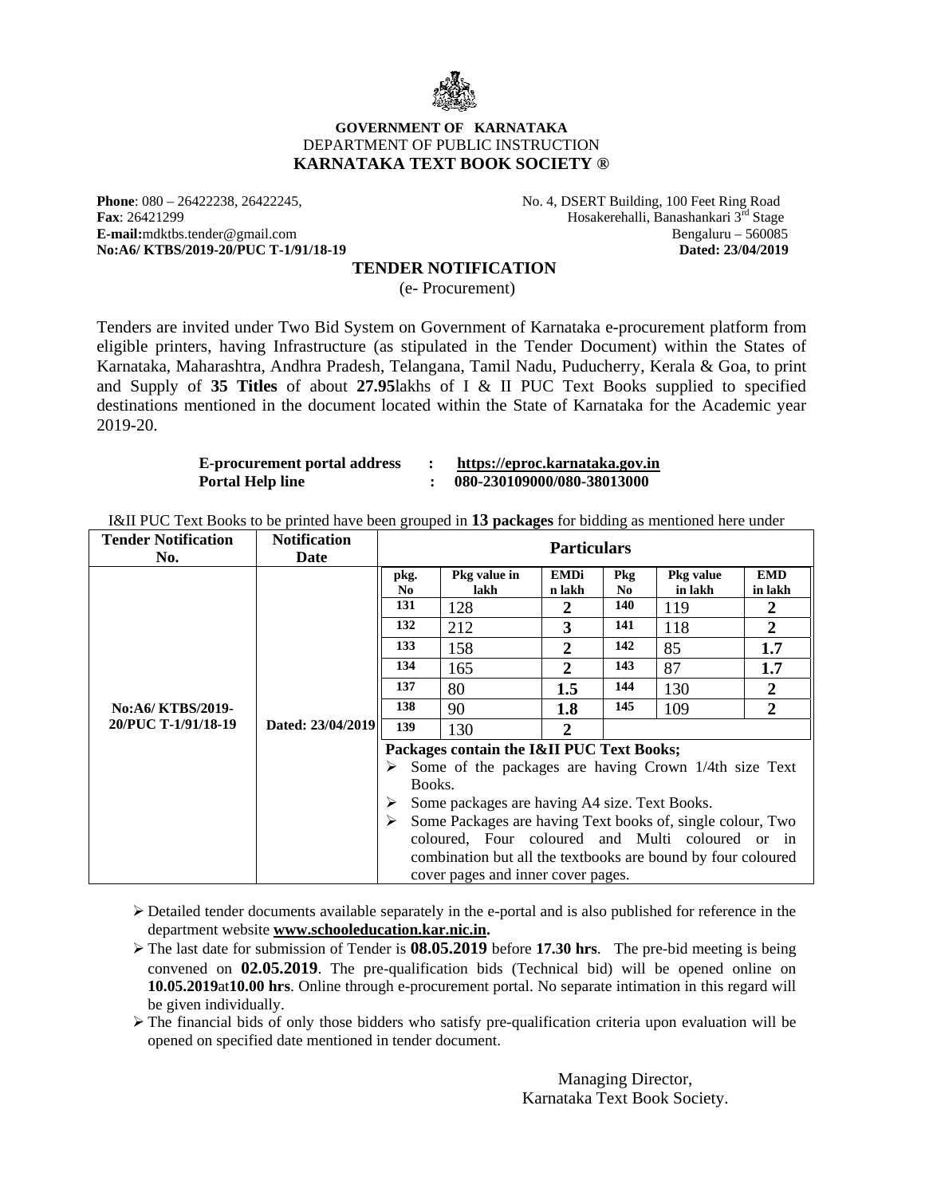**GOVERNMENT OF KARNATAKA**
DEPARTMENT OF PUBLIC INSTRUCTION
**KARNATAKA TEXT BOOK SOCIETY ®**

**Phone**: 080 – 26422238, 26422245,
**Fax**: 26421299
**E-mail:**mdktbs.tender@gmail.com
**No:A6/ KTBS/2019-20/PUC T-1/91/18-19**

No. 4, DSERT Building, 100 Feet Ring Road
Hosakerehalli, Banashankari 3rd Stage
Bengaluru – 560085
**Dated: 23/04/2019**

## TENDER NOTIFICATION

(e- Procurement)

Tenders are invited under Two Bid System on Government of Karnataka e-procurement platform from eligible printers, having Infrastructure (as stipulated in the Tender Document) within the States of Karnataka, Maharashtra, Andhra Pradesh, Telangana, Tamil Nadu, Puducherry, Kerala & Goa, to print and Supply of **35 Titles** of about **27.95**lakhs of I & II PUC Text Books supplied to specified destinations mentioned in the document located within the State of Karnataka for the Academic year 2019-20.

**E-procurement portal address : https://eproc.karnataka.gov.in**
**Portal Help line : 080-230109000/080-38013000**

I&II PUC Text Books to be printed have been grouped in **13 packages** for bidding as mentioned here under

| Tender Notification No. | Notification Date | Particulars | | | | | |
|---|---|---|---|---|---|---|---|
| | | **pkg. No** | **Pkg value in lakh** | **EMDin lakh** | **Pkg No.** | **Pkg value in lakh** | **EMD in lakh** |
| **No:A6/ KTBS/2019-20/PUC T-1/91/18-19** | **Dated: 23/04/2019** | 131 | 128 | 2 | 140 | 119 | 2 |
| | | 132 | 212 | 3 | 141 | 118 | 2 |
| | | 133 | 158 | 2 | 142 | 85 | 1.7 |
| | | 134 | 165 | 2 | 143 | 87 | 1.7 |
| | | 137 | 80 | 1.5 | 144 | 130 | 2 |
| | | 138 | 90 | 1.8 | 145 | 109 | 2 |
| | | 139 | 130 | 2 | | | |

**Packages contain the I&II PUC Text Books;**

- Some of the packages are having Crown 1/4th size Text Books.
- Some packages are having A4 size. Text Books.
- Some Packages are having Text books of, single colour, Two coloured, Four coloured and Multi coloured or in combination but all the textbooks are bound by four coloured cover pages and inner cover pages.

- Detailed tender documents available separately in the e-portal and is also published for reference in the department website **www.schooleducation.kar.nic.in.**
- The last date for submission of Tender is **08.05.2019** before **17.30 hrs**. The pre-bid meeting is being convened on **02.05.2019**. The pre-qualification bids (Technical bid) will be opened online on **10.05.2019**at**10.00 hrs**. Online through e-procurement portal. No separate intimation in this regard will be given individually.
- The financial bids of only those bidders who satisfy pre-qualification criteria upon evaluation will be opened on specified date mentioned in tender document.

Managing Director,
Karnataka Text Book Society.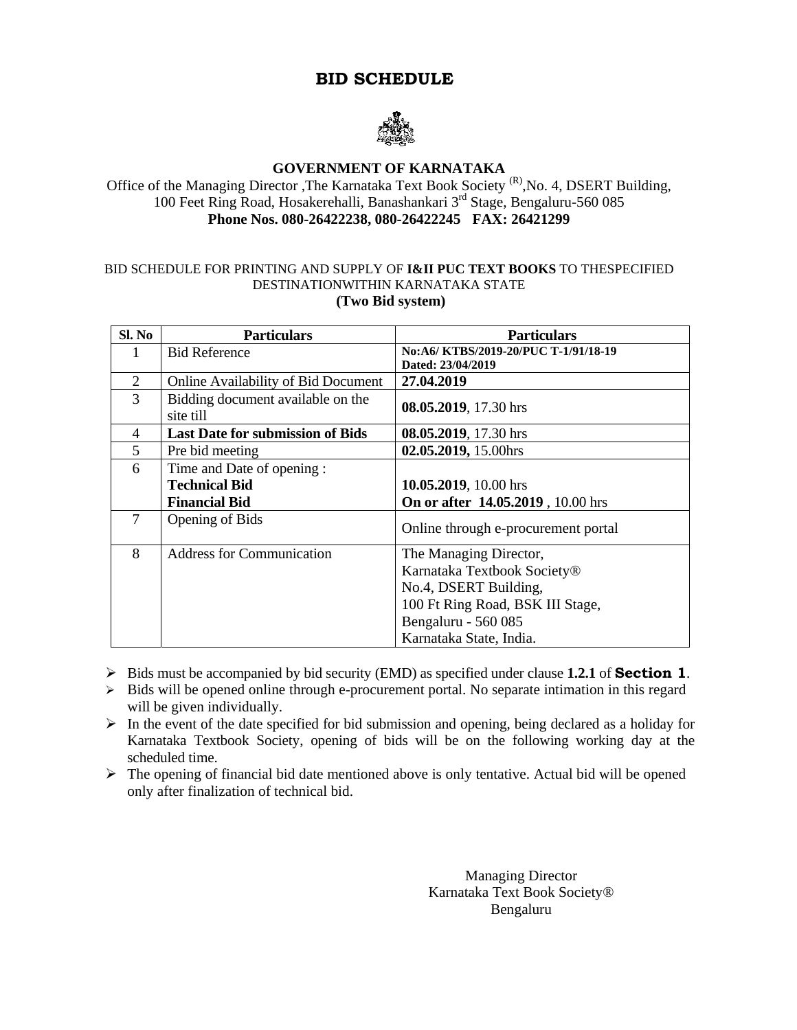# BID SCHEDULE

**GOVERNMENT OF KARNATAKA**

Office of the Managing Director ,The Karnataka Text Book Society [(R)],No. 4, DSERT Building, 100 Feet Ring Road, Hosakerehalli, Banashankari 3rd Stage, Bengaluru-560 085

**Phone Nos. 080-26422238, 080-26422245 FAX: 26421299**

BID SCHEDULE FOR PRINTING AND SUPPLY OF **I&II PUC TEXT BOOKS** TO THESPECIFIED DESTINATIONWITHIN KARNATAKA STATE

**(Two Bid system)**

| Sl. No | Particulars | Particulars |
|---|---|---|
| 1 | Bid Reference | **No:A6/ KTBS/2019-20/PUC T-1/91/18-19 Dated: 23/04/2019** |
| 2 | Online Availability of Bid Document | **27.04.2019** |
| 3 | Bidding document available on the site till | **08.05.2019**, 17.30 hrs |
| 4 | **Last Date for submission of Bids** | **08.05.2019**, 17.30 hrs |
| 5 | Pre bid meeting | **02.05.2019,** 15.00hrs |
| 6 | Time and Date of opening :<br>**Technical Bid**<br>**Financial Bid** | <br>**10.05.2019**, 10.00 hrs<br>**On or after 14.05.2019** , 10.00 hrs |
| 7 | Opening of Bids | Online through e-procurement portal |
| 8 | Address for Communication | The Managing Director,<br>Karnataka Textbook Society®<br>No.4, DSERT Building,<br>100 Ft Ring Road, BSK III Stage,<br>Bengaluru - 560 085<br>Karnataka State, India. |

- Bids must be accompanied by bid security (EMD) as specified under clause **1.2.1** of **Section 1**.
- Bids will be opened online through e-procurement portal. No separate intimation in this regard will be given individually.
- In the event of the date specified for bid submission and opening, being declared as a holiday for Karnataka Textbook Society, opening of bids will be on the following working day at the scheduled time.
- The opening of financial bid date mentioned above is only tentative. Actual bid will be opened only after finalization of technical bid.

Managing Director
Karnataka Text Book Society®
Bengaluru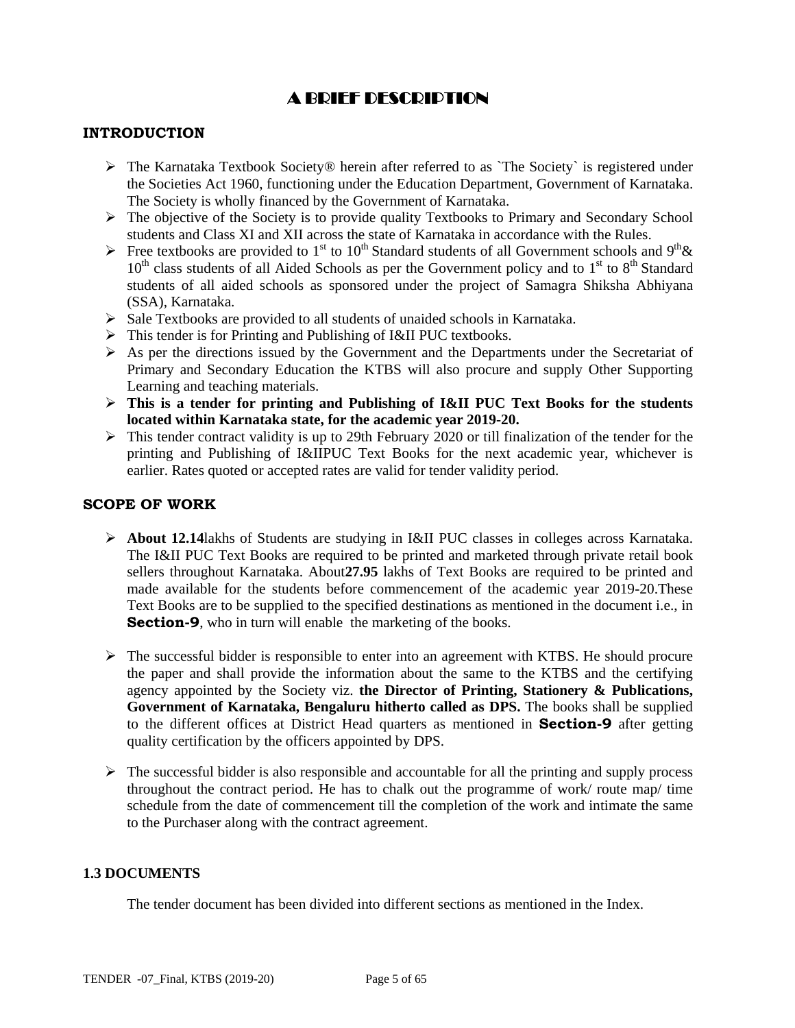# A BRIEF DESCRIPTION

## INTRODUCTION

- The Karnataka Textbook Society® herein after referred to as `The Society` is registered under the Societies Act 1960, functioning under the Education Department, Government of Karnataka. The Society is wholly financed by the Government of Karnataka.
- The objective of the Society is to provide quality Textbooks to Primary and Secondary School students and Class XI and XII across the state of Karnataka in accordance with the Rules.
- Free textbooks are provided to 1st to 10th Standard students of all Government schools and 9th& 10th class students of all Aided Schools as per the Government policy and to 1st to 8th Standard students of all aided schools as sponsored under the project of Samagra Shiksha Abhiyana (SSA), Karnataka.
- Sale Textbooks are provided to all students of unaided schools in Karnataka.
- This tender is for Printing and Publishing of I&II PUC textbooks.
- As per the directions issued by the Government and the Departments under the Secretariat of Primary and Secondary Education the KTBS will also procure and supply Other Supporting Learning and teaching materials.
- **This is a tender for printing and Publishing of I&II PUC Text Books for the students located within Karnataka state, for the academic year 2019-20.**
- This tender contract validity is up to 29th February 2020 or till finalization of the tender for the printing and Publishing of I&IIPUC Text Books for the next academic year, whichever is earlier. Rates quoted or accepted rates are valid for tender validity period.

## SCOPE OF WORK

- **About 12.14**lakhs of Students are studying in I&II PUC classes in colleges across Karnataka. The I&II PUC Text Books are required to be printed and marketed through private retail book sellers throughout Karnataka. About**27.95** lakhs of Text Books are required to be printed and made available for the students before commencement of the academic year 2019-20.These Text Books are to be supplied to the specified destinations as mentioned in the document i.e., in **Section-9**, who in turn will enable the marketing of the books.

- The successful bidder is responsible to enter into an agreement with KTBS. He should procure the paper and shall provide the information about the same to the KTBS and the certifying agency appointed by the Society viz. **the Director of Printing, Stationery & Publications, Government of Karnataka, Bengaluru hitherto called as DPS.** The books shall be supplied to the different offices at District Head quarters as mentioned in **Section-9** after getting quality certification by the officers appointed by DPS.

- The successful bidder is also responsible and accountable for all the printing and supply process throughout the contract period. He has to chalk out the programme of work/ route map/ time schedule from the date of commencement till the completion of the work and intimate the same to the Purchaser along with the contract agreement.

### 1.3 DOCUMENTS

The tender document has been divided into different sections as mentioned in the Index.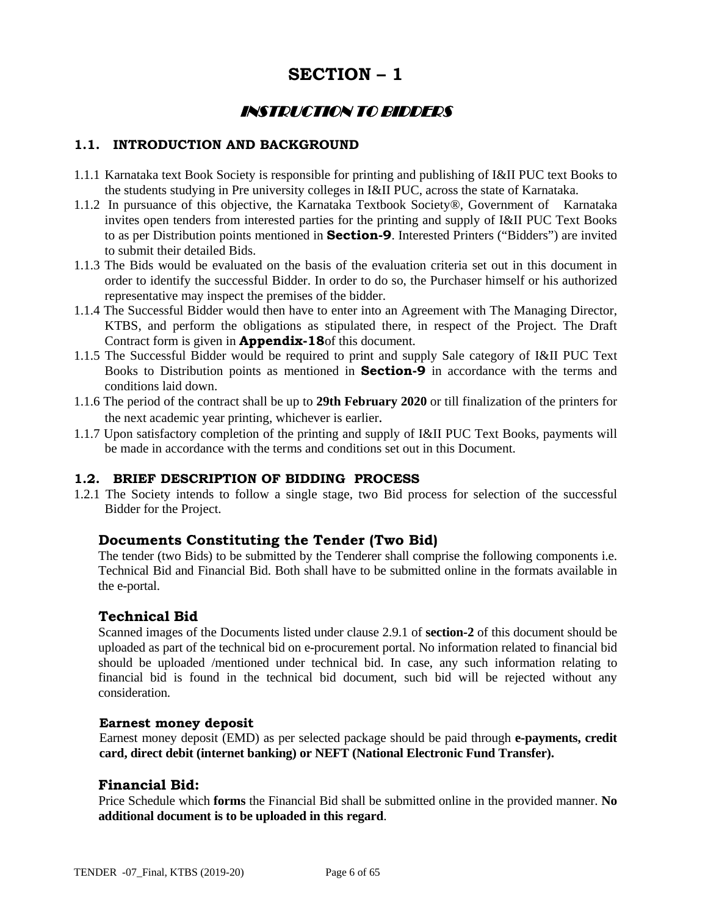# SECTION – 1

## *INSTRUCTION TO BIDDERS*

### 1.1. INTRODUCTION AND BACKGROUND

1.1.1 Karnataka text Book Society is responsible for printing and publishing of I&II PUC text Books to the students studying in Pre university colleges in I&II PUC, across the state of Karnataka.

1.1.2 In pursuance of this objective, the Karnataka Textbook Society®, Government of Karnataka invites open tenders from interested parties for the printing and supply of I&II PUC Text Books to as per Distribution points mentioned in **Section-9**. Interested Printers ("Bidders") are invited to submit their detailed Bids.

1.1.3 The Bids would be evaluated on the basis of the evaluation criteria set out in this document in order to identify the successful Bidder. In order to do so, the Purchaser himself or his authorized representative may inspect the premises of the bidder.

1.1.4 The Successful Bidder would then have to enter into an Agreement with The Managing Director, KTBS, and perform the obligations as stipulated there, in respect of the Project. The Draft Contract form is given in **Appendix-18**of this document.

1.1.5 The Successful Bidder would be required to print and supply Sale category of I&II PUC Text Books to Distribution points as mentioned in **Section-9** in accordance with the terms and conditions laid down.

1.1.6 The period of the contract shall be up to **29th February 2020** or till finalization of the printers for the next academic year printing, whichever is earlier.

1.1.7 Upon satisfactory completion of the printing and supply of I&II PUC Text Books, payments will be made in accordance with the terms and conditions set out in this Document.

### 1.2. BRIEF DESCRIPTION OF BIDDING PROCESS

1.2.1 The Society intends to follow a single stage, two Bid process for selection of the successful Bidder for the Project.

#### Documents Constituting the Tender (Two Bid)

The tender (two Bids) to be submitted by the Tenderer shall comprise the following components i.e. Technical Bid and Financial Bid. Both shall have to be submitted online in the formats available in the e-portal.

#### Technical Bid

Scanned images of the Documents listed under clause 2.9.1 of **section-2** of this document should be uploaded as part of the technical bid on e-procurement portal. No information related to financial bid should be uploaded /mentioned under technical bid. In case, any such information relating to financial bid is found in the technical bid document, such bid will be rejected without any consideration.

**Earnest money deposit**

Earnest money deposit (EMD) as per selected package should be paid through **e-payments, credit card, direct debit (internet banking) or NEFT (National Electronic Fund Transfer).**

#### Financial Bid:

Price Schedule which **forms** the Financial Bid shall be submitted online in the provided manner. **No additional document is to be uploaded in this regard**.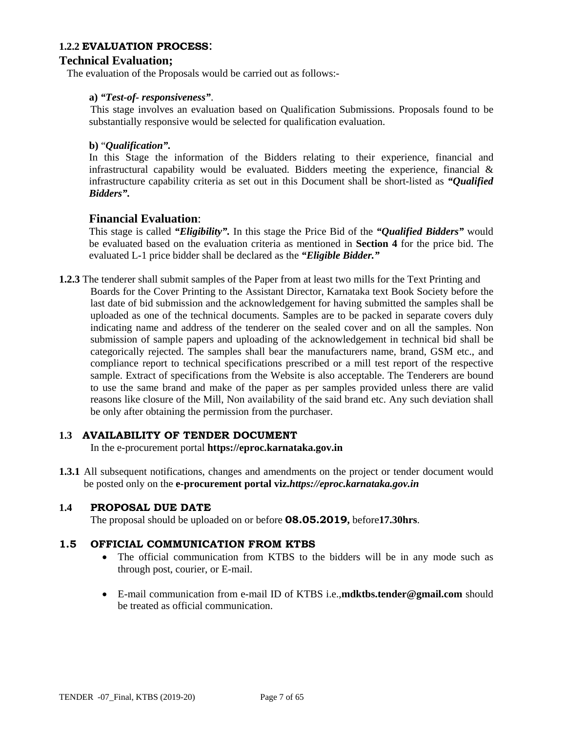### 1.2.2 EVALUATION PROCESS:

## Technical Evaluation;

The evaluation of the Proposals would be carried out as follows:-

**a) *"Test-of- responsiveness"***.

This stage involves an evaluation based on Qualification Submissions. Proposals found to be substantially responsive would be selected for qualification evaluation.

**b)** "***Qualification".***

In this Stage the information of the Bidders relating to their experience, financial and infrastructural capability would be evaluated. Bidders meeting the experience, financial & infrastructure capability criteria as set out in this Document shall be short-listed as ***"Qualified Bidders".***

## Financial Evaluation:

This stage is called ***"Eligibility".*** In this stage the Price Bid of the ***"Qualified Bidders"*** would be evaluated based on the evaluation criteria as mentioned in **Section 4** for the price bid. The evaluated L-1 price bidder shall be declared as the ***"Eligible Bidder."***

**1.2.3** The tenderer shall submit samples of the Paper from at least two mills for the Text Printing and Boards for the Cover Printing to the Assistant Director, Karnataka text Book Society before the last date of bid submission and the acknowledgement for having submitted the samples shall be uploaded as one of the technical documents. Samples are to be packed in separate covers duly indicating name and address of the tenderer on the sealed cover and on all the samples. Non submission of sample papers and uploading of the acknowledgement in technical bid shall be categorically rejected. The samples shall bear the manufacturers name, brand, GSM etc., and compliance report to technical specifications prescribed or a mill test report of the respective sample. Extract of specifications from the Website is also acceptable. The Tenderers are bound to use the same brand and make of the paper as per samples provided unless there are valid reasons like closure of the Mill, Non availability of the said brand etc. Any such deviation shall be only after obtaining the permission from the purchaser.

### 1.3 AVAILABILITY OF TENDER DOCUMENT

In the e-procurement portal **https://eproc.karnataka.gov.in**

**1.3.1** All subsequent notifications, changes and amendments on the project or tender document would be posted only on the **e-procurement portal viz.*https://eproc.karnataka.gov.in***

### 1.4 PROPOSAL DUE DATE

The proposal should be uploaded on or before **08.05.2019,** before**17.30hrs**.

### 1.5 OFFICIAL COMMUNICATION FROM KTBS

- The official communication from KTBS to the bidders will be in any mode such as through post, courier, or E-mail.
- E-mail communication from e-mail ID of KTBS i.e.,**mdktbs.tender@gmail.com** should be treated as official communication.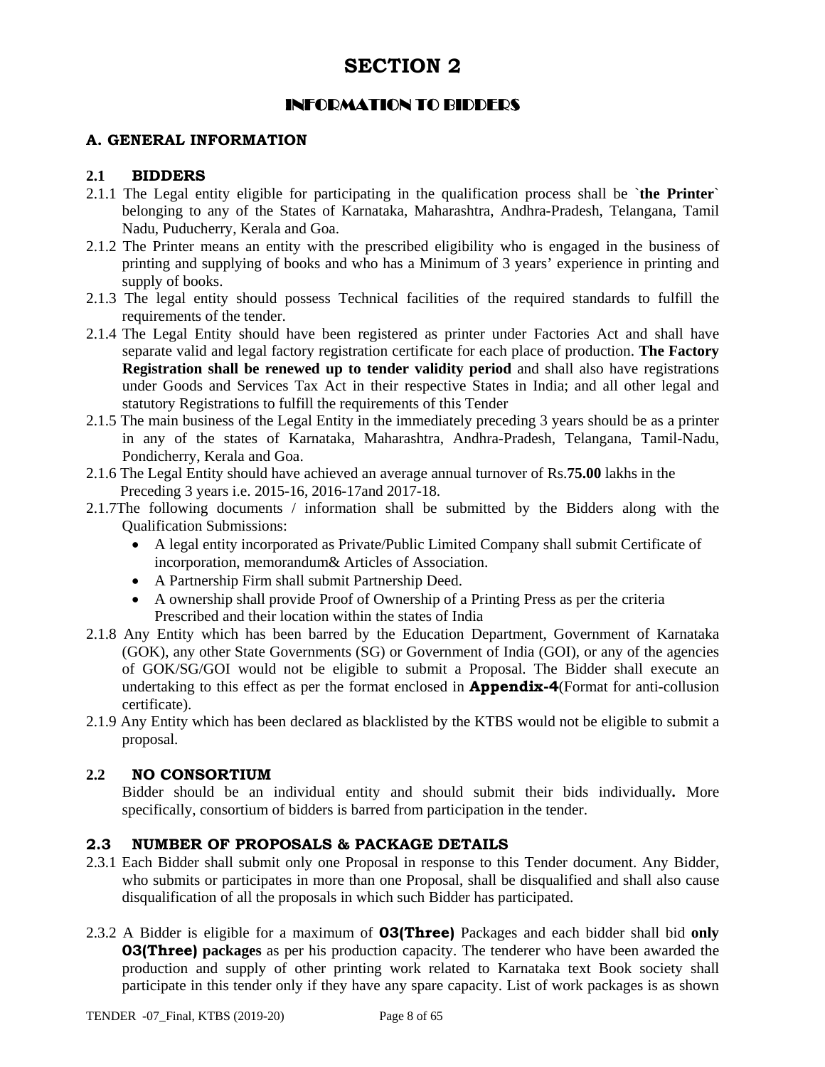# SECTION 2

## INFORMATION TO BIDDERS

### A. GENERAL INFORMATION

### 2.1 BIDDERS

2.1.1 The Legal entity eligible for participating in the qualification process shall be **`the Printer`** belonging to any of the States of Karnataka, Maharashtra, Andhra-Pradesh, Telangana, Tamil Nadu, Puducherry, Kerala and Goa.

2.1.2 The Printer means an entity with the prescribed eligibility who is engaged in the business of printing and supplying of books and who has a Minimum of 3 years' experience in printing and supply of books.

2.1.3 The legal entity should possess Technical facilities of the required standards to fulfill the requirements of the tender.

2.1.4 The Legal Entity should have been registered as printer under Factories Act and shall have separate valid and legal factory registration certificate for each place of production. **The Factory Registration shall be renewed up to tender validity period** and shall also have registrations under Goods and Services Tax Act in their respective States in India; and all other legal and statutory Registrations to fulfill the requirements of this Tender

2.1.5 The main business of the Legal Entity in the immediately preceding 3 years should be as a printer in any of the states of Karnataka, Maharashtra, Andhra-Pradesh, Telangana, Tamil-Nadu, Pondicherry, Kerala and Goa.

2.1.6 The Legal Entity should have achieved an average annual turnover of Rs.**75.00** lakhs in the Preceding 3 years i.e. 2015-16, 2016-17and 2017-18.

2.1.7The following documents / information shall be submitted by the Bidders along with the Qualification Submissions:

- A legal entity incorporated as Private/Public Limited Company shall submit Certificate of incorporation, memorandum& Articles of Association.
- A Partnership Firm shall submit Partnership Deed.
- A ownership shall provide Proof of Ownership of a Printing Press as per the criteria Prescribed and their location within the states of India

2.1.8 Any Entity which has been barred by the Education Department, Government of Karnataka (GOK), any other State Governments (SG) or Government of India (GOI), or any of the agencies of GOK/SG/GOI would not be eligible to submit a Proposal. The Bidder shall execute an undertaking to this effect as per the format enclosed in **Appendix-4**(Format for anti-collusion certificate).

2.1.9 Any Entity which has been declared as blacklisted by the KTBS would not be eligible to submit a proposal.

### 2.2 NO CONSORTIUM

Bidder should be an individual entity and should submit their bids individually**.** More specifically, consortium of bidders is barred from participation in the tender.

### 2.3 NUMBER OF PROPOSALS & PACKAGE DETAILS

2.3.1 Each Bidder shall submit only one Proposal in response to this Tender document. Any Bidder, who submits or participates in more than one Proposal, shall be disqualified and shall also cause disqualification of all the proposals in which such Bidder has participated.

2.3.2 A Bidder is eligible for a maximum of **03(Three)** Packages and each bidder shall bid **only 03(Three) packages** as per his production capacity. The tenderer who have been awarded the production and supply of other printing work related to Karnataka text Book society shall participate in this tender only if they have any spare capacity. List of work packages is as shown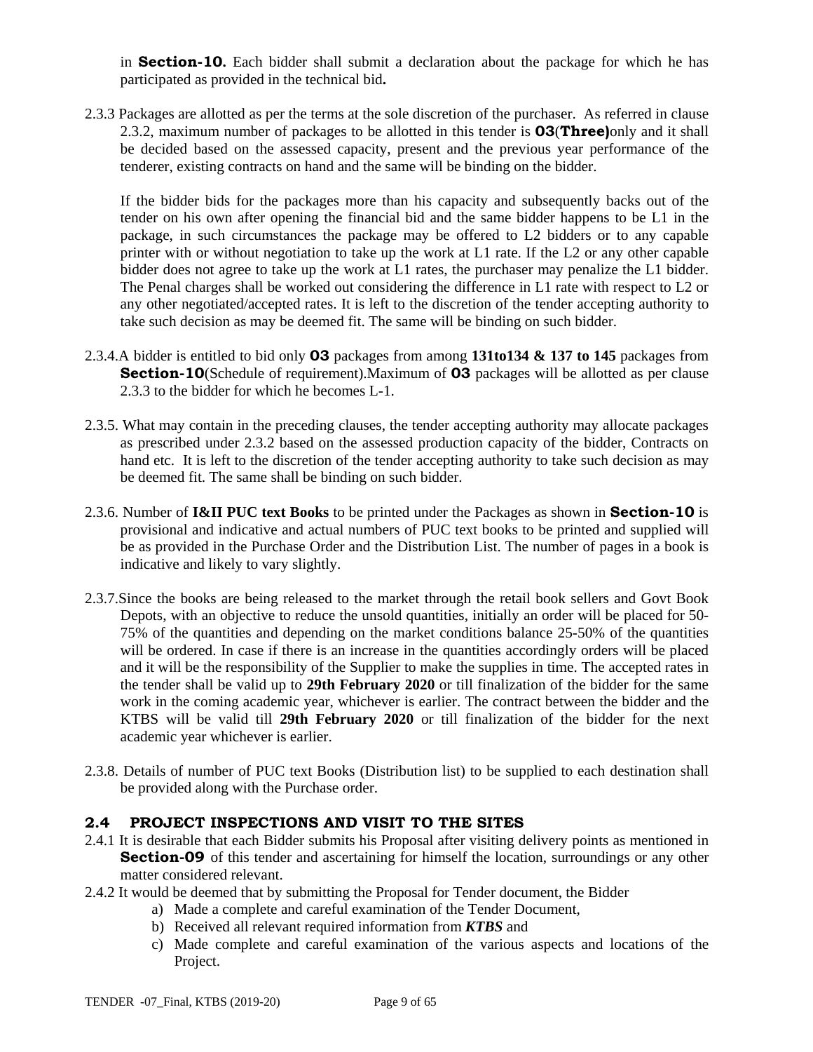in **Section-10.** Each bidder shall submit a declaration about the package for which he has participated as provided in the technical bid**.**

2.3.3 Packages are allotted as per the terms at the sole discretion of the purchaser. As referred in clause 2.3.2, maximum number of packages to be allotted in this tender is **03**(**Three)**only and it shall be decided based on the assessed capacity, present and the previous year performance of the tenderer, existing contracts on hand and the same will be binding on the bidder.

If the bidder bids for the packages more than his capacity and subsequently backs out of the tender on his own after opening the financial bid and the same bidder happens to be L1 in the package, in such circumstances the package may be offered to L2 bidders or to any capable printer with or without negotiation to take up the work at L1 rate. If the L2 or any other capable bidder does not agree to take up the work at L1 rates, the purchaser may penalize the L1 bidder. The Penal charges shall be worked out considering the difference in L1 rate with respect to L2 or any other negotiated/accepted rates. It is left to the discretion of the tender accepting authority to take such decision as may be deemed fit. The same will be binding on such bidder.

2.3.4.A bidder is entitled to bid only **03** packages from among **131to134 & 137 to 145** packages from **Section-10**(Schedule of requirement).Maximum of **03** packages will be allotted as per clause 2.3.3 to the bidder for which he becomes L-1.

2.3.5. What may contain in the preceding clauses, the tender accepting authority may allocate packages as prescribed under 2.3.2 based on the assessed production capacity of the bidder, Contracts on hand etc. It is left to the discretion of the tender accepting authority to take such decision as may be deemed fit. The same shall be binding on such bidder.

2.3.6. Number of **I&II PUC text Books** to be printed under the Packages as shown in **Section-10** is provisional and indicative and actual numbers of PUC text books to be printed and supplied will be as provided in the Purchase Order and the Distribution List. The number of pages in a book is indicative and likely to vary slightly.

2.3.7.Since the books are being released to the market through the retail book sellers and Govt Book Depots, with an objective to reduce the unsold quantities, initially an order will be placed for 50-75% of the quantities and depending on the market conditions balance 25-50% of the quantities will be ordered. In case if there is an increase in the quantities accordingly orders will be placed and it will be the responsibility of the Supplier to make the supplies in time. The accepted rates in the tender shall be valid up to **29th February 2020** or till finalization of the bidder for the same work in the coming academic year, whichever is earlier. The contract between the bidder and the KTBS will be valid till **29th February 2020** or till finalization of the bidder for the next academic year whichever is earlier.

2.3.8. Details of number of PUC text Books (Distribution list) to be supplied to each destination shall be provided along with the Purchase order.

## 2.4 PROJECT INSPECTIONS AND VISIT TO THE SITES

2.4.1 It is desirable that each Bidder submits his Proposal after visiting delivery points as mentioned in **Section-09** of this tender and ascertaining for himself the location, surroundings or any other matter considered relevant.

2.4.2 It would be deemed that by submitting the Proposal for Tender document, the Bidder

a) Made a complete and careful examination of the Tender Document,
b) Received all relevant required information from ***KTBS*** and
c) Made complete and careful examination of the various aspects and locations of the Project.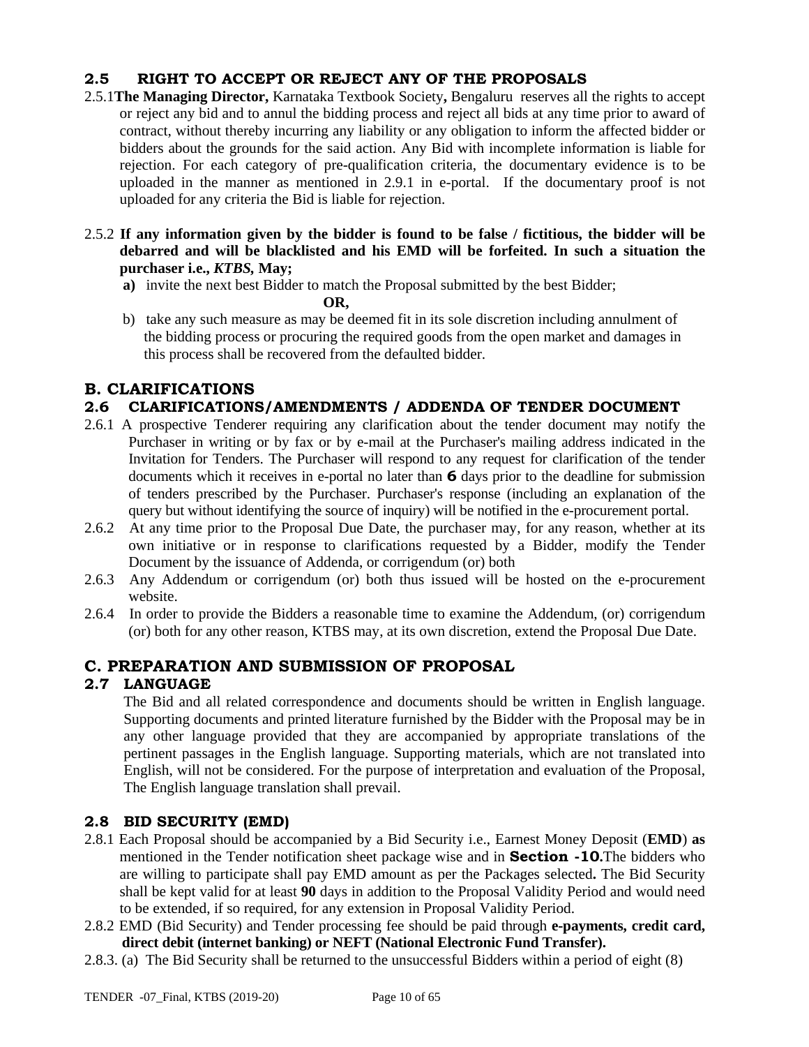## 2.5 RIGHT TO ACCEPT OR REJECT ANY OF THE PROPOSALS

2.5.1 **The Managing Director,** Karnataka Textbook Society**,** Bengaluru reserves all the rights to accept or reject any bid and to annul the bidding process and reject all bids at any time prior to award of contract, without thereby incurring any liability or any obligation to inform the affected bidder or bidders about the grounds for the said action. Any Bid with incomplete information is liable for rejection. For each category of pre-qualification criteria, the documentary evidence is to be uploaded in the manner as mentioned in 2.9.1 in e-portal. If the documentary proof is not uploaded for any criteria the Bid is liable for rejection.

2.5.2 **If any information given by the bidder is found to be false / fictitious, the bidder will be debarred and will be blacklisted and his EMD will be forfeited. In such a situation the purchaser i.e.,** ***KTBS*****, May;**

**a)** invite the next best Bidder to match the Proposal submitted by the best Bidder;

**OR,**

b) take any such measure as may be deemed fit in its sole discretion including annulment of the bidding process or procuring the required goods from the open market and damages in this process shall be recovered from the defaulted bidder.

# B. CLARIFICATIONS

## 2.6 CLARIFICATIONS/AMENDMENTS / ADDENDA OF TENDER DOCUMENT

2.6.1 A prospective Tenderer requiring any clarification about the tender document may notify the Purchaser in writing or by fax or by e-mail at the Purchaser's mailing address indicated in the Invitation for Tenders. The Purchaser will respond to any request for clarification of the tender documents which it receives in e-portal no later than **6** days prior to the deadline for submission of tenders prescribed by the Purchaser. Purchaser's response (including an explanation of the query but without identifying the source of inquiry) will be notified in the e-procurement portal.

2.6.2 At any time prior to the Proposal Due Date, the purchaser may, for any reason, whether at its own initiative or in response to clarifications requested by a Bidder, modify the Tender Document by the issuance of Addenda, or corrigendum (or) both

2.6.3 Any Addendum or corrigendum (or) both thus issued will be hosted on the e-procurement website.

2.6.4 In order to provide the Bidders a reasonable time to examine the Addendum, (or) corrigendum (or) both for any other reason, KTBS may, at its own discretion, extend the Proposal Due Date.

# C. PREPARATION AND SUBMISSION OF PROPOSAL

## 2.7 LANGUAGE

The Bid and all related correspondence and documents should be written in English language. Supporting documents and printed literature furnished by the Bidder with the Proposal may be in any other language provided that they are accompanied by appropriate translations of the pertinent passages in the English language. Supporting materials, which are not translated into English, will not be considered. For the purpose of interpretation and evaluation of the Proposal, The English language translation shall prevail.

## 2.8 BID SECURITY (EMD)

2.8.1 Each Proposal should be accompanied by a Bid Security i.e., Earnest Money Deposit (**EMD**) **as** mentioned in the Tender notification sheet package wise and in **Section -10.** The bidders who are willing to participate shall pay EMD amount as per the Packages selected**.** The Bid Security shall be kept valid for at least **90** days in addition to the Proposal Validity Period and would need to be extended, if so required, for any extension in Proposal Validity Period.

2.8.2 EMD (Bid Security) and Tender processing fee should be paid through **e-payments, credit card, direct debit (internet banking) or NEFT (National Electronic Fund Transfer).**

2.8.3. (a) The Bid Security shall be returned to the unsuccessful Bidders within a period of eight (8)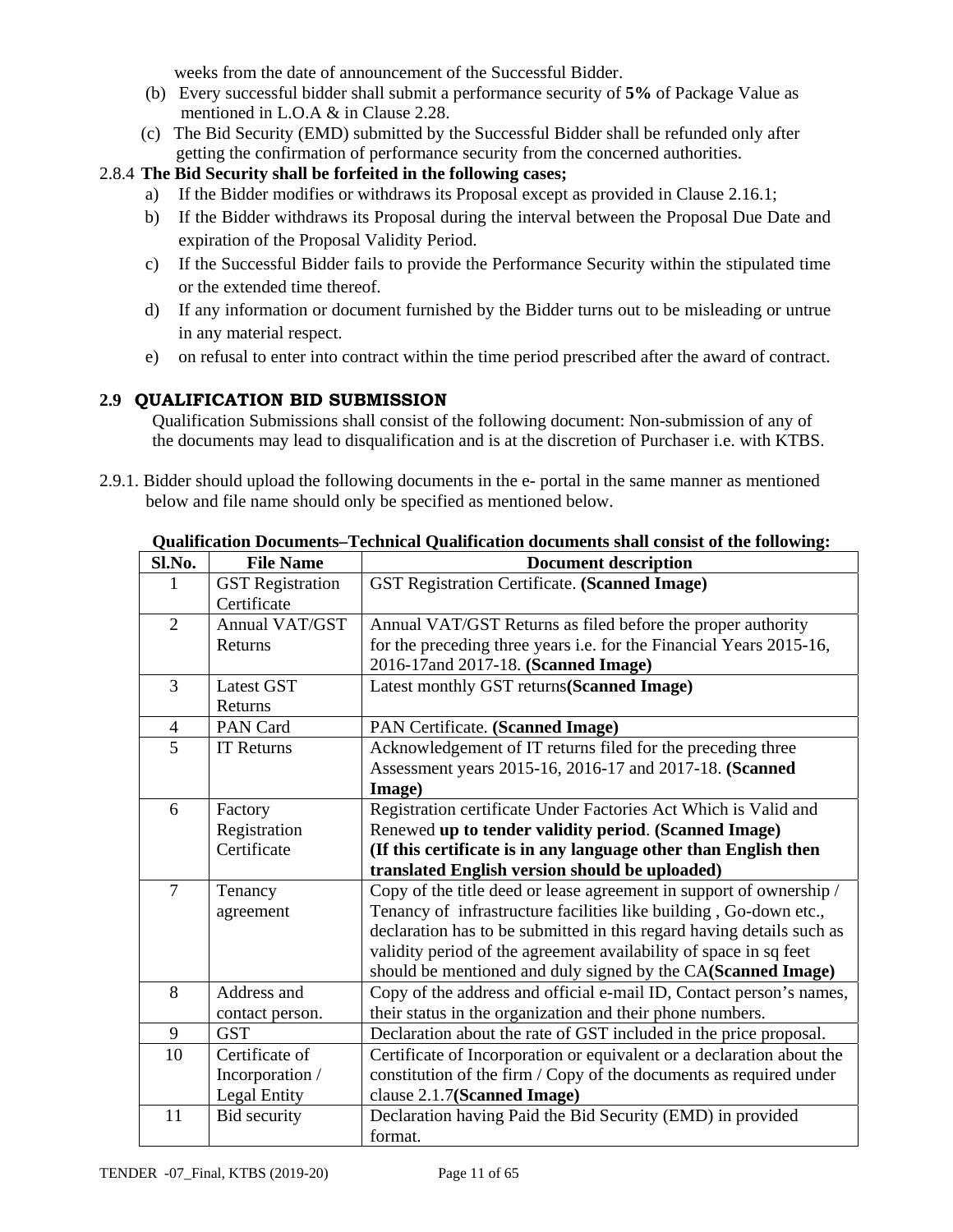weeks from the date of announcement of the Successful Bidder.

(b) Every successful bidder shall submit a performance security of **5%** of Package Value as mentioned in L.O.A & in Clause 2.28.

(c) The Bid Security (EMD) submitted by the Successful Bidder shall be refunded only after getting the confirmation of performance security from the concerned authorities.

2.8.4 **The Bid Security shall be forfeited in the following cases;**

a) If the Bidder modifies or withdraws its Proposal except as provided in Clause 2.16.1;

b) If the Bidder withdraws its Proposal during the interval between the Proposal Due Date and expiration of the Proposal Validity Period.

c) If the Successful Bidder fails to provide the Performance Security within the stipulated time or the extended time thereof.

d) If any information or document furnished by the Bidder turns out to be misleading or untrue in any material respect.

e) on refusal to enter into contract within the time period prescribed after the award of contract.

## 2.9 QUALIFICATION BID SUBMISSION

Qualification Submissions shall consist of the following document: Non-submission of any of the documents may lead to disqualification and is at the discretion of Purchaser i.e. with KTBS.

2.9.1. Bidder should upload the following documents in the e- portal in the same manner as mentioned below and file name should only be specified as mentioned below.

**Qualification Documents–Technical Qualification documents shall consist of the following:**

| Sl.No. | File Name | Document description |
|---|---|---|
| 1 | GST Registration Certificate | GST Registration Certificate. **(Scanned Image)** |
| 2 | Annual VAT/GST Returns | Annual VAT/GST Returns as filed before the proper authority for the preceding three years i.e. for the Financial Years 2015-16, 2016-17and 2017-18. **(Scanned Image)** |
| 3 | Latest GST Returns | Latest monthly GST returns**(Scanned Image)** |
| 4 | PAN Card | PAN Certificate. **(Scanned Image)** |
| 5 | IT Returns | Acknowledgement of IT returns filed for the preceding three Assessment years 2015-16, 2016-17 and 2017-18. **(Scanned Image)** |
| 6 | Factory Registration Certificate | Registration certificate Under Factories Act Which is Valid and Renewed **up to tender validity period**. **(Scanned Image)** **(If this certificate is in any language other than English then translated English version should be uploaded)** |
| 7 | Tenancy agreement | Copy of the title deed or lease agreement in support of ownership / Tenancy of infrastructure facilities like building , Go-down etc., declaration has to be submitted in this regard having details such as validity period of the agreement availability of space in sq feet should be mentioned and duly signed by the CA**(Scanned Image)** |
| 8 | Address and contact person. | Copy of the address and official e-mail ID, Contact person's names, their status in the organization and their phone numbers. |
| 9 | GST | Declaration about the rate of GST included in the price proposal. |
| 10 | Certificate of Incorporation / Legal Entity | Certificate of Incorporation or equivalent or a declaration about the constitution of the firm / Copy of the documents as required under clause 2.1.7**(Scanned Image)** |
| 11 | Bid security | Declaration having Paid the Bid Security (EMD) in provided format. |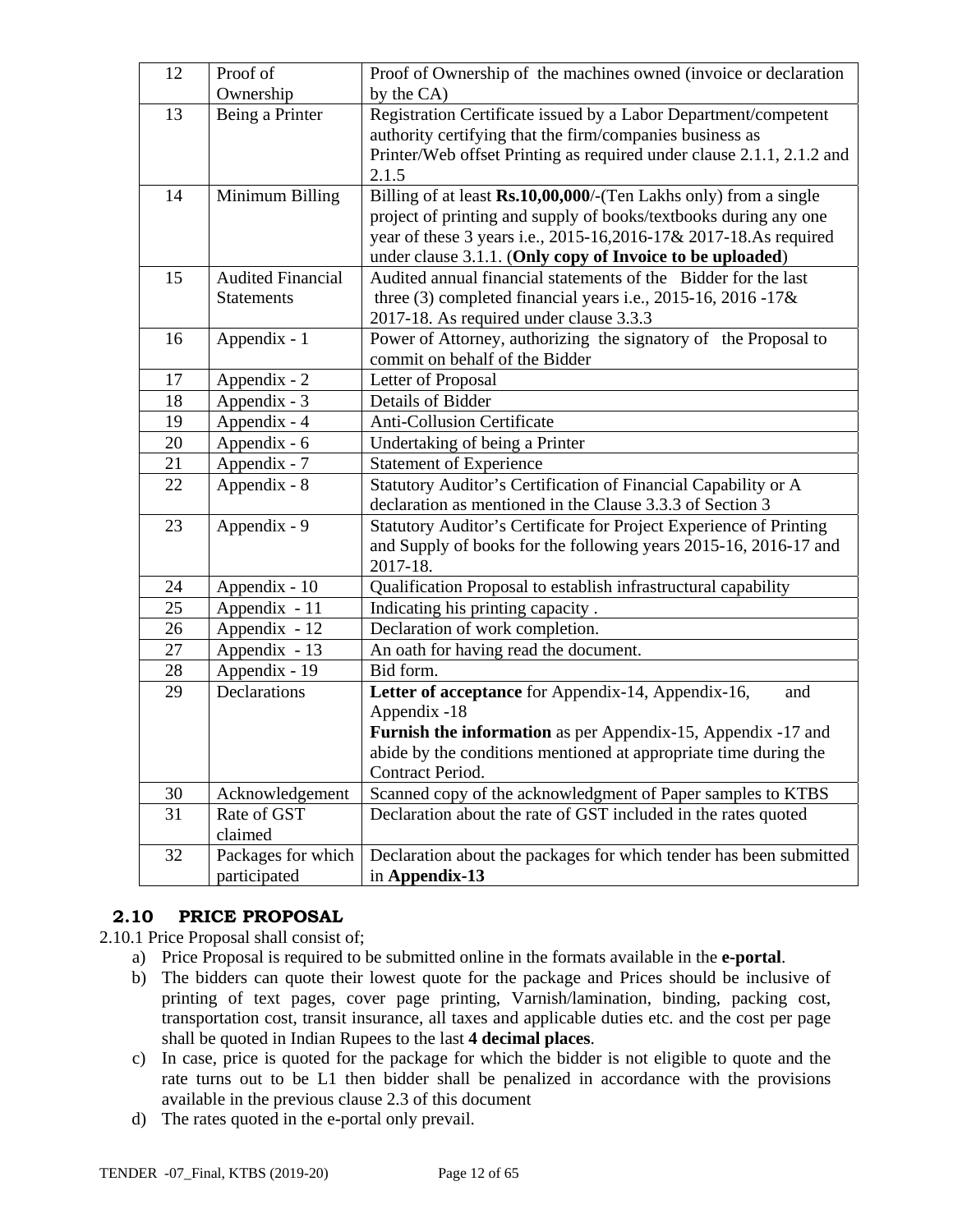| 12 | Proof of Ownership | Proof of Ownership of the machines owned (invoice or declaration by the CA) |
|---|---|---|
| 13 | Being a Printer | Registration Certificate issued by a Labor Department/competent authority certifying that the firm/companies business as Printer/Web offset Printing as required under clause 2.1.1, 2.1.2 and 2.1.5 |
| 14 | Minimum Billing | Billing of at least **Rs.10,00,000**/-(Ten Lakhs only) from a single project of printing and supply of books/textbooks during any one year of these 3 years i.e., 2015-16,2016-17& 2017-18.As required under clause 3.1.1. (**Only copy of Invoice to be uploaded**) |
| 15 | Audited Financial Statements | Audited annual financial statements of the Bidder for the last three (3) completed financial years i.e., 2015-16, 2016 -17& 2017-18. As required under clause 3.3.3 |
| 16 | Appendix - 1 | Power of Attorney, authorizing the signatory of the Proposal to commit on behalf of the Bidder |
| 17 | Appendix - 2 | Letter of Proposal |
| 18 | Appendix - 3 | Details of Bidder |
| 19 | Appendix - 4 | Anti-Collusion Certificate |
| 20 | Appendix - 6 | Undertaking of being a Printer |
| 21 | Appendix - 7 | Statement of Experience |
| 22 | Appendix - 8 | Statutory Auditor's Certification of Financial Capability or A declaration as mentioned in the Clause 3.3.3 of Section 3 |
| 23 | Appendix - 9 | Statutory Auditor's Certificate for Project Experience of Printing and Supply of books for the following years 2015-16, 2016-17 and 2017-18. |
| 24 | Appendix - 10 | Qualification Proposal to establish infrastructural capability |
| 25 | Appendix - 11 | Indicating his printing capacity . |
| 26 | Appendix - 12 | Declaration of work completion. |
| 27 | Appendix - 13 | An oath for having read the document. |
| 28 | Appendix - 19 | Bid form. |
| 29 | Declarations | **Letter of acceptance** for Appendix-14, Appendix-16, and Appendix -18<br>**Furnish the information** as per Appendix-15, Appendix -17 and abide by the conditions mentioned at appropriate time during the Contract Period. |
| 30 | Acknowledgement | Scanned copy of the acknowledgment of Paper samples to KTBS |
| 31 | Rate of GST claimed | Declaration about the rate of GST included in the rates quoted |
| 32 | Packages for which participated | Declaration about the packages for which tender has been submitted in **Appendix-13** |

## 2.10 PRICE PROPOSAL

2.10.1 Price Proposal shall consist of;

a) Price Proposal is required to be submitted online in the formats available in the **e-portal**.

b) The bidders can quote their lowest quote for the package and Prices should be inclusive of printing of text pages, cover page printing, Varnish/lamination, binding, packing cost, transportation cost, transit insurance, all taxes and applicable duties etc. and the cost per page shall be quoted in Indian Rupees to the last **4 decimal places**.

c) In case, price is quoted for the package for which the bidder is not eligible to quote and the rate turns out to be L1 then bidder shall be penalized in accordance with the provisions available in the previous clause 2.3 of this document

d) The rates quoted in the e-portal only prevail.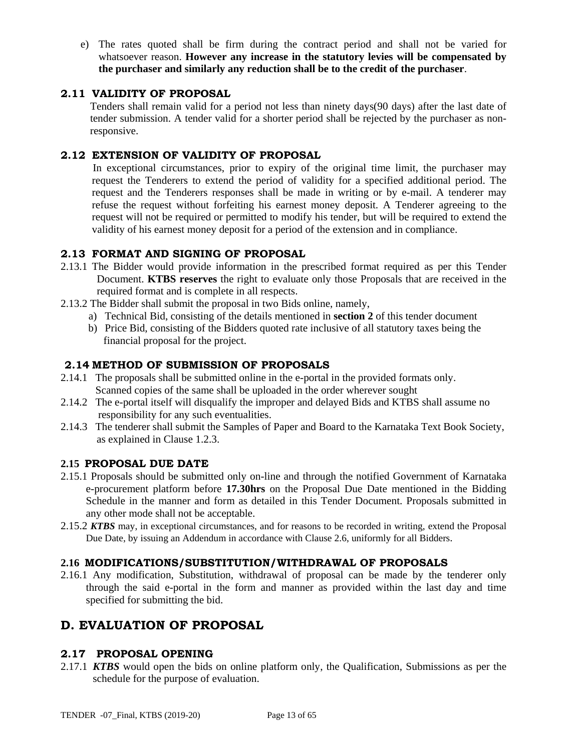e) The rates quoted shall be firm during the contract period and shall not be varied for whatsoever reason. **However any increase in the statutory levies will be compensated by the purchaser and similarly any reduction shall be to the credit of the purchaser**.

### 2.11 VALIDITY OF PROPOSAL

Tenders shall remain valid for a period not less than ninety days(90 days) after the last date of tender submission. A tender valid for a shorter period shall be rejected by the purchaser as non-responsive.

### 2.12 EXTENSION OF VALIDITY OF PROPOSAL

In exceptional circumstances, prior to expiry of the original time limit, the purchaser may request the Tenderers to extend the period of validity for a specified additional period. The request and the Tenderers responses shall be made in writing or by e-mail. A tenderer may refuse the request without forfeiting his earnest money deposit. A Tenderer agreeing to the request will not be required or permitted to modify his tender, but will be required to extend the validity of his earnest money deposit for a period of the extension and in compliance.

### 2.13 FORMAT AND SIGNING OF PROPOSAL

2.13.1 The Bidder would provide information in the prescribed format required as per this Tender Document. **KTBS reserves** the right to evaluate only those Proposals that are received in the required format and is complete in all respects.

2.13.2 The Bidder shall submit the proposal in two Bids online, namely,

a) Technical Bid, consisting of the details mentioned in **section 2** of this tender document
b) Price Bid, consisting of the Bidders quoted rate inclusive of all statutory taxes being the financial proposal for the project.

### 2.14 METHOD OF SUBMISSION OF PROPOSALS

2.14.1 The proposals shall be submitted online in the e-portal in the provided formats only. Scanned copies of the same shall be uploaded in the order wherever sought

2.14.2 The e-portal itself will disqualify the improper and delayed Bids and KTBS shall assume no responsibility for any such eventualities.

2.14.3 The tenderer shall submit the Samples of Paper and Board to the Karnataka Text Book Society, as explained in Clause 1.2.3.

### 2.15 PROPOSAL DUE DATE

2.15.1 Proposals should be submitted only on-line and through the notified Government of Karnataka e-procurement platform before **17.30hrs** on the Proposal Due Date mentioned in the Bidding Schedule in the manner and form as detailed in this Tender Document. Proposals submitted in any other mode shall not be acceptable.

2.15.2 ***KTBS*** may, in exceptional circumstances, and for reasons to be recorded in writing, extend the Proposal Due Date, by issuing an Addendum in accordance with Clause 2.6, uniformly for all Bidders.

### 2.16 MODIFICATIONS/SUBSTITUTION/WITHDRAWAL OF PROPOSALS

2.16.1 Any modification, Substitution, withdrawal of proposal can be made by the tenderer only through the said e-portal in the form and manner as provided within the last day and time specified for submitting the bid.

## D. EVALUATION OF PROPOSAL

### 2.17 PROPOSAL OPENING

2.17.1 ***KTBS*** would open the bids on online platform only, the Qualification, Submissions as per the schedule for the purpose of evaluation.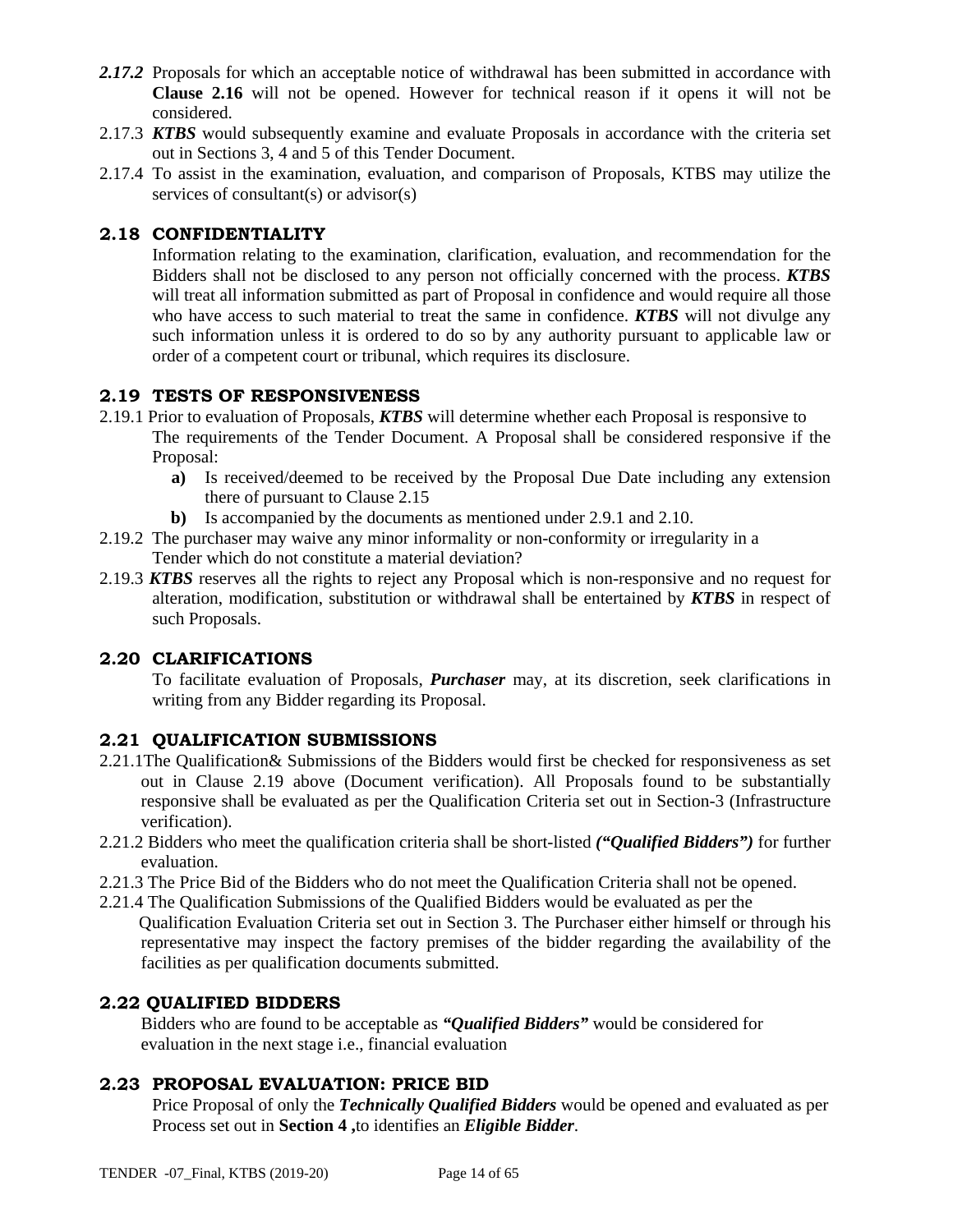***2.17.2*** Proposals for which an acceptable notice of withdrawal has been submitted in accordance with **Clause 2.16** will not be opened. However for technical reason if it opens it will not be considered.

2.17.3 ***KTBS*** would subsequently examine and evaluate Proposals in accordance with the criteria set out in Sections 3, 4 and 5 of this Tender Document.

2.17.4 To assist in the examination, evaluation, and comparison of Proposals, KTBS may utilize the services of consultant(s) or advisor(s)

## 2.18 CONFIDENTIALITY

Information relating to the examination, clarification, evaluation, and recommendation for the Bidders shall not be disclosed to any person not officially concerned with the process. ***KTBS*** will treat all information submitted as part of Proposal in confidence and would require all those who have access to such material to treat the same in confidence. ***KTBS*** will not divulge any such information unless it is ordered to do so by any authority pursuant to applicable law or order of a competent court or tribunal, which requires its disclosure.

## 2.19 TESTS OF RESPONSIVENESS

2.19.1 Prior to evaluation of Proposals, ***KTBS*** will determine whether each Proposal is responsive to The requirements of the Tender Document. A Proposal shall be considered responsive if the Proposal:

- **a)** Is received/deemed to be received by the Proposal Due Date including any extension there of pursuant to Clause 2.15
- **b)** Is accompanied by the documents as mentioned under 2.9.1 and 2.10.

2.19.2 The purchaser may waive any minor informality or non-conformity or irregularity in a Tender which do not constitute a material deviation?

2.19.3 ***KTBS*** reserves all the rights to reject any Proposal which is non-responsive and no request for alteration, modification, substitution or withdrawal shall be entertained by ***KTBS*** in respect of such Proposals.

## 2.20 CLARIFICATIONS

To facilitate evaluation of Proposals, ***Purchaser*** may, at its discretion, seek clarifications in writing from any Bidder regarding its Proposal.

## 2.21 QUALIFICATION SUBMISSIONS

2.21.1The Qualification& Submissions of the Bidders would first be checked for responsiveness as set out in Clause 2.19 above (Document verification). All Proposals found to be substantially responsive shall be evaluated as per the Qualification Criteria set out in Section-3 (Infrastructure verification).

2.21.2 Bidders who meet the qualification criteria shall be short-listed ***("Qualified Bidders")*** for further evaluation.

2.21.3 The Price Bid of the Bidders who do not meet the Qualification Criteria shall not be opened.

2.21.4 The Qualification Submissions of the Qualified Bidders would be evaluated as per the Qualification Evaluation Criteria set out in Section 3. The Purchaser either himself or through his representative may inspect the factory premises of the bidder regarding the availability of the facilities as per qualification documents submitted.

## 2.22 QUALIFIED BIDDERS

Bidders who are found to be acceptable as ***"Qualified Bidders"*** would be considered for evaluation in the next stage i.e., financial evaluation

## 2.23 PROPOSAL EVALUATION: PRICE BID

Price Proposal of only the ***Technically Qualified Bidders*** would be opened and evaluated as per Process set out in **Section 4 ,**to identifies an ***Eligible Bidder***.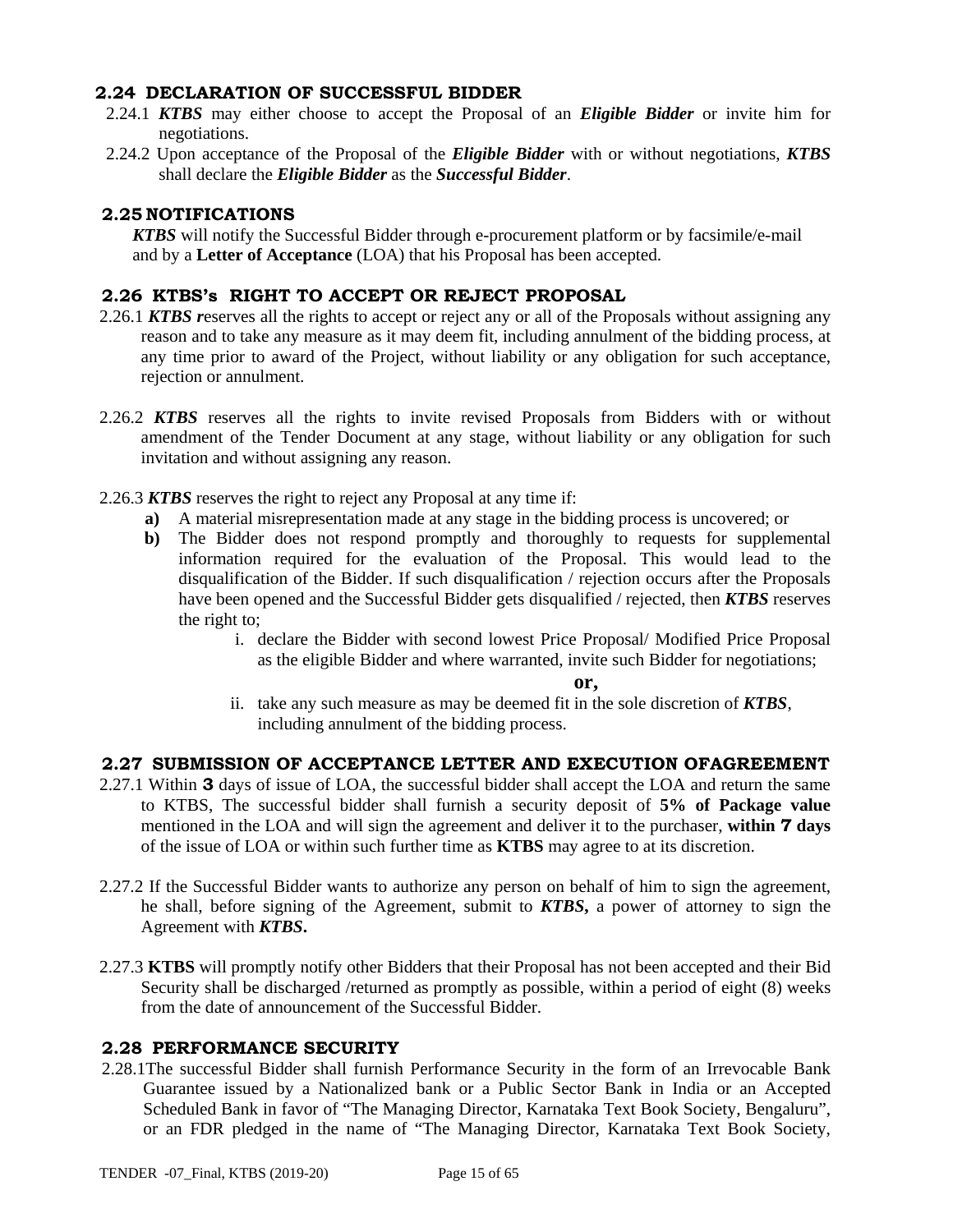## 2.24 DECLARATION OF SUCCESSFUL BIDDER

2.24.1 ***KTBS*** may either choose to accept the Proposal of an ***Eligible Bidder*** or invite him for negotiations.

2.24.2 Upon acceptance of the Proposal of the ***Eligible Bidder*** with or without negotiations, ***KTBS*** shall declare the ***Eligible Bidder*** as the ***Successful Bidder***.

## 2.25 NOTIFICATIONS

***KTBS*** will notify the Successful Bidder through e-procurement platform or by facsimile/e-mail and by a **Letter of Acceptance** (LOA) that his Proposal has been accepted.

## 2.26 KTBS's RIGHT TO ACCEPT OR REJECT PROPOSAL

2.26.1 ***KTBS r***eserves all the rights to accept or reject any or all of the Proposals without assigning any reason and to take any measure as it may deem fit, including annulment of the bidding process, at any time prior to award of the Project, without liability or any obligation for such acceptance, rejection or annulment.

2.26.2 ***KTBS*** reserves all the rights to invite revised Proposals from Bidders with or without amendment of the Tender Document at any stage, without liability or any obligation for such invitation and without assigning any reason.

2.26.3 ***KTBS*** reserves the right to reject any Proposal at any time if:

**a)** A material misrepresentation made at any stage in the bidding process is uncovered; or

**b)** The Bidder does not respond promptly and thoroughly to requests for supplemental information required for the evaluation of the Proposal. This would lead to the disqualification of the Bidder. If such disqualification / rejection occurs after the Proposals have been opened and the Successful Bidder gets disqualified / rejected, then ***KTBS*** reserves the right to;

i. declare the Bidder with second lowest Price Proposal/ Modified Price Proposal as the eligible Bidder and where warranted, invite such Bidder for negotiations;

**or,**

ii. take any such measure as may be deemed fit in the sole discretion of ***KTBS***, including annulment of the bidding process.

## 2.27 SUBMISSION OF ACCEPTANCE LETTER AND EXECUTION OFAGREEMENT

2.27.1 Within **3** days of issue of LOA, the successful bidder shall accept the LOA and return the same to KTBS, The successful bidder shall furnish a security deposit of **5% of Package value** mentioned in the LOA and will sign the agreement and deliver it to the purchaser, **within 7 days** of the issue of LOA or within such further time as **KTBS** may agree to at its discretion.

2.27.2 If the Successful Bidder wants to authorize any person on behalf of him to sign the agreement, he shall, before signing of the Agreement, submit to ***KTBS*,** a power of attorney to sign the Agreement with ***KTBS*.**

2.27.3 **KTBS** will promptly notify other Bidders that their Proposal has not been accepted and their Bid Security shall be discharged /returned as promptly as possible, within a period of eight (8) weeks from the date of announcement of the Successful Bidder.

## 2.28 PERFORMANCE SECURITY

2.28.1The successful Bidder shall furnish Performance Security in the form of an Irrevocable Bank Guarantee issued by a Nationalized bank or a Public Sector Bank in India or an Accepted Scheduled Bank in favor of "The Managing Director, Karnataka Text Book Society, Bengaluru", or an FDR pledged in the name of "The Managing Director, Karnataka Text Book Society,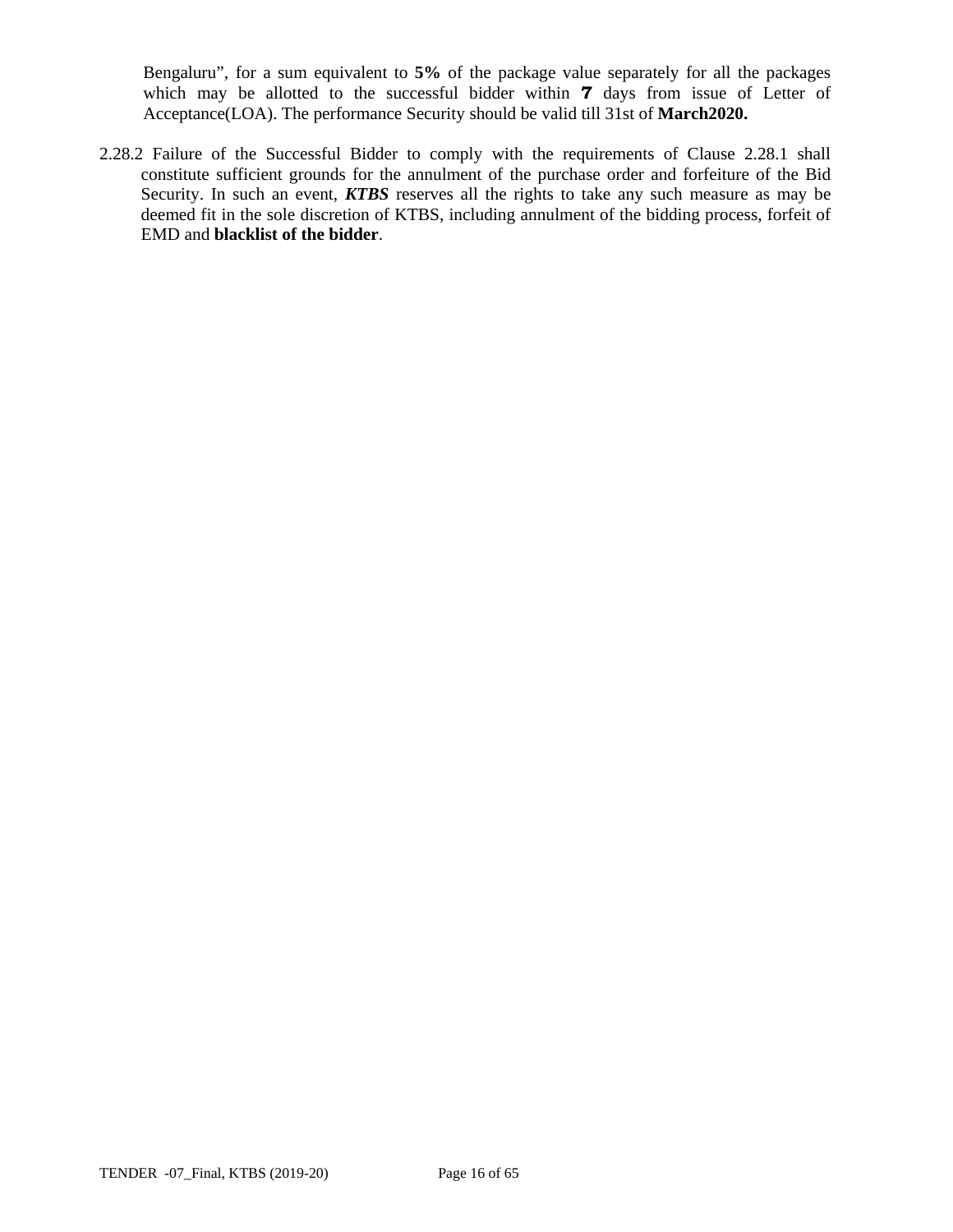Bengaluru", for a sum equivalent to **5%** of the package value separately for all the packages which may be allotted to the successful bidder within **7** days from issue of Letter of Acceptance(LOA). The performance Security should be valid till 31st of **March2020.**

2.28.2 Failure of the Successful Bidder to comply with the requirements of Clause 2.28.1 shall constitute sufficient grounds for the annulment of the purchase order and forfeiture of the Bid Security. In such an event, ***KTBS*** reserves all the rights to take any such measure as may be deemed fit in the sole discretion of KTBS, including annulment of the bidding process, forfeit of EMD and **blacklist of the bidder**.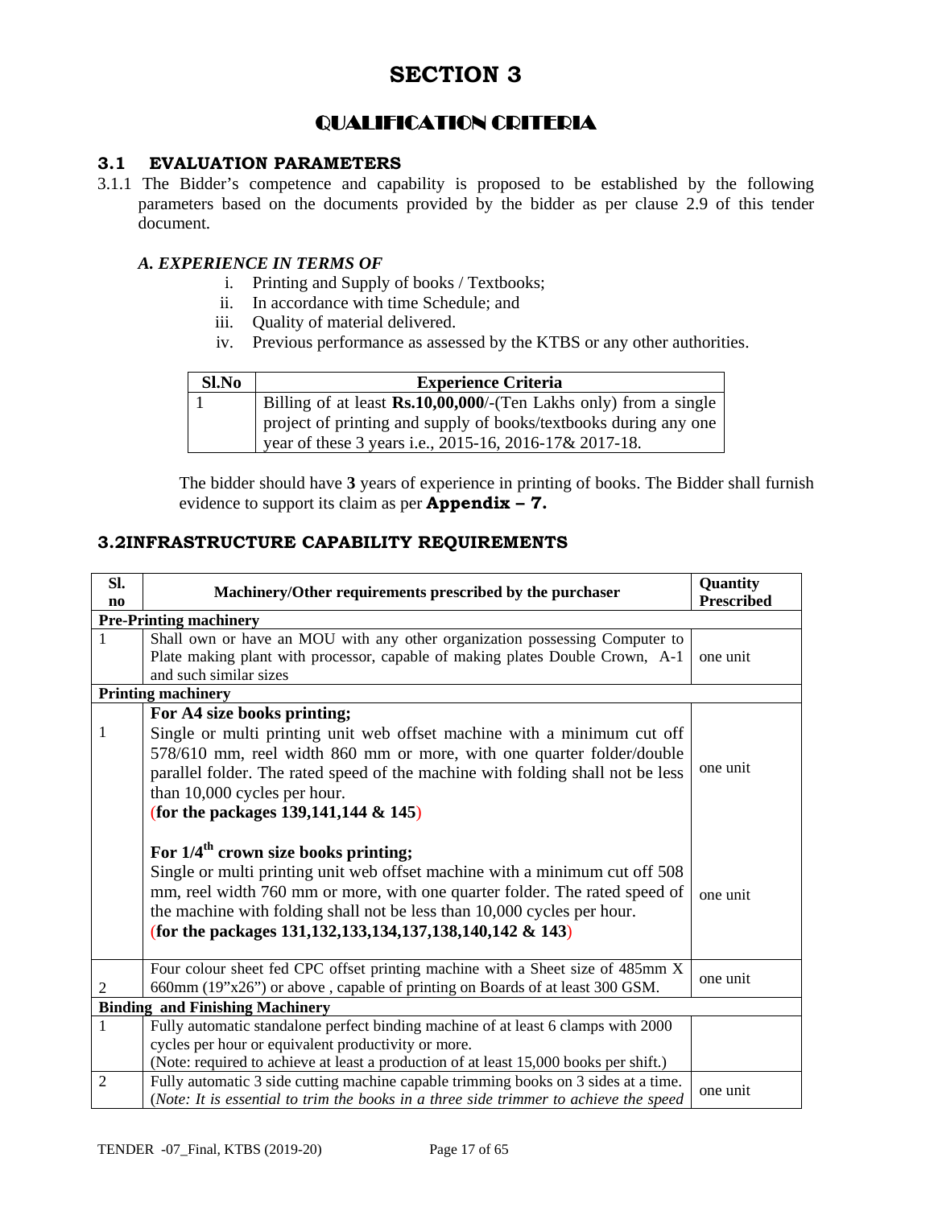# SECTION 3

## QUALIFICATION CRITERIA

### 3.1 EVALUATION PARAMETERS

3.1.1 The Bidder's competence and capability is proposed to be established by the following parameters based on the documents provided by the bidder as per clause 2.9 of this tender document.

***A. EXPERIENCE IN TERMS OF***

i. Printing and Supply of books / Textbooks;
ii. In accordance with time Schedule; and
iii. Quality of material delivered.
iv. Previous performance as assessed by the KTBS or any other authorities.

| Sl.No | Experience Criteria |
|---|---|
| 1 | Billing of at least **Rs.10,00,000**/-(Ten Lakhs only) from a single project of printing and supply of books/textbooks during any one year of these 3 years i.e., 2015-16, 2016-17& 2017-18. |

The bidder should have **3** years of experience in printing of books. The Bidder shall furnish evidence to support its claim as per **Appendix – 7.**

### 3.2INFRASTRUCTURE CAPABILITY REQUIREMENTS

| Sl. no | Machinery/Other requirements prescribed by the purchaser | Quantity Prescribed |
|---|---|---|
| **Pre-Printing machinery** | | |
| 1 | Shall own or have an MOU with any other organization possessing Computer to Plate making plant with processor, capable of making plates Double Crown, A-1 and such similar sizes | one unit |
| **Printing machinery** | | |
| 1 | **For A4 size books printing;** Single or multi printing unit web offset machine with a minimum cut off 578/610 mm, reel width 860 mm or more, with one quarter folder/double parallel folder. The rated speed of the machine with folding shall not be less than 10,000 cycles per hour. (**for the packages 139,141,144 & 145**) | one unit |
| | **For 1/4th crown size books printing;** Single or multi printing unit web offset machine with a minimum cut off 508 mm, reel width 760 mm or more, with one quarter folder. The rated speed of the machine with folding shall not be less than 10,000 cycles per hour. (**for the packages 131,132,133,134,137,138,140,142 & 143**) | one unit |
| 2 | Four colour sheet fed CPC offset printing machine with a Sheet size of 485mm X 660mm (19"x26") or above , capable of printing on Boards of at least 300 GSM. | one unit |
| **Binding and Finishing Machinery** | | |
| 1 | Fully automatic standalone perfect binding machine of at least 6 clamps with 2000 cycles per hour or equivalent productivity or more. (Note: required to achieve at least a production of at least 15,000 books per shift.) | |
| 2 | Fully automatic 3 side cutting machine capable trimming books on 3 sides at a time. (*Note: It is essential to trim the books in a three side trimmer to achieve the speed* | one unit |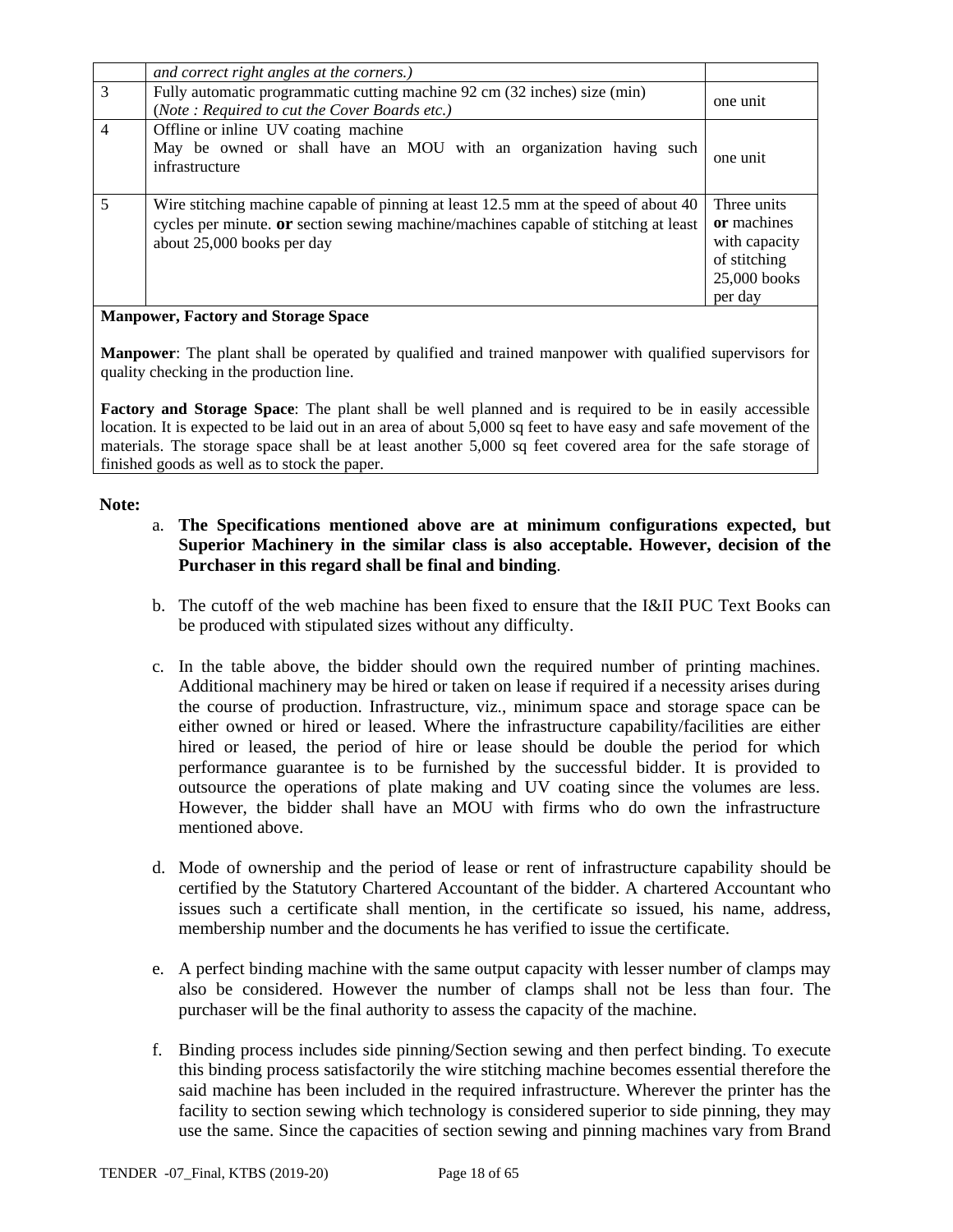|  |  |  |
|---|---|---|
|  | *and correct right angles at the corners.)* |  |
| 3 | Fully automatic programmatic cutting machine 92 cm (32 inches) size (min) (*Note : Required to cut the Cover Boards etc.)* | one unit |
| 4 | Offline or inline UV coating machine May be owned or shall have an MOU with an organization having such infrastructure | one unit |
| 5 | Wire stitching machine capable of pinning at least 12.5 mm at the speed of about 40 cycles per minute. **or** section sewing machine/machines capable of stitching at least about 25,000 books per day | Three units **or** machines with capacity of stitching 25,000 books per day |

**Manpower, Factory and Storage Space**

**Manpower**: The plant shall be operated by qualified and trained manpower with qualified supervisors for quality checking in the production line.

**Factory and Storage Space**: The plant shall be well planned and is required to be in easily accessible location. It is expected to be laid out in an area of about 5,000 sq feet to have easy and safe movement of the materials. The storage space shall be at least another 5,000 sq feet covered area for the safe storage of finished goods as well as to stock the paper.

**Note:**

a. **The Specifications mentioned above are at minimum configurations expected, but Superior Machinery in the similar class is also acceptable. However, decision of the Purchaser in this regard shall be final and binding**.

b. The cutoff of the web machine has been fixed to ensure that the I&II PUC Text Books can be produced with stipulated sizes without any difficulty.

c. In the table above, the bidder should own the required number of printing machines. Additional machinery may be hired or taken on lease if required if a necessity arises during the course of production. Infrastructure, viz., minimum space and storage space can be either owned or hired or leased. Where the infrastructure capability/facilities are either hired or leased, the period of hire or lease should be double the period for which performance guarantee is to be furnished by the successful bidder. It is provided to outsource the operations of plate making and UV coating since the volumes are less. However, the bidder shall have an MOU with firms who do own the infrastructure mentioned above.

d. Mode of ownership and the period of lease or rent of infrastructure capability should be certified by the Statutory Chartered Accountant of the bidder. A chartered Accountant who issues such a certificate shall mention, in the certificate so issued, his name, address, membership number and the documents he has verified to issue the certificate.

e. A perfect binding machine with the same output capacity with lesser number of clamps may also be considered. However the number of clamps shall not be less than four. The purchaser will be the final authority to assess the capacity of the machine.

f. Binding process includes side pinning/Section sewing and then perfect binding. To execute this binding process satisfactorily the wire stitching machine becomes essential therefore the said machine has been included in the required infrastructure. Wherever the printer has the facility to section sewing which technology is considered superior to side pinning, they may use the same. Since the capacities of section sewing and pinning machines vary from Brand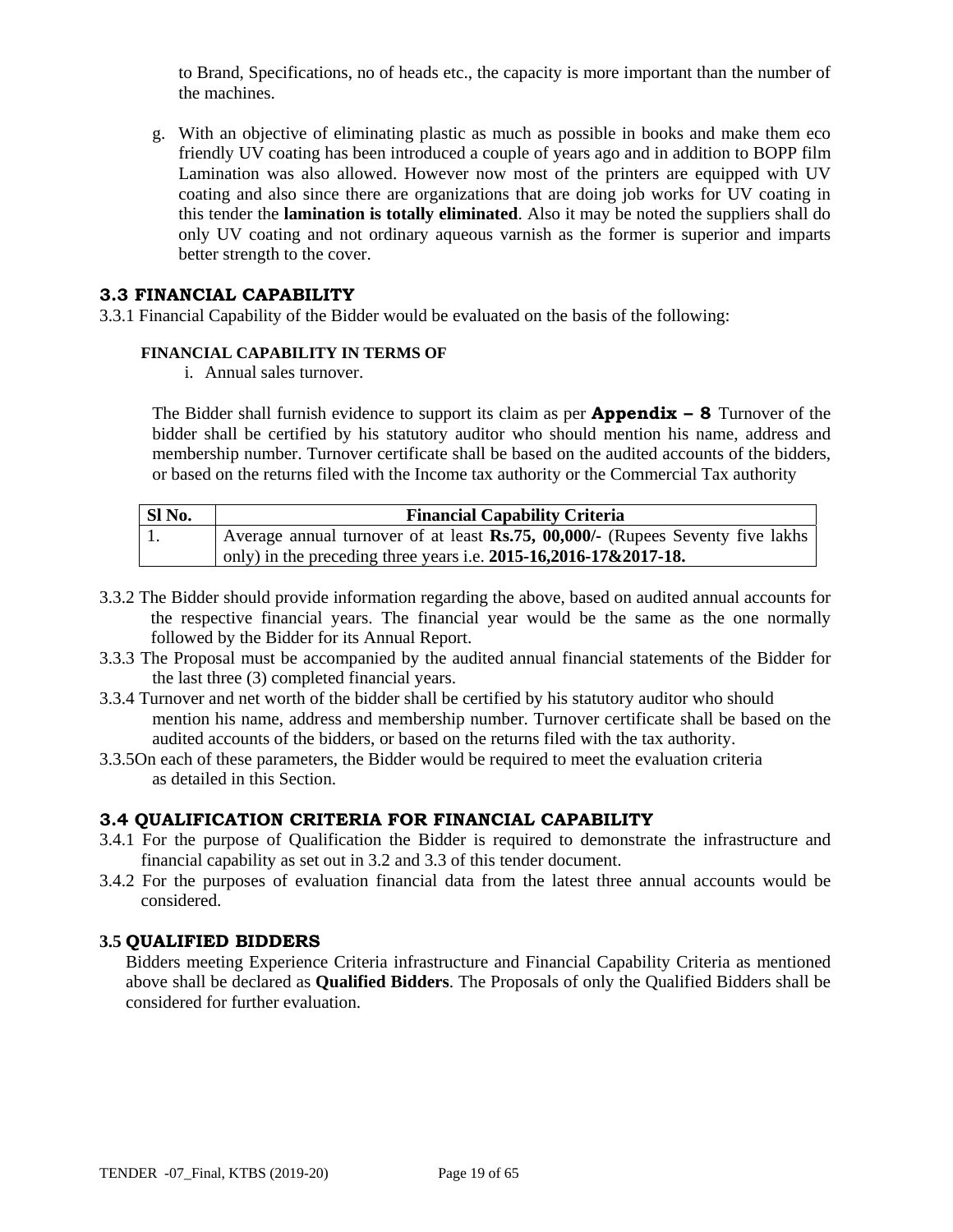to Brand, Specifications, no of heads etc., the capacity is more important than the number of the machines.

g. With an objective of eliminating plastic as much as possible in books and make them eco friendly UV coating has been introduced a couple of years ago and in addition to BOPP film Lamination was also allowed. However now most of the printers are equipped with UV coating and also since there are organizations that are doing job works for UV coating in this tender the **lamination is totally eliminated**. Also it may be noted the suppliers shall do only UV coating and not ordinary aqueous varnish as the former is superior and imparts better strength to the cover.

## 3.3 FINANCIAL CAPABILITY

3.3.1 Financial Capability of the Bidder would be evaluated on the basis of the following:

**FINANCIAL CAPABILITY IN TERMS OF**

i. Annual sales turnover.

The Bidder shall furnish evidence to support its claim as per **Appendix – 8** Turnover of the bidder shall be certified by his statutory auditor who should mention his name, address and membership number. Turnover certificate shall be based on the audited accounts of the bidders, or based on the returns filed with the Income tax authority or the Commercial Tax authority

| Sl No. | Financial Capability Criteria |
|---|---|
| 1. | Average annual turnover of at least **Rs.75, 00,000/-** (Rupees Seventy five lakhs only) in the preceding three years i.e. **2015-16,2016-17&2017-18.** |

3.3.2 The Bidder should provide information regarding the above, based on audited annual accounts for the respective financial years. The financial year would be the same as the one normally followed by the Bidder for its Annual Report.

3.3.3 The Proposal must be accompanied by the audited annual financial statements of the Bidder for the last three (3) completed financial years.

3.3.4 Turnover and net worth of the bidder shall be certified by his statutory auditor who should mention his name, address and membership number. Turnover certificate shall be based on the audited accounts of the bidders, or based on the returns filed with the tax authority.

3.3.5On each of these parameters, the Bidder would be required to meet the evaluation criteria as detailed in this Section.

## 3.4 QUALIFICATION CRITERIA FOR FINANCIAL CAPABILITY

3.4.1 For the purpose of Qualification the Bidder is required to demonstrate the infrastructure and financial capability as set out in 3.2 and 3.3 of this tender document.

3.4.2 For the purposes of evaluation financial data from the latest three annual accounts would be considered.

## 3.5 QUALIFIED BIDDERS

Bidders meeting Experience Criteria infrastructure and Financial Capability Criteria as mentioned above shall be declared as **Qualified Bidders**. The Proposals of only the Qualified Bidders shall be considered for further evaluation.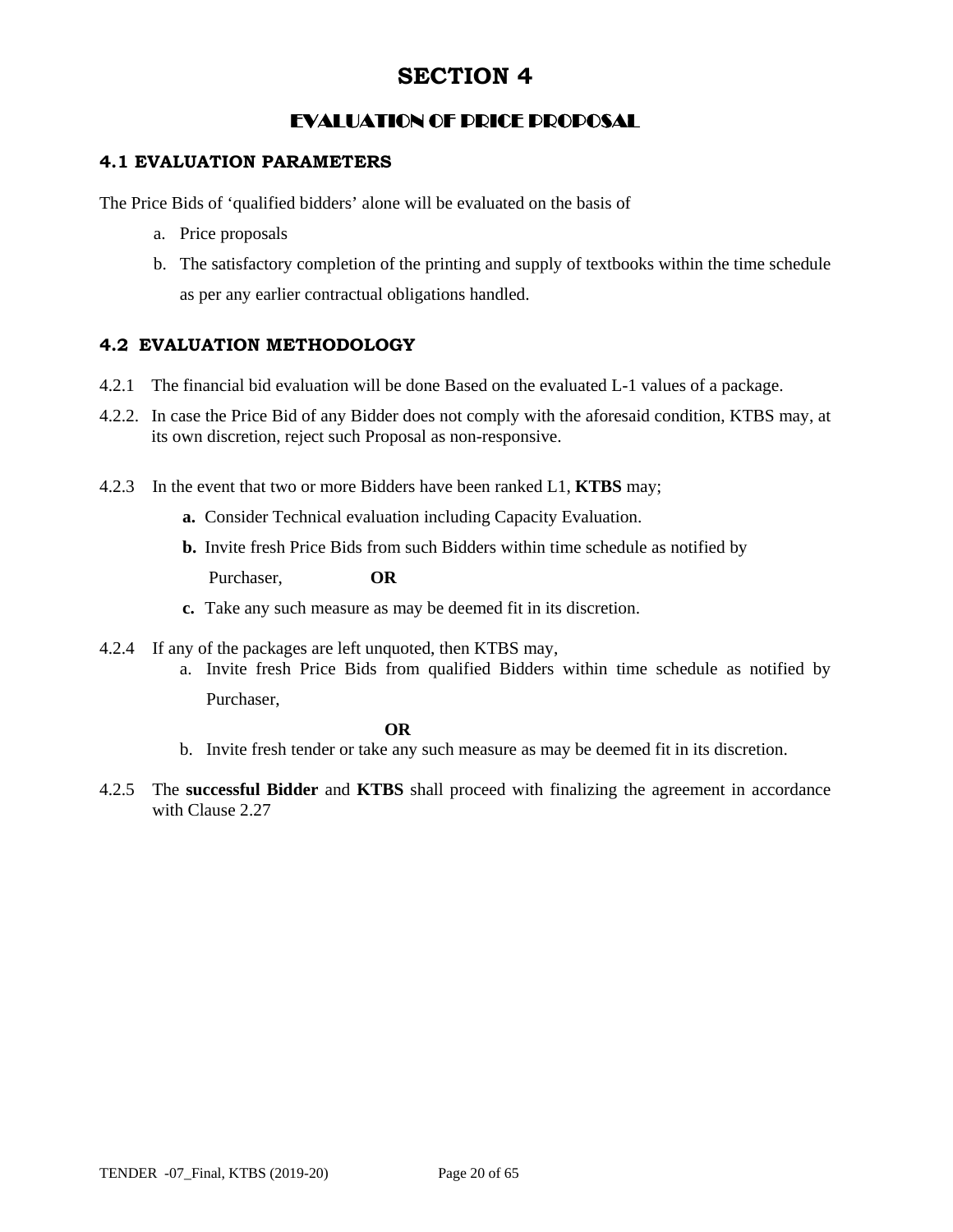# SECTION 4

## EVALUATION OF PRICE PROPOSAL

### 4.1 EVALUATION PARAMETERS

The Price Bids of 'qualified bidders' alone will be evaluated on the basis of

a. Price proposals
b. The satisfactory completion of the printing and supply of textbooks within the time schedule as per any earlier contractual obligations handled.

### 4.2 EVALUATION METHODOLOGY

4.2.1 The financial bid evaluation will be done Based on the evaluated L-1 values of a package.

4.2.2. In case the Price Bid of any Bidder does not comply with the aforesaid condition, KTBS may, at its own discretion, reject such Proposal as non-responsive.

4.2.3 In the event that two or more Bidders have been ranked L1, **KTBS** may;

**a.** Consider Technical evaluation including Capacity Evaluation.

**b.** Invite fresh Price Bids from such Bidders within time schedule as notified by Purchaser, **OR**

**c.** Take any such measure as may be deemed fit in its discretion.

4.2.4 If any of the packages are left unquoted, then KTBS may,

a. Invite fresh Price Bids from qualified Bidders within time schedule as notified by Purchaser,

**OR**

b. Invite fresh tender or take any such measure as may be deemed fit in its discretion.

4.2.5 The **successful Bidder** and **KTBS** shall proceed with finalizing the agreement in accordance with Clause 2.27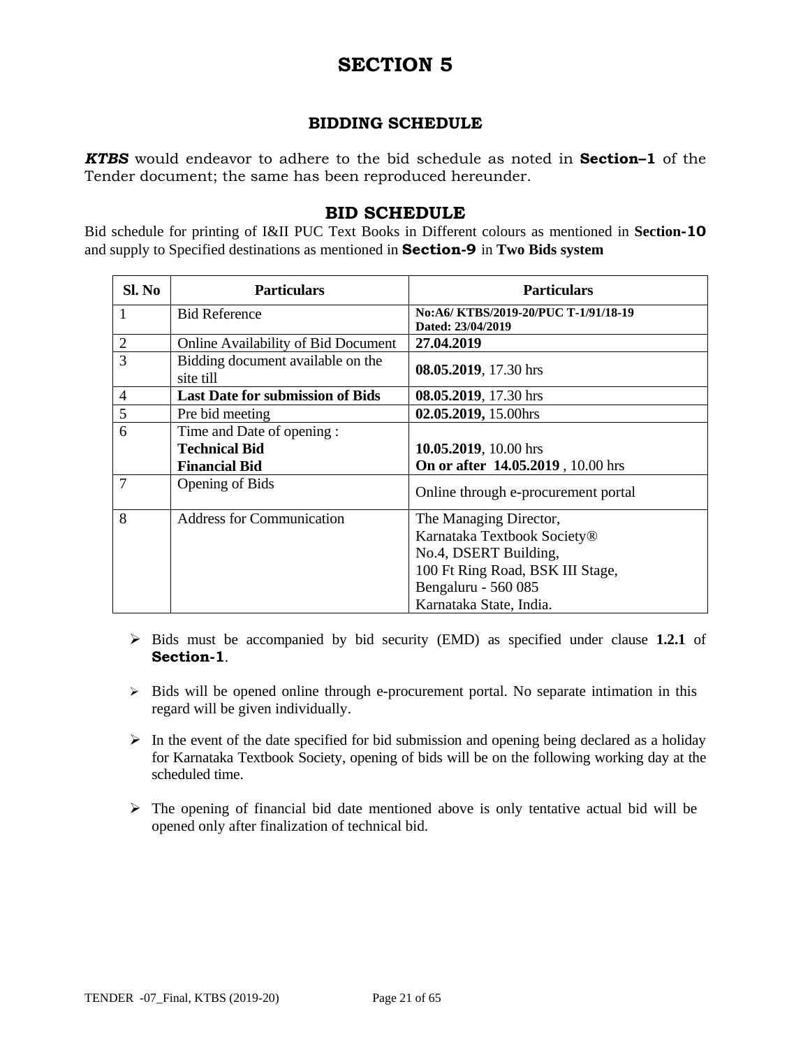# SECTION 5

## BIDDING SCHEDULE

***KTBS*** would endeavor to adhere to the bid schedule as noted in **Section–1** of the Tender document; the same has been reproduced hereunder.

## BID SCHEDULE

Bid schedule for printing of I&II PUC Text Books in Different colours as mentioned in **Section-10** and supply to Specified destinations as mentioned in **Section-9** in **Two Bids system**

| Sl. No | Particulars | Particulars |
|---|---|---|
| 1 | Bid Reference | **No:A6/ KTBS/2019-20/PUC T-1/91/18-19 Dated: 23/04/2019** |
| 2 | Online Availability of Bid Document | **27.04.2019** |
| 3 | Bidding document available on the site till | **08.05.2019**, 17.30 hrs |
| 4 | **Last Date for submission of Bids** | **08.05.2019**, 17.30 hrs |
| 5 | Pre bid meeting | **02.05.2019,** 15.00hrs |
| 6 | Time and Date of opening :<br>**Technical Bid**<br>**Financial Bid** | <br>**10.05.2019**, 10.00 hrs<br>**On or after 14.05.2019** , 10.00 hrs |
| 7 | Opening of Bids | Online through e-procurement portal |
| 8 | Address for Communication | The Managing Director,<br>Karnataka Textbook Society®<br>No.4, DSERT Building,<br>100 Ft Ring Road, BSK III Stage,<br>Bengaluru - 560 085<br>Karnataka State, India. |

- Bids must be accompanied by bid security (EMD) as specified under clause **1.2.1** of **Section-1**.
- Bids will be opened online through e-procurement portal. No separate intimation in this regard will be given individually.
- In the event of the date specified for bid submission and opening being declared as a holiday for Karnataka Textbook Society, opening of bids will be on the following working day at the scheduled time.
- The opening of financial bid date mentioned above is only tentative actual bid will be opened only after finalization of technical bid.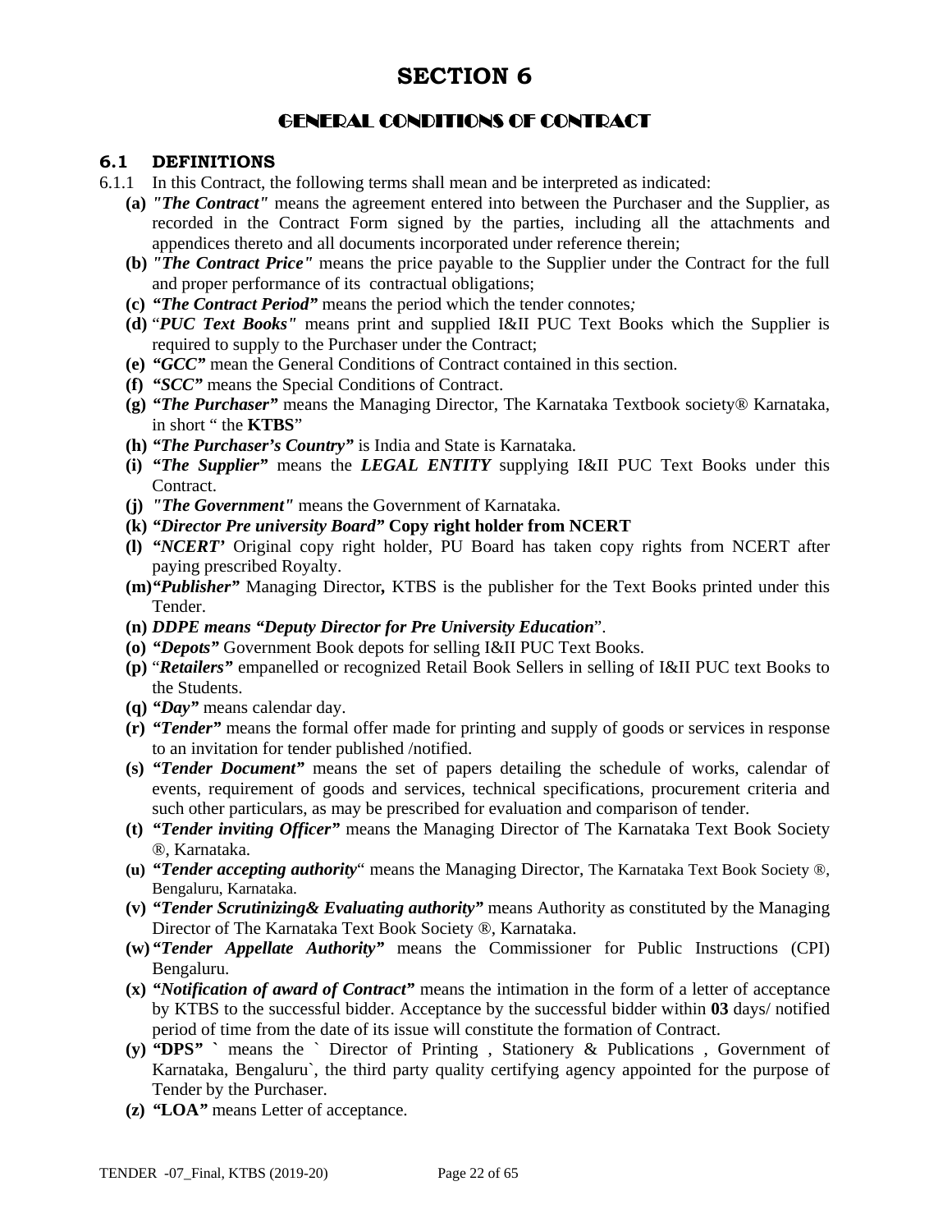# SECTION 6

## GENERAL CONDITIONS OF CONTRACT

### 6.1 DEFINITIONS

6.1.1 In this Contract, the following terms shall mean and be interpreted as indicated:

- **(a)** ***"The Contract"*** means the agreement entered into between the Purchaser and the Supplier, as recorded in the Contract Form signed by the parties, including all the attachments and appendices thereto and all documents incorporated under reference therein;
- **(b)** ***"The Contract Price"*** means the price payable to the Supplier under the Contract for the full and proper performance of its contractual obligations;
- **(c)** ***"The Contract Period"*** means the period which the tender connotes*;*
- **(d)** "***PUC Text Books"*** means print and supplied I&II PUC Text Books which the Supplier is required to supply to the Purchaser under the Contract;
- **(e)** ***"GCC"*** mean the General Conditions of Contract contained in this section.
- **(f)** ***"SCC"*** means the Special Conditions of Contract.
- **(g)** ***"The Purchaser"*** means the Managing Director, The Karnataka Textbook society® Karnataka, in short " the **KTBS**"
- **(h)** ***"The Purchaser's Country"*** is India and State is Karnataka.
- **(i)** ***"The Supplier"*** means the ***LEGAL ENTITY*** supplying I&II PUC Text Books under this Contract.
- **(j)** ***"The Government"*** means the Government of Karnataka.
- **(k)** ***"Director Pre university Board"* Copy right holder from NCERT**
- **(l)** ***"NCERT'*** Original copy right holder, PU Board has taken copy rights from NCERT after paying prescribed Royalty.
- **(m)*****"Publisher"*** Managing Director**,** KTBS is the publisher for the Text Books printed under this Tender.
- **(n)** ***DDPE means "Deputy Director for Pre University Education***".
- **(o)** ***"Depots"*** Government Book depots for selling I&II PUC Text Books.
- **(p)** "***Retailers"*** empanelled or recognized Retail Book Sellers in selling of I&II PUC text Books to the Students.
- **(q)** ***"Day"*** means calendar day.
- **(r)** ***"Tender"*** means the formal offer made for printing and supply of goods or services in response to an invitation for tender published /notified.
- **(s)** ***"Tender Document"*** means the set of papers detailing the schedule of works, calendar of events, requirement of goods and services, technical specifications, procurement criteria and such other particulars, as may be prescribed for evaluation and comparison of tender.
- **(t)** ***"Tender inviting Officer"*** means the Managing Director of The Karnataka Text Book Society ®, Karnataka.
- **(u)** ***"Tender accepting authority***" means the Managing Director, The Karnataka Text Book Society ®, Bengaluru, Karnataka.
- **(v)** ***"Tender Scrutinizing& Evaluating authority"*** means Authority as constituted by the Managing Director of The Karnataka Text Book Society ®, Karnataka.
- **(w)*****"Tender Appellate Authority"*** means the Commissioner for Public Instructions (CPI) Bengaluru.
- **(x)** ***"Notification of award of Contract"*** means the intimation in the form of a letter of acceptance by KTBS to the successful bidder. Acceptance by the successful bidder within **03** days/ notified period of time from the date of its issue will constitute the formation of Contract.
- **(y)** **"DPS" `** means the ` Director of Printing , Stationery & Publications , Government of Karnataka, Bengaluru`, the third party quality certifying agency appointed for the purpose of Tender by the Purchaser.
- **(z)** **"LOA"** means Letter of acceptance.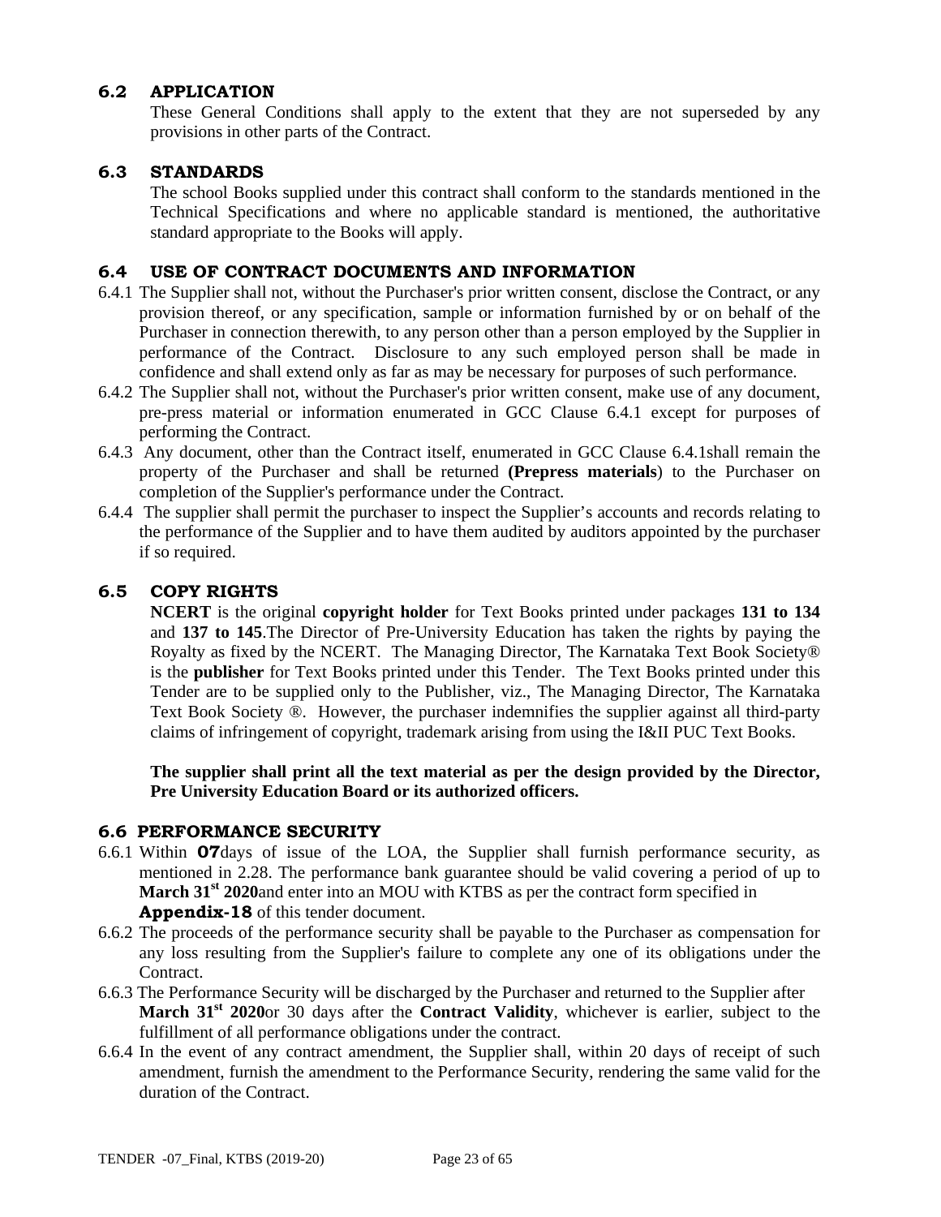## 6.2 APPLICATION

These General Conditions shall apply to the extent that they are not superseded by any provisions in other parts of the Contract.

## 6.3 STANDARDS

The school Books supplied under this contract shall conform to the standards mentioned in the Technical Specifications and where no applicable standard is mentioned, the authoritative standard appropriate to the Books will apply.

## 6.4 USE OF CONTRACT DOCUMENTS AND INFORMATION

6.4.1 The Supplier shall not, without the Purchaser's prior written consent, disclose the Contract, or any provision thereof, or any specification, sample or information furnished by or on behalf of the Purchaser in connection therewith, to any person other than a person employed by the Supplier in performance of the Contract. Disclosure to any such employed person shall be made in confidence and shall extend only as far as may be necessary for purposes of such performance.

6.4.2 The Supplier shall not, without the Purchaser's prior written consent, make use of any document, pre-press material or information enumerated in GCC Clause 6.4.1 except for purposes of performing the Contract.

6.4.3 Any document, other than the Contract itself, enumerated in GCC Clause 6.4.1shall remain the property of the Purchaser and shall be returned **(Prepress materials**) to the Purchaser on completion of the Supplier's performance under the Contract.

6.4.4 The supplier shall permit the purchaser to inspect the Supplier's accounts and records relating to the performance of the Supplier and to have them audited by auditors appointed by the purchaser if so required.

## 6.5 COPY RIGHTS

**NCERT** is the original **copyright holder** for Text Books printed under packages **131 to 134** and **137 to 145**.The Director of Pre-University Education has taken the rights by paying the Royalty as fixed by the NCERT. The Managing Director, The Karnataka Text Book Society® is the **publisher** for Text Books printed under this Tender. The Text Books printed under this Tender are to be supplied only to the Publisher, viz., The Managing Director, The Karnataka Text Book Society ®. However, the purchaser indemnifies the supplier against all third-party claims of infringement of copyright, trademark arising from using the I&II PUC Text Books.

**The supplier shall print all the text material as per the design provided by the Director, Pre University Education Board or its authorized officers.**

## 6.6 PERFORMANCE SECURITY

6.6.1 Within **07**days of issue of the LOA, the Supplier shall furnish performance security, as mentioned in 2.28. The performance bank guarantee should be valid covering a period of up to **March 31st 2020**and enter into an MOU with KTBS as per the contract form specified in **Appendix-18** of this tender document.

6.6.2 The proceeds of the performance security shall be payable to the Purchaser as compensation for any loss resulting from the Supplier's failure to complete any one of its obligations under the Contract.

6.6.3 The Performance Security will be discharged by the Purchaser and returned to the Supplier after **March 31st 2020**or 30 days after the **Contract Validity**, whichever is earlier, subject to the fulfillment of all performance obligations under the contract.

6.6.4 In the event of any contract amendment, the Supplier shall, within 20 days of receipt of such amendment, furnish the amendment to the Performance Security, rendering the same valid for the duration of the Contract.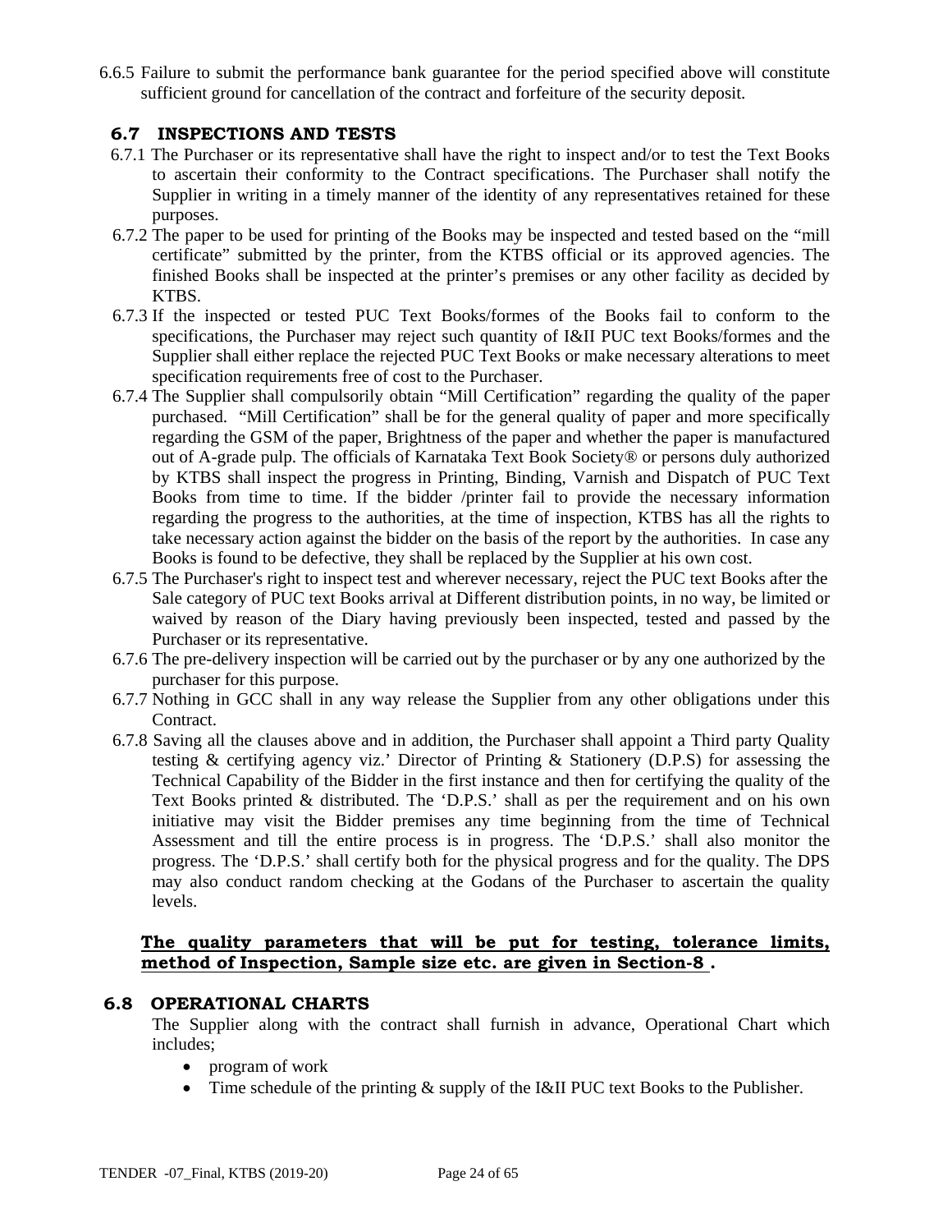6.6.5 Failure to submit the performance bank guarantee for the period specified above will constitute sufficient ground for cancellation of the contract and forfeiture of the security deposit.

## 6.7 INSPECTIONS AND TESTS

6.7.1 The Purchaser or its representative shall have the right to inspect and/or to test the Text Books to ascertain their conformity to the Contract specifications. The Purchaser shall notify the Supplier in writing in a timely manner of the identity of any representatives retained for these purposes.

6.7.2 The paper to be used for printing of the Books may be inspected and tested based on the "mill certificate" submitted by the printer, from the KTBS official or its approved agencies. The finished Books shall be inspected at the printer's premises or any other facility as decided by KTBS.

6.7.3 If the inspected or tested PUC Text Books/formes of the Books fail to conform to the specifications, the Purchaser may reject such quantity of I&II PUC text Books/formes and the Supplier shall either replace the rejected PUC Text Books or make necessary alterations to meet specification requirements free of cost to the Purchaser.

6.7.4 The Supplier shall compulsorily obtain "Mill Certification" regarding the quality of the paper purchased. "Mill Certification" shall be for the general quality of paper and more specifically regarding the GSM of the paper, Brightness of the paper and whether the paper is manufactured out of A-grade pulp. The officials of Karnataka Text Book Society® or persons duly authorized by KTBS shall inspect the progress in Printing, Binding, Varnish and Dispatch of PUC Text Books from time to time. If the bidder /printer fail to provide the necessary information regarding the progress to the authorities, at the time of inspection, KTBS has all the rights to take necessary action against the bidder on the basis of the report by the authorities. In case any Books is found to be defective, they shall be replaced by the Supplier at his own cost.

6.7.5 The Purchaser's right to inspect test and wherever necessary, reject the PUC text Books after the Sale category of PUC text Books arrival at Different distribution points, in no way, be limited or waived by reason of the Diary having previously been inspected, tested and passed by the Purchaser or its representative.

6.7.6 The pre-delivery inspection will be carried out by the purchaser or by any one authorized by the purchaser for this purpose.

6.7.7 Nothing in GCC shall in any way release the Supplier from any other obligations under this Contract.

6.7.8 Saving all the clauses above and in addition, the Purchaser shall appoint a Third party Quality testing & certifying agency viz.' Director of Printing & Stationery (D.P.S) for assessing the Technical Capability of the Bidder in the first instance and then for certifying the quality of the Text Books printed & distributed. The 'D.P.S.' shall as per the requirement and on his own initiative may visit the Bidder premises any time beginning from the time of Technical Assessment and till the entire process is in progress. The 'D.P.S.' shall also monitor the progress. The 'D.P.S.' shall certify both for the physical progress and for the quality. The DPS may also conduct random checking at the Godans of the Purchaser to ascertain the quality levels.

**The quality parameters that will be put for testing, tolerance limits, method of Inspection, Sample size etc. are given in Section-8 .**

## 6.8 OPERATIONAL CHARTS

The Supplier along with the contract shall furnish in advance, Operational Chart which includes;

- program of work
- Time schedule of the printing & supply of the I&II PUC text Books to the Publisher.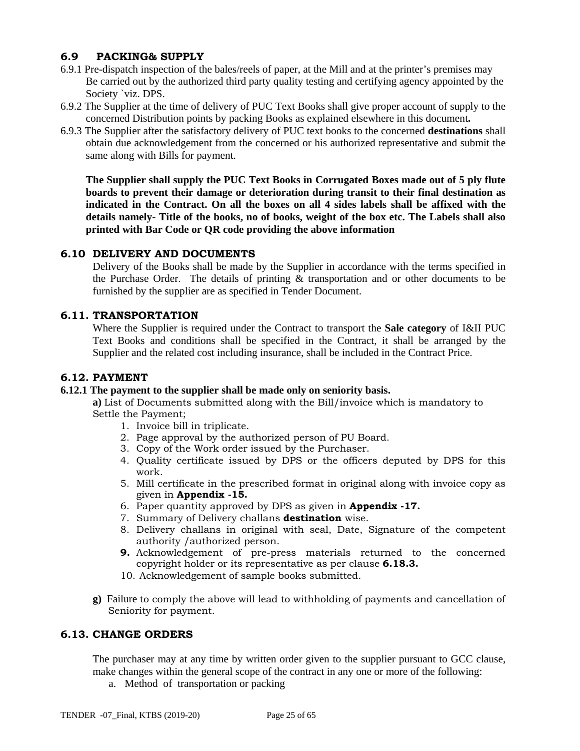### 6.9 PACKING& SUPPLY

6.9.1 Pre-dispatch inspection of the bales/reels of paper, at the Mill and at the printer's premises may Be carried out by the authorized third party quality testing and certifying agency appointed by the Society `viz. DPS.

6.9.2 The Supplier at the time of delivery of PUC Text Books shall give proper account of supply to the concerned Distribution points by packing Books as explained elsewhere in this document**.**

6.9.3 The Supplier after the satisfactory delivery of PUC text books to the concerned **destinations** shall obtain due acknowledgement from the concerned or his authorized representative and submit the same along with Bills for payment.

**The Supplier shall supply the PUC Text Books in Corrugated Boxes made out of 5 ply flute boards to prevent their damage or deterioration during transit to their final destination as indicated in the Contract. On all the boxes on all 4 sides labels shall be affixed with the details namely- Title of the books, no of books, weight of the box etc. The Labels shall also printed with Bar Code or QR code providing the above information**

### 6.10 DELIVERY AND DOCUMENTS

Delivery of the Books shall be made by the Supplier in accordance with the terms specified in the Purchase Order. The details of printing & transportation and or other documents to be furnished by the supplier are as specified in Tender Document.

### 6.11. TRANSPORTATION

Where the Supplier is required under the Contract to transport the **Sale category** of I&II PUC Text Books and conditions shall be specified in the Contract, it shall be arranged by the Supplier and the related cost including insurance, shall be included in the Contract Price.

### 6.12. PAYMENT

**6.12.1 The payment to the supplier shall be made only on seniority basis.**

**a)** List of Documents submitted along with the Bill/invoice which is mandatory to Settle the Payment;

1. Invoice bill in triplicate.
2. Page approval by the authorized person of PU Board.
3. Copy of the Work order issued by the Purchaser.
4. Quality certificate issued by DPS or the officers deputed by DPS for this work.
5. Mill certificate in the prescribed format in original along with invoice copy as given in **Appendix -15.**
6. Paper quantity approved by DPS as given in **Appendix -17.**
7. Summary of Delivery challans **destination** wise.
8. Delivery challans in original with seal, Date, Signature of the competent authority /authorized person.
9. Acknowledgement of pre-press materials returned to the concerned copyright holder or its representative as per clause **6.18.3.**
10. Acknowledgement of sample books submitted.

**g)** Failure to comply the above will lead to withholding of payments and cancellation of Seniority for payment.

### 6.13. CHANGE ORDERS

The purchaser may at any time by written order given to the supplier pursuant to GCC clause, make changes within the general scope of the contract in any one or more of the following:

a. Method of transportation or packing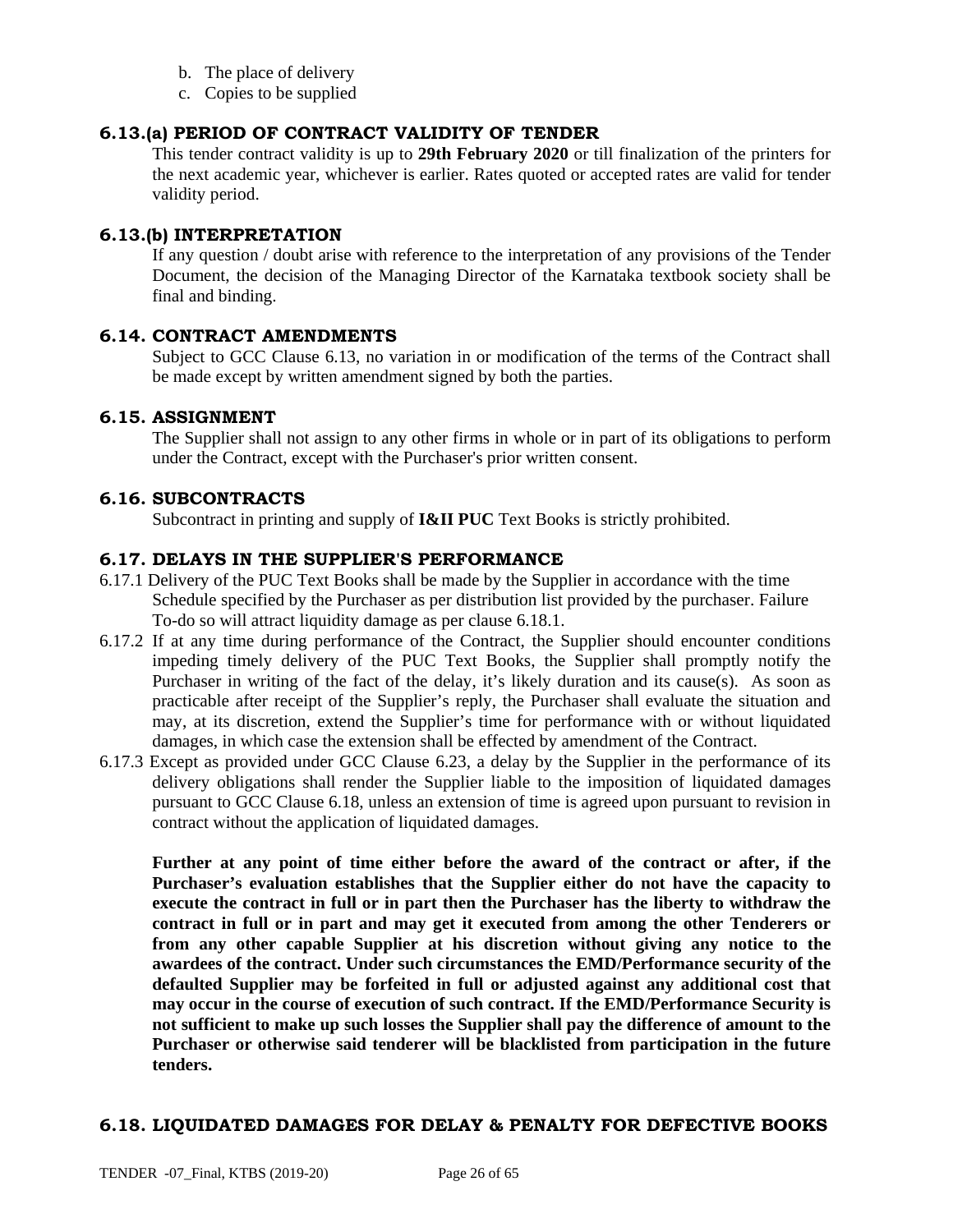b. The place of delivery
c. Copies to be supplied

### 6.13.(a) PERIOD OF CONTRACT VALIDITY OF TENDER

This tender contract validity is up to **29th February 2020** or till finalization of the printers for the next academic year, whichever is earlier. Rates quoted or accepted rates are valid for tender validity period.

### 6.13.(b) INTERPRETATION

If any question / doubt arise with reference to the interpretation of any provisions of the Tender Document, the decision of the Managing Director of the Karnataka textbook society shall be final and binding.

### 6.14. CONTRACT AMENDMENTS

Subject to GCC Clause 6.13, no variation in or modification of the terms of the Contract shall be made except by written amendment signed by both the parties.

### 6.15. ASSIGNMENT

The Supplier shall not assign to any other firms in whole or in part of its obligations to perform under the Contract, except with the Purchaser's prior written consent.

### 6.16. SUBCONTRACTS

Subcontract in printing and supply of **I&II PUC** Text Books is strictly prohibited.

### 6.17. DELAYS IN THE SUPPLIER'S PERFORMANCE

6.17.1 Delivery of the PUC Text Books shall be made by the Supplier in accordance with the time Schedule specified by the Purchaser as per distribution list provided by the purchaser. Failure To-do so will attract liquidity damage as per clause 6.18.1.

6.17.2 If at any time during performance of the Contract, the Supplier should encounter conditions impeding timely delivery of the PUC Text Books, the Supplier shall promptly notify the Purchaser in writing of the fact of the delay, it's likely duration and its cause(s). As soon as practicable after receipt of the Supplier's reply, the Purchaser shall evaluate the situation and may, at its discretion, extend the Supplier's time for performance with or without liquidated damages, in which case the extension shall be effected by amendment of the Contract.

6.17.3 Except as provided under GCC Clause 6.23, a delay by the Supplier in the performance of its delivery obligations shall render the Supplier liable to the imposition of liquidated damages pursuant to GCC Clause 6.18, unless an extension of time is agreed upon pursuant to revision in contract without the application of liquidated damages.

**Further at any point of time either before the award of the contract or after, if the Purchaser's evaluation establishes that the Supplier either do not have the capacity to execute the contract in full or in part then the Purchaser has the liberty to withdraw the contract in full or in part and may get it executed from among the other Tenderers or from any other capable Supplier at his discretion without giving any notice to the awardees of the contract. Under such circumstances the EMD/Performance security of the defaulted Supplier may be forfeited in full or adjusted against any additional cost that may occur in the course of execution of such contract. If the EMD/Performance Security is not sufficient to make up such losses the Supplier shall pay the difference of amount to the Purchaser or otherwise said tenderer will be blacklisted from participation in the future tenders.**

### 6.18. LIQUIDATED DAMAGES FOR DELAY & PENALTY FOR DEFECTIVE BOOKS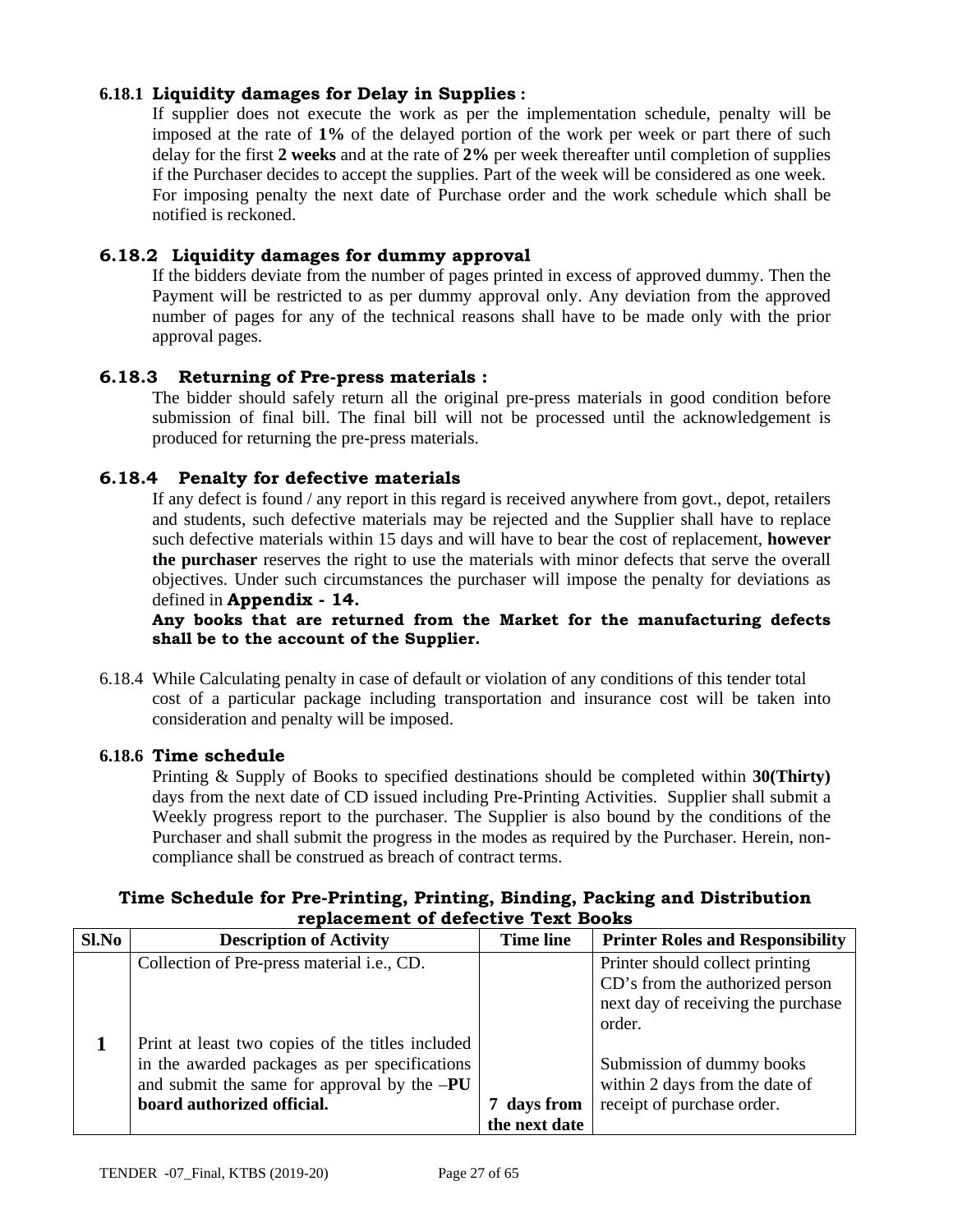### 6.18.1 Liquidity damages for Delay in Supplies :

If supplier does not execute the work as per the implementation schedule, penalty will be imposed at the rate of **1%** of the delayed portion of the work per week or part there of such delay for the first **2 weeks** and at the rate of **2%** per week thereafter until completion of supplies if the Purchaser decides to accept the supplies. Part of the week will be considered as one week. For imposing penalty the next date of Purchase order and the work schedule which shall be notified is reckoned.

### 6.18.2 Liquidity damages for dummy approval

If the bidders deviate from the number of pages printed in excess of approved dummy. Then the Payment will be restricted to as per dummy approval only. Any deviation from the approved number of pages for any of the technical reasons shall have to be made only with the prior approval pages.

### 6.18.3 Returning of Pre-press materials :

The bidder should safely return all the original pre-press materials in good condition before submission of final bill. The final bill will not be processed until the acknowledgement is produced for returning the pre-press materials.

### 6.18.4 Penalty for defective materials

If any defect is found / any report in this regard is received anywhere from govt., depot, retailers and students, such defective materials may be rejected and the Supplier shall have to replace such defective materials within 15 days and will have to bear the cost of replacement, **however the purchaser** reserves the right to use the materials with minor defects that serve the overall objectives. Under such circumstances the purchaser will impose the penalty for deviations as defined in **Appendix - 14.**

**Any books that are returned from the Market for the manufacturing defects shall be to the account of the Supplier.**

6.18.4 While Calculating penalty in case of default or violation of any conditions of this tender total cost of a particular package including transportation and insurance cost will be taken into consideration and penalty will be imposed.

### 6.18.6 Time schedule

Printing & Supply of Books to specified destinations should be completed within **30(Thirty)** days from the next date of CD issued including Pre-Printing Activities. Supplier shall submit a Weekly progress report to the purchaser. The Supplier is also bound by the conditions of the Purchaser and shall submit the progress in the modes as required by the Purchaser. Herein, non-compliance shall be construed as breach of contract terms.

**Time Schedule for Pre-Printing, Printing, Binding, Packing and Distribution replacement of defective Text Books**

| Sl.No | Description of Activity | Time line | Printer Roles and Responsibility |
|---|---|---|---|
| 1 | Collection of Pre-press material i.e., CD. | | Printer should collect printing CD's from the authorized person next day of receiving the purchase order. |
| | Print at least two copies of the titles included in the awarded packages as per specifications and submit the same for approval by the –**PU board authorized official.** | **7 days from the next date** | Submission of dummy books within 2 days from the date of receipt of purchase order. |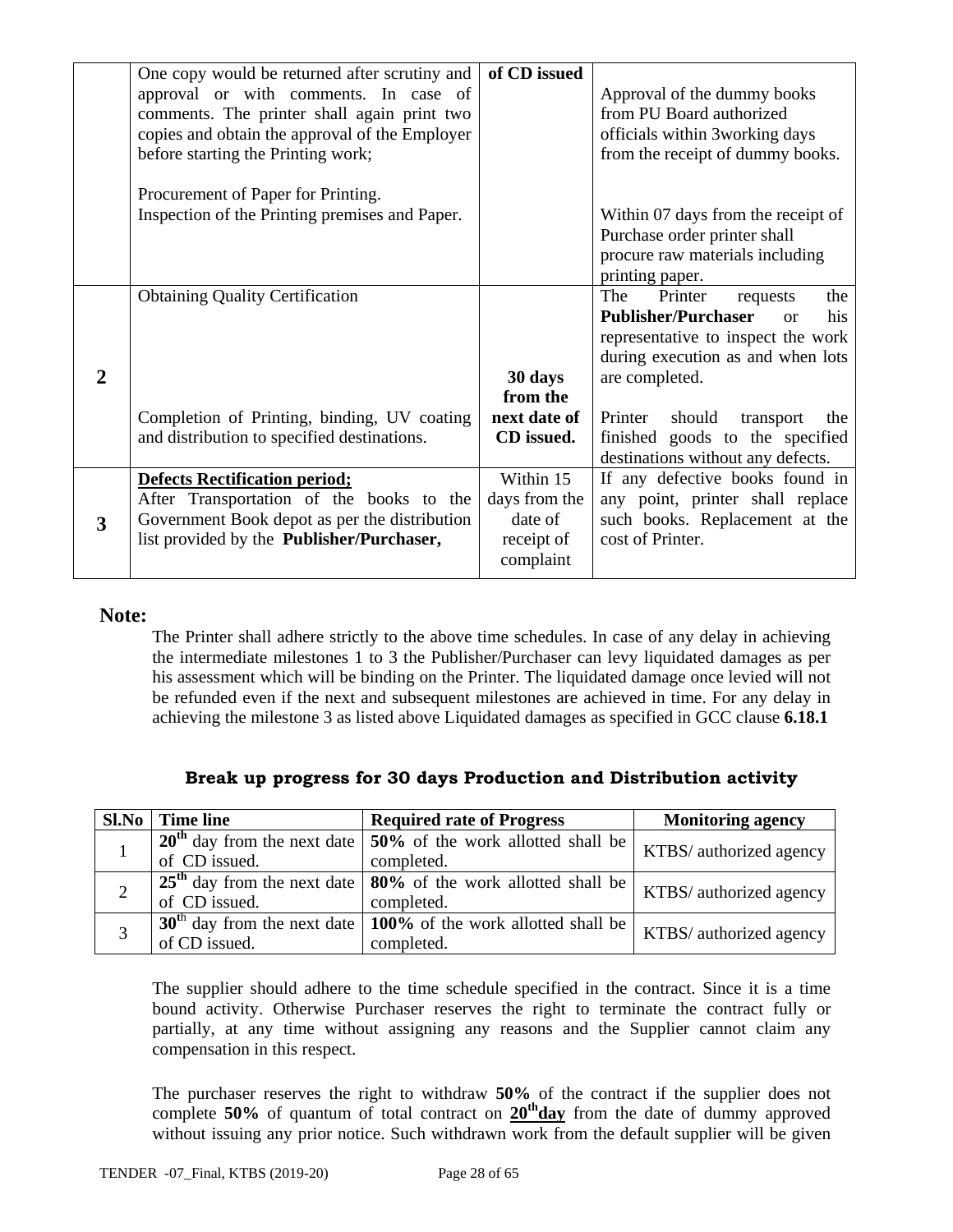| | | | |
|---|---|---|---|
| | One copy would be returned after scrutiny and approval or with comments. In case of comments. The printer shall again print two copies and obtain the approval of the Employer before starting the Printing work;<br><br>Procurement of Paper for Printing.<br>Inspection of the Printing premises and Paper. | **of CD issued** | Approval of the dummy books from PU Board authorized officials within 3working days from the receipt of dummy books.<br><br>Within 07 days from the receipt of Purchase order printer shall procure raw materials including printing paper. |
| **2** | Obtaining Quality Certification<br><br>Completion of Printing, binding, UV coating and distribution to specified destinations. | **30 days from the next date of CD issued.** | The Printer requests the **Publisher/Purchaser** or his representative to inspect the work during execution as and when lots are completed.<br><br>Printer should transport the finished goods to the specified destinations without any defects. |
| **3** | **Defects Rectification period;**<br>After Transportation of the books to the Government Book depot as per the distribution list provided by the **Publisher/Purchaser,** | Within 15 days from the date of receipt of complaint | If any defective books found in any point, printer shall replace such books. Replacement at the cost of Printer. |

**Note:**

The Printer shall adhere strictly to the above time schedules. In case of any delay in achieving the intermediate milestones 1 to 3 the Publisher/Purchaser can levy liquidated damages as per his assessment which will be binding on the Printer. The liquidated damage once levied will not be refunded even if the next and subsequent milestones are achieved in time. For any delay in achieving the milestone 3 as listed above Liquidated damages as specified in GCC clause **6.18.1**

**Break up progress for 30 days Production and Distribution activity**

| Sl.No | Time line | Required rate of Progress | Monitoring agency |
|---|---|---|---|
| 1 | **20th** day from the next date of CD issued. | **50%** of the work allotted shall be completed. | KTBS/ authorized agency |
| 2 | **25th** day from the next date of CD issued. | **80%** of the work allotted shall be completed. | KTBS/ authorized agency |
| 3 | **30th** day from the next date of CD issued. | **100%** of the work allotted shall be completed. | KTBS/ authorized agency |

The supplier should adhere to the time schedule specified in the contract. Since it is a time bound activity. Otherwise Purchaser reserves the right to terminate the contract fully or partially, at any time without assigning any reasons and the Supplier cannot claim any compensation in this respect.

The purchaser reserves the right to withdraw **50%** of the contract if the supplier does not complete **50%** of quantum of total contract on **20thday** from the date of dummy approved without issuing any prior notice. Such withdrawn work from the default supplier will be given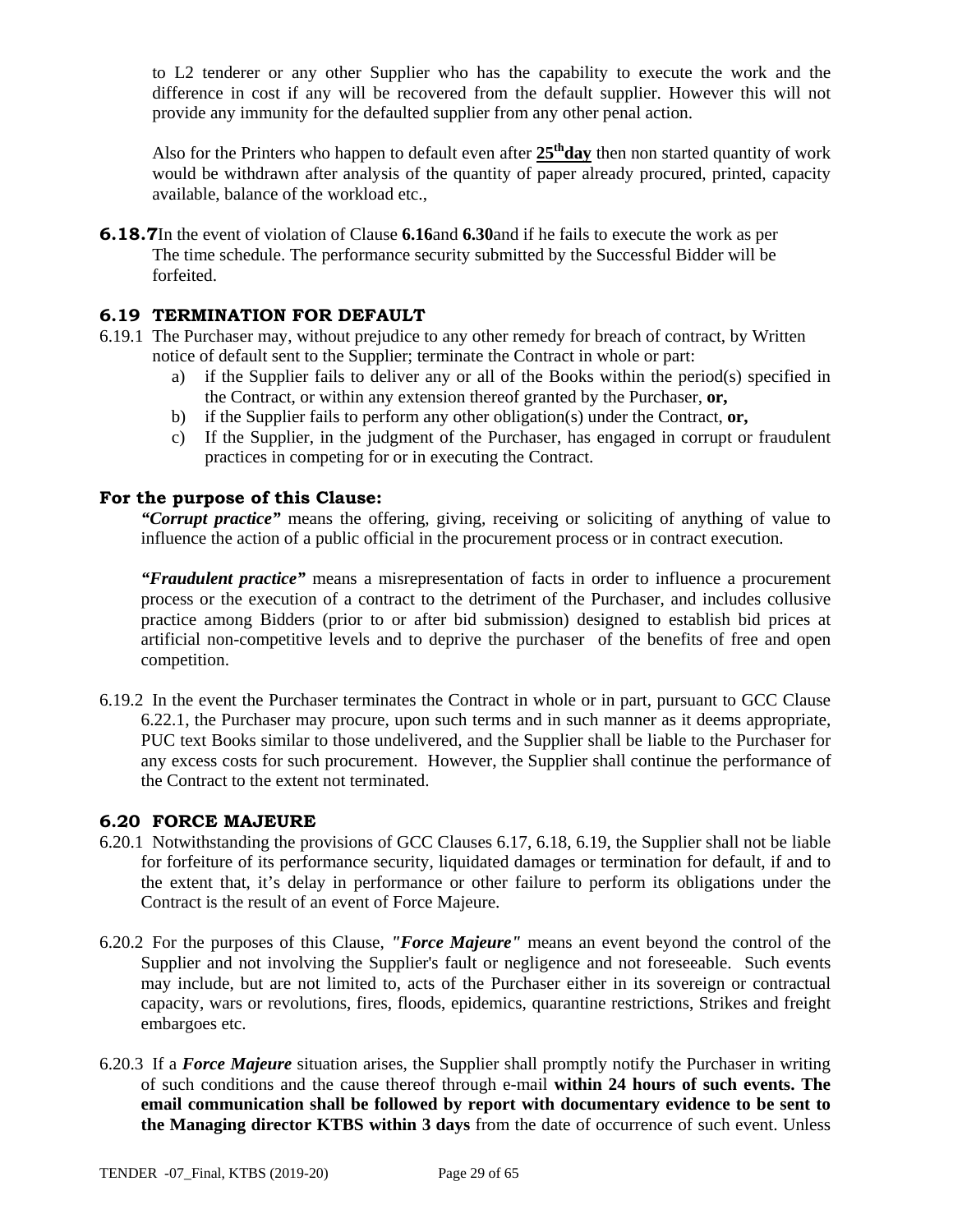to L2 tenderer or any other Supplier who has the capability to execute the work and the difference in cost if any will be recovered from the default supplier. However this will not provide any immunity for the defaulted supplier from any other penal action.

Also for the Printers who happen to default even after **25th day** then non started quantity of work would be withdrawn after analysis of the quantity of paper already procured, printed, capacity available, balance of the workload etc.,

**6.18.7** In the event of violation of Clause **6.16** and **6.30** and if he fails to execute the work as per The time schedule. The performance security submitted by the Successful Bidder will be forfeited.

### 6.19 TERMINATION FOR DEFAULT

6.19.1 The Purchaser may, without prejudice to any other remedy for breach of contract, by Written notice of default sent to the Supplier; terminate the Contract in whole or part:

a) if the Supplier fails to deliver any or all of the Books within the period(s) specified in the Contract, or within any extension thereof granted by the Purchaser, **or,**
b) if the Supplier fails to perform any other obligation(s) under the Contract, **or,**
c) If the Supplier, in the judgment of the Purchaser, has engaged in corrupt or fraudulent practices in competing for or in executing the Contract.

**For the purpose of this Clause:**

***"Corrupt practice"*** means the offering, giving, receiving or soliciting of anything of value to influence the action of a public official in the procurement process or in contract execution.

***"Fraudulent practice"*** means a misrepresentation of facts in order to influence a procurement process or the execution of a contract to the detriment of the Purchaser, and includes collusive practice among Bidders (prior to or after bid submission) designed to establish bid prices at artificial non-competitive levels and to deprive the purchaser of the benefits of free and open competition.

6.19.2 In the event the Purchaser terminates the Contract in whole or in part, pursuant to GCC Clause 6.22.1, the Purchaser may procure, upon such terms and in such manner as it deems appropriate, PUC text Books similar to those undelivered, and the Supplier shall be liable to the Purchaser for any excess costs for such procurement. However, the Supplier shall continue the performance of the Contract to the extent not terminated.

### 6.20 FORCE MAJEURE

6.20.1 Notwithstanding the provisions of GCC Clauses 6.17, 6.18, 6.19, the Supplier shall not be liable for forfeiture of its performance security, liquidated damages or termination for default, if and to the extent that, it's delay in performance or other failure to perform its obligations under the Contract is the result of an event of Force Majeure.

6.20.2 For the purposes of this Clause, ***"Force Majeure"*** means an event beyond the control of the Supplier and not involving the Supplier's fault or negligence and not foreseeable. Such events may include, but are not limited to, acts of the Purchaser either in its sovereign or contractual capacity, wars or revolutions, fires, floods, epidemics, quarantine restrictions, Strikes and freight embargoes etc.

6.20.3 If a ***Force Majeure*** situation arises, the Supplier shall promptly notify the Purchaser in writing of such conditions and the cause thereof through e-mail **within 24 hours of such events. The email communication shall be followed by report with documentary evidence to be sent to the Managing director KTBS within 3 days** from the date of occurrence of such event. Unless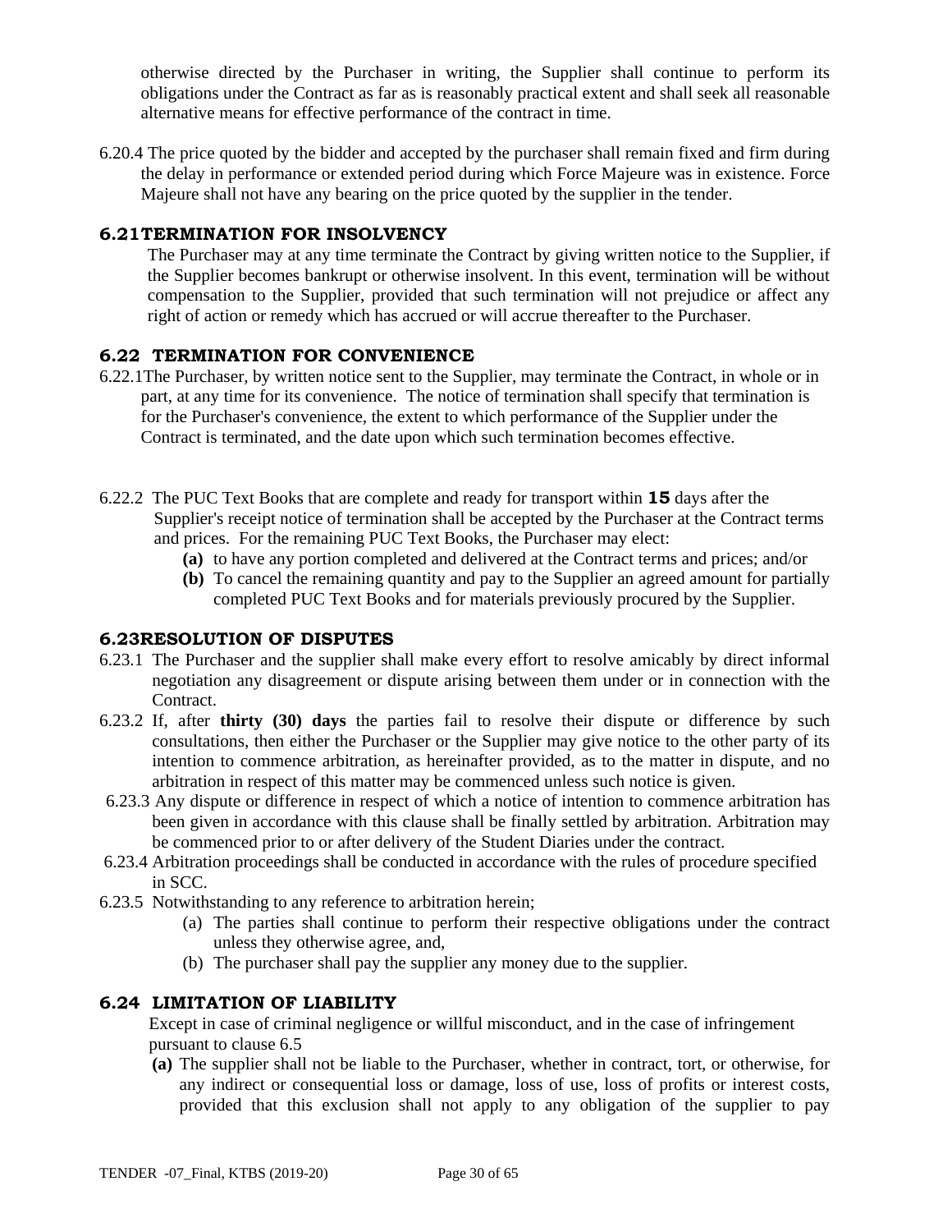otherwise directed by the Purchaser in writing, the Supplier shall continue to perform its obligations under the Contract as far as is reasonably practical extent and shall seek all reasonable alternative means for effective performance of the contract in time.

6.20.4 The price quoted by the bidder and accepted by the purchaser shall remain fixed and firm during the delay in performance or extended period during which Force Majeure was in existence. Force Majeure shall not have any bearing on the price quoted by the supplier in the tender.

### 6.21 TERMINATION FOR INSOLVENCY

The Purchaser may at any time terminate the Contract by giving written notice to the Supplier, if the Supplier becomes bankrupt or otherwise insolvent. In this event, termination will be without compensation to the Supplier, provided that such termination will not prejudice or affect any right of action or remedy which has accrued or will accrue thereafter to the Purchaser.

### 6.22 TERMINATION FOR CONVENIENCE

6.22.1 The Purchaser, by written notice sent to the Supplier, may terminate the Contract, in whole or in part, at any time for its convenience. The notice of termination shall specify that termination is for the Purchaser's convenience, the extent to which performance of the Supplier under the Contract is terminated, and the date upon which such termination becomes effective.

6.22.2 The PUC Text Books that are complete and ready for transport within **15** days after the Supplier's receipt notice of termination shall be accepted by the Purchaser at the Contract terms and prices. For the remaining PUC Text Books, the Purchaser may elect:

- **(a)** to have any portion completed and delivered at the Contract terms and prices; and/or
- **(b)** To cancel the remaining quantity and pay to the Supplier an agreed amount for partially completed PUC Text Books and for materials previously procured by the Supplier.

### 6.23 RESOLUTION OF DISPUTES

6.23.1 The Purchaser and the supplier shall make every effort to resolve amicably by direct informal negotiation any disagreement or dispute arising between them under or in connection with the Contract.

6.23.2 If, after **thirty (30) days** the parties fail to resolve their dispute or difference by such consultations, then either the Purchaser or the Supplier may give notice to the other party of its intention to commence arbitration, as hereinafter provided, as to the matter in dispute, and no arbitration in respect of this matter may be commenced unless such notice is given.

6.23.3 Any dispute or difference in respect of which a notice of intention to commence arbitration has been given in accordance with this clause shall be finally settled by arbitration. Arbitration may be commenced prior to or after delivery of the Student Diaries under the contract.

6.23.4 Arbitration proceedings shall be conducted in accordance with the rules of procedure specified in SCC.

6.23.5 Notwithstanding to any reference to arbitration herein;

- (a) The parties shall continue to perform their respective obligations under the contract unless they otherwise agree, and,
- (b) The purchaser shall pay the supplier any money due to the supplier.

### 6.24 LIMITATION OF LIABILITY

Except in case of criminal negligence or willful misconduct, and in the case of infringement pursuant to clause 6.5

- **(a)** The supplier shall not be liable to the Purchaser, whether in contract, tort, or otherwise, for any indirect or consequential loss or damage, loss of use, loss of profits or interest costs, provided that this exclusion shall not apply to any obligation of the supplier to pay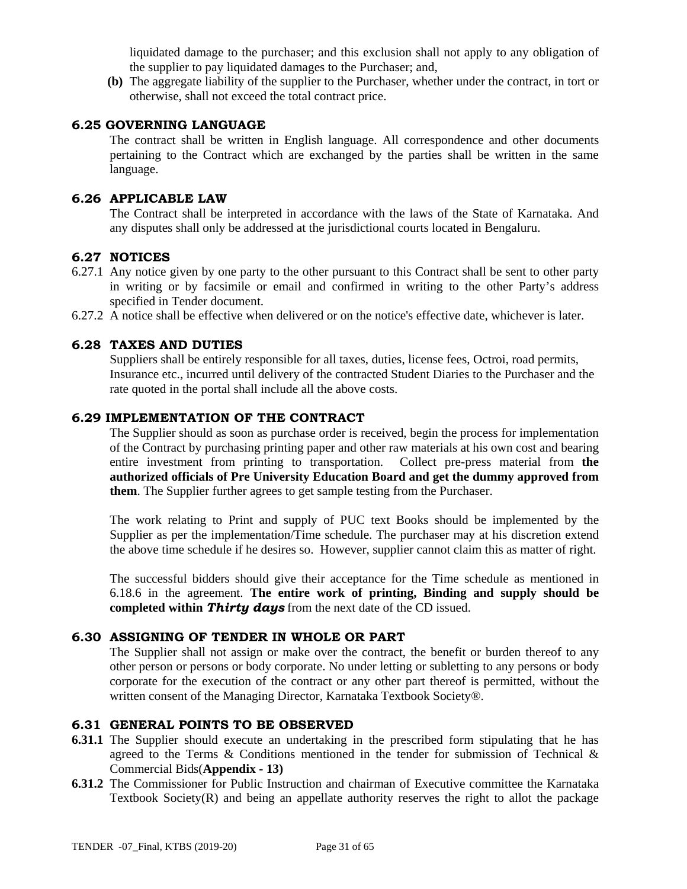liquidated damage to the purchaser; and this exclusion shall not apply to any obligation of the supplier to pay liquidated damages to the Purchaser; and,

**(b)** The aggregate liability of the supplier to the Purchaser, whether under the contract, in tort or otherwise, shall not exceed the total contract price.

### 6.25 GOVERNING LANGUAGE

The contract shall be written in English language. All correspondence and other documents pertaining to the Contract which are exchanged by the parties shall be written in the same language.

### 6.26 APPLICABLE LAW

The Contract shall be interpreted in accordance with the laws of the State of Karnataka. And any disputes shall only be addressed at the jurisdictional courts located in Bengaluru.

### 6.27 NOTICES

6.27.1 Any notice given by one party to the other pursuant to this Contract shall be sent to other party in writing or by facsimile or email and confirmed in writing to the other Party's address specified in Tender document.

6.27.2 A notice shall be effective when delivered or on the notice's effective date, whichever is later.

### 6.28 TAXES AND DUTIES

Suppliers shall be entirely responsible for all taxes, duties, license fees, Octroi, road permits, Insurance etc., incurred until delivery of the contracted Student Diaries to the Purchaser and the rate quoted in the portal shall include all the above costs.

### 6.29 IMPLEMENTATION OF THE CONTRACT

The Supplier should as soon as purchase order is received, begin the process for implementation of the Contract by purchasing printing paper and other raw materials at his own cost and bearing entire investment from printing to transportation. Collect pre-press material from **the authorized officials of Pre University Education Board and get the dummy approved from them**. The Supplier further agrees to get sample testing from the Purchaser.

The work relating to Print and supply of PUC text Books should be implemented by the Supplier as per the implementation/Time schedule. The purchaser may at his discretion extend the above time schedule if he desires so. However, supplier cannot claim this as matter of right.

The successful bidders should give their acceptance for the Time schedule as mentioned in 6.18.6 in the agreement. **The entire work of printing, Binding and supply should be completed within *Thirty days*** from the next date of the CD issued.

### 6.30 ASSIGNING OF TENDER IN WHOLE OR PART

The Supplier shall not assign or make over the contract, the benefit or burden thereof to any other person or persons or body corporate. No under letting or subletting to any persons or body corporate for the execution of the contract or any other part thereof is permitted, without the written consent of the Managing Director, Karnataka Textbook Society®.

### 6.31 GENERAL POINTS TO BE OBSERVED

**6.31.1** The Supplier should execute an undertaking in the prescribed form stipulating that he has agreed to the Terms & Conditions mentioned in the tender for submission of Technical & Commercial Bids(**Appendix - 13)**

**6.31.2** The Commissioner for Public Instruction and chairman of Executive committee the Karnataka Textbook Society(R) and being an appellate authority reserves the right to allot the package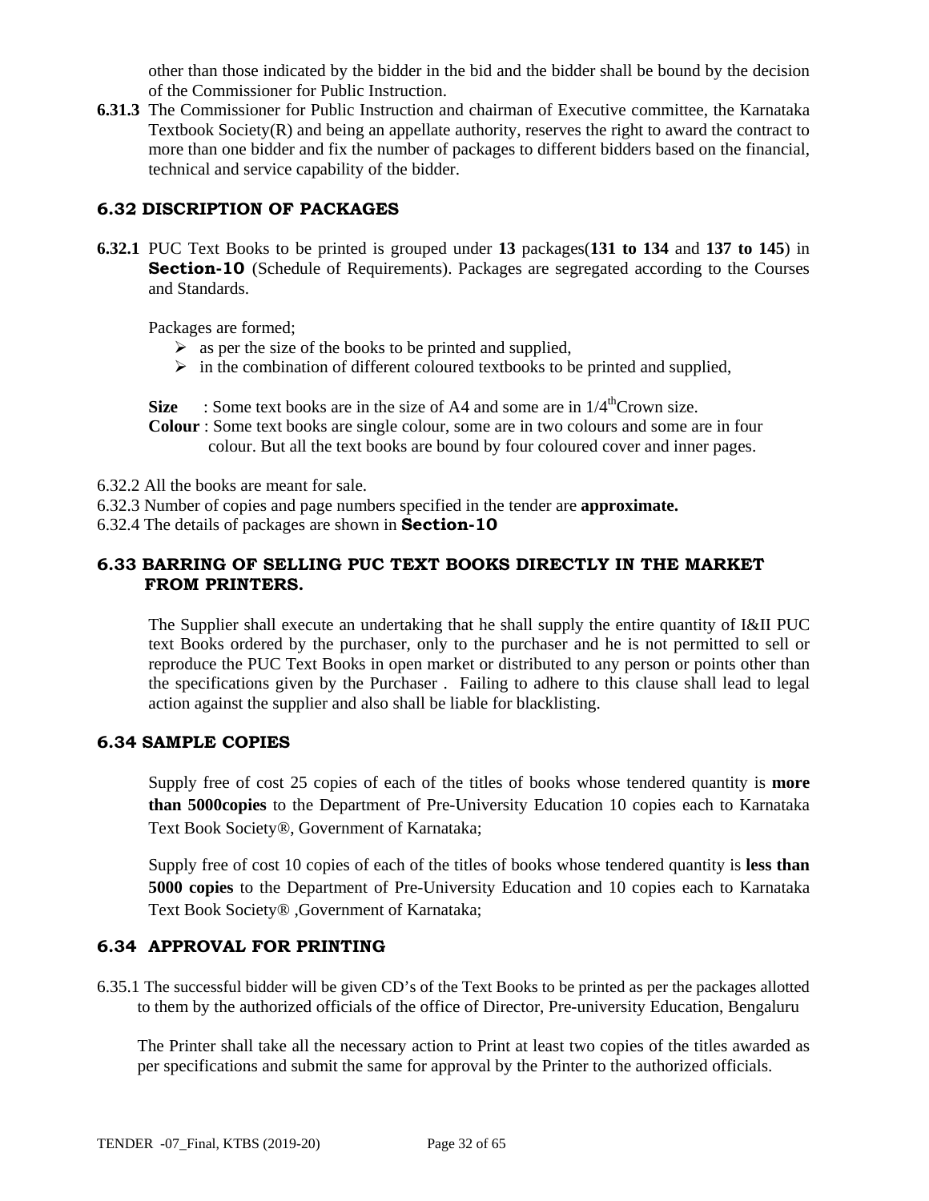other than those indicated by the bidder in the bid and the bidder shall be bound by the decision of the Commissioner for Public Instruction.

**6.31.3** The Commissioner for Public Instruction and chairman of Executive committee, the Karnataka Textbook Society(R) and being an appellate authority, reserves the right to award the contract to more than one bidder and fix the number of packages to different bidders based on the financial, technical and service capability of the bidder.

## 6.32 DISCRIPTION OF PACKAGES

**6.32.1** PUC Text Books to be printed is grouped under **13** packages(**131 to 134** and **137 to 145**) in **Section-10** (Schedule of Requirements). Packages are segregated according to the Courses and Standards.

Packages are formed;

- as per the size of the books to be printed and supplied,
- in the combination of different coloured textbooks to be printed and supplied,

**Size** : Some text books are in the size of A4 and some are in 1/4th Crown size.

**Colour** : Some text books are single colour, some are in two colours and some are in four colour. But all the text books are bound by four coloured cover and inner pages.

6.32.2 All the books are meant for sale.

6.32.3 Number of copies and page numbers specified in the tender are **approximate.**

6.32.4 The details of packages are shown in **Section-10**

## 6.33 BARRING OF SELLING PUC TEXT BOOKS DIRECTLY IN THE MARKET FROM PRINTERS.

The Supplier shall execute an undertaking that he shall supply the entire quantity of I&II PUC text Books ordered by the purchaser, only to the purchaser and he is not permitted to sell or reproduce the PUC Text Books in open market or distributed to any person or points other than the specifications given by the Purchaser . Failing to adhere to this clause shall lead to legal action against the supplier and also shall be liable for blacklisting.

## 6.34 SAMPLE COPIES

Supply free of cost 25 copies of each of the titles of books whose tendered quantity is **more than 5000copies** to the Department of Pre-University Education 10 copies each to Karnataka Text Book Society®, Government of Karnataka;

Supply free of cost 10 copies of each of the titles of books whose tendered quantity is **less than 5000 copies** to the Department of Pre-University Education and 10 copies each to Karnataka Text Book Society® ,Government of Karnataka;

## 6.34 APPROVAL FOR PRINTING

6.35.1 The successful bidder will be given CD's of the Text Books to be printed as per the packages allotted to them by the authorized officials of the office of Director, Pre-university Education, Bengaluru

The Printer shall take all the necessary action to Print at least two copies of the titles awarded as per specifications and submit the same for approval by the Printer to the authorized officials.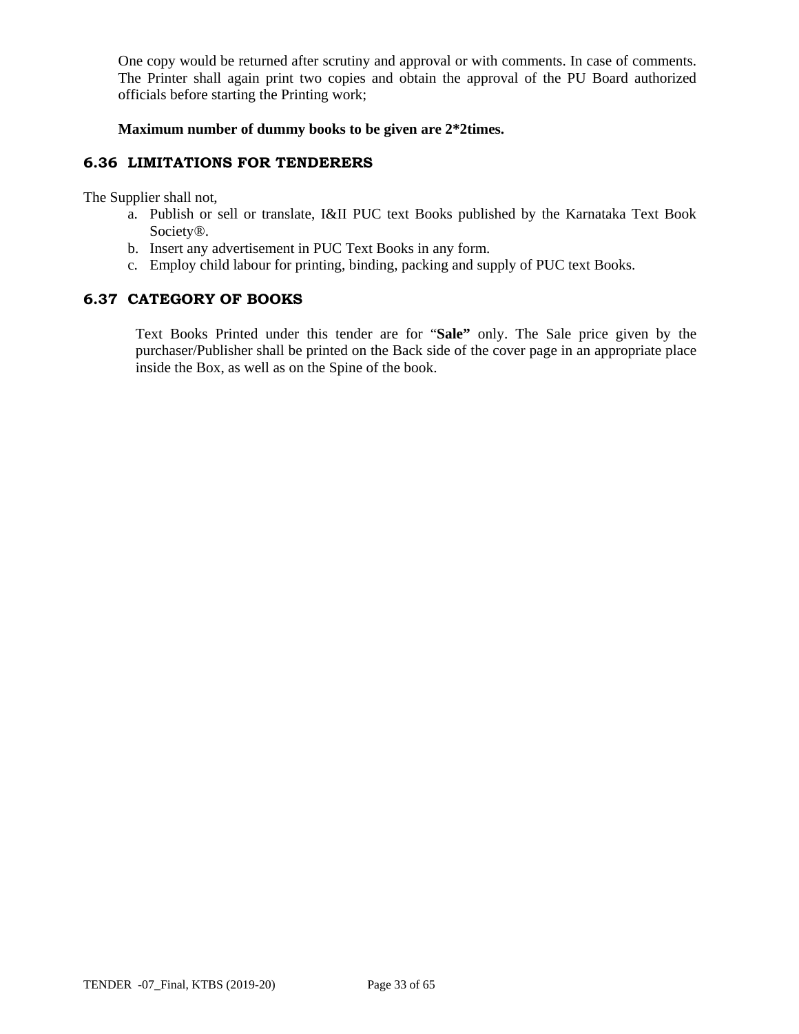One copy would be returned after scrutiny and approval or with comments. In case of comments. The Printer shall again print two copies and obtain the approval of the PU Board authorized officials before starting the Printing work;

**Maximum number of dummy books to be given are 2*2times.**

## 6.36 LIMITATIONS FOR TENDERERS

The Supplier shall not,

a. Publish or sell or translate, I&II PUC text Books published by the Karnataka Text Book Society®.
b. Insert any advertisement in PUC Text Books in any form.
c. Employ child labour for printing, binding, packing and supply of PUC text Books.

## 6.37 CATEGORY OF BOOKS

Text Books Printed under this tender are for "**Sale"** only. The Sale price given by the purchaser/Publisher shall be printed on the Back side of the cover page in an appropriate place inside the Box, as well as on the Spine of the book.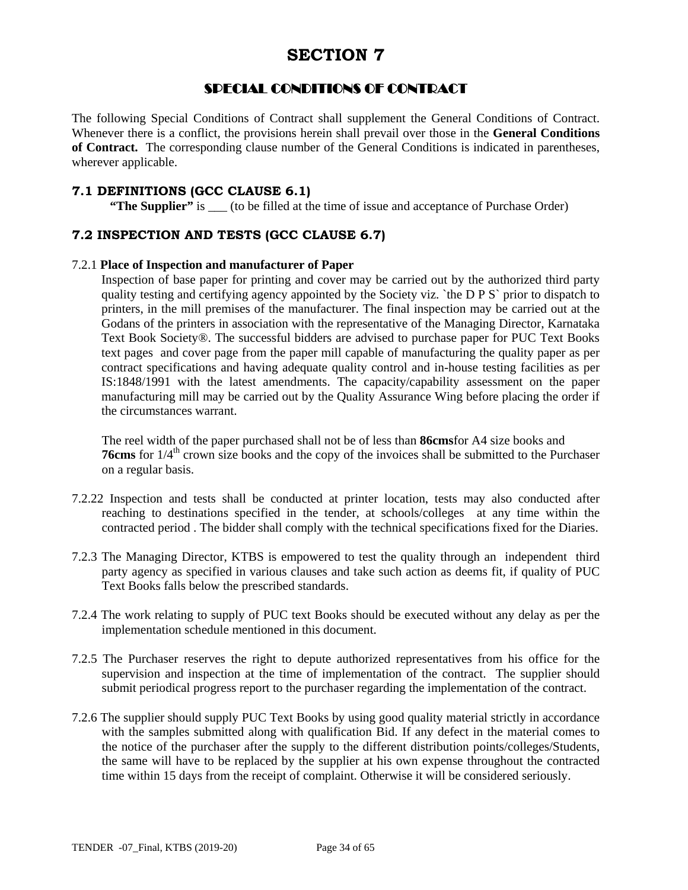# SECTION 7

## SPECIAL CONDITIONS OF CONTRACT

The following Special Conditions of Contract shall supplement the General Conditions of Contract. Whenever there is a conflict, the provisions herein shall prevail over those in the **General Conditions of Contract.** The corresponding clause number of the General Conditions is indicated in parentheses, wherever applicable.

### 7.1 DEFINITIONS (GCC CLAUSE 6.1)

**"The Supplier"** is ___ (to be filled at the time of issue and acceptance of Purchase Order)

### 7.2 INSPECTION AND TESTS (GCC CLAUSE 6.7)

7.2.1 **Place of Inspection and manufacturer of Paper**

Inspection of base paper for printing and cover may be carried out by the authorized third party quality testing and certifying agency appointed by the Society viz. `the D P S` prior to dispatch to printers, in the mill premises of the manufacturer. The final inspection may be carried out at the Godans of the printers in association with the representative of the Managing Director, Karnataka Text Book Society®. The successful bidders are advised to purchase paper for PUC Text Books text pages and cover page from the paper mill capable of manufacturing the quality paper as per contract specifications and having adequate quality control and in-house testing facilities as per IS:1848/1991 with the latest amendments. The capacity/capability assessment on the paper manufacturing mill may be carried out by the Quality Assurance Wing before placing the order if the circumstances warrant.

The reel width of the paper purchased shall not be of less than **86cms**for A4 size books and **76cms** for 1/4th crown size books and the copy of the invoices shall be submitted to the Purchaser on a regular basis.

7.2.22 Inspection and tests shall be conducted at printer location, tests may also conducted after reaching to destinations specified in the tender, at schools/colleges at any time within the contracted period . The bidder shall comply with the technical specifications fixed for the Diaries.

7.2.3 The Managing Director, KTBS is empowered to test the quality through an independent third party agency as specified in various clauses and take such action as deems fit, if quality of PUC Text Books falls below the prescribed standards.

7.2.4 The work relating to supply of PUC text Books should be executed without any delay as per the implementation schedule mentioned in this document.

7.2.5 The Purchaser reserves the right to depute authorized representatives from his office for the supervision and inspection at the time of implementation of the contract. The supplier should submit periodical progress report to the purchaser regarding the implementation of the contract.

7.2.6 The supplier should supply PUC Text Books by using good quality material strictly in accordance with the samples submitted along with qualification Bid. If any defect in the material comes to the notice of the purchaser after the supply to the different distribution points/colleges/Students, the same will have to be replaced by the supplier at his own expense throughout the contracted time within 15 days from the receipt of complaint. Otherwise it will be considered seriously.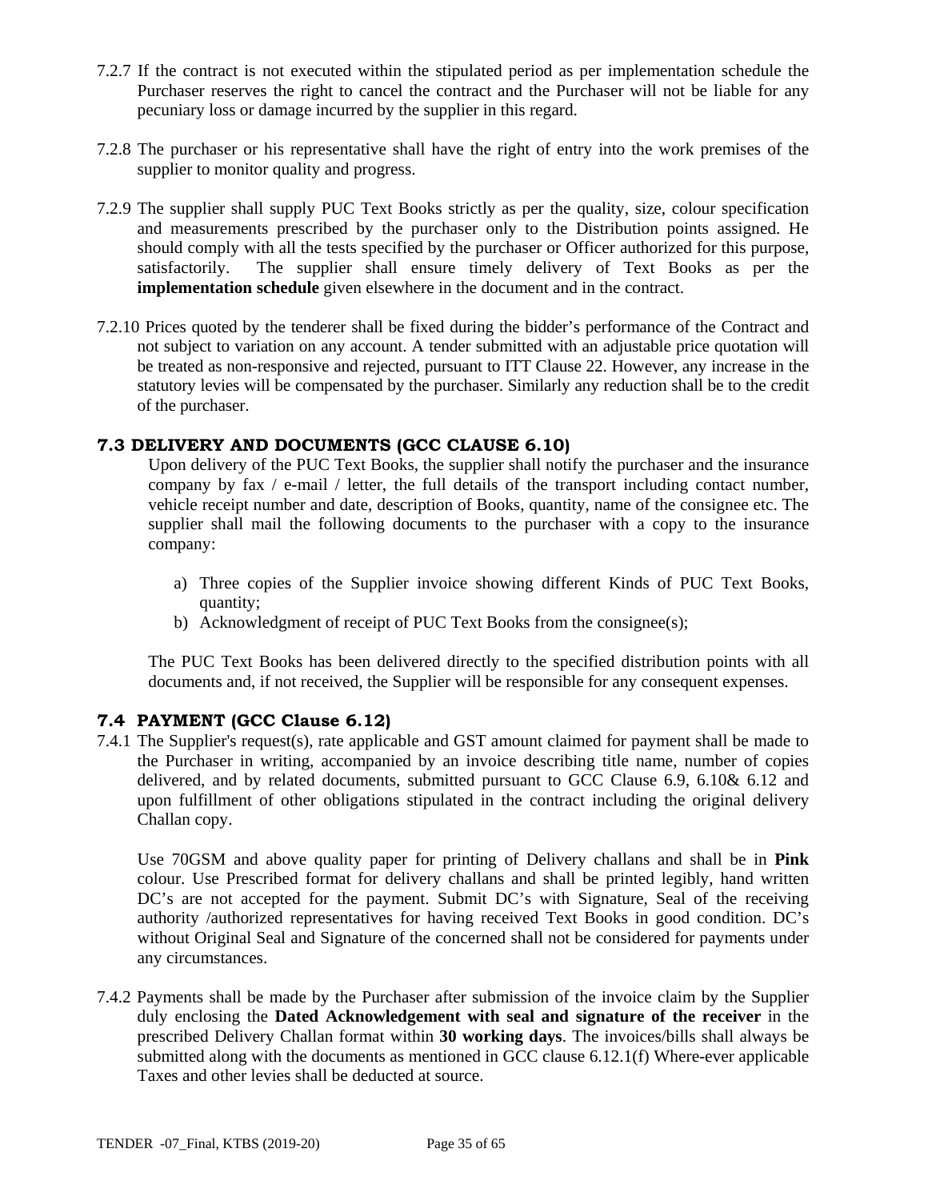7.2.7 If the contract is not executed within the stipulated period as per implementation schedule the Purchaser reserves the right to cancel the contract and the Purchaser will not be liable for any pecuniary loss or damage incurred by the supplier in this regard.

7.2.8 The purchaser or his representative shall have the right of entry into the work premises of the supplier to monitor quality and progress.

7.2.9 The supplier shall supply PUC Text Books strictly as per the quality, size, colour specification and measurements prescribed by the purchaser only to the Distribution points assigned. He should comply with all the tests specified by the purchaser or Officer authorized for this purpose, satisfactorily. The supplier shall ensure timely delivery of Text Books as per the **implementation schedule** given elsewhere in the document and in the contract.

7.2.10 Prices quoted by the tenderer shall be fixed during the bidder's performance of the Contract and not subject to variation on any account. A tender submitted with an adjustable price quotation will be treated as non-responsive and rejected, pursuant to ITT Clause 22. However, any increase in the statutory levies will be compensated by the purchaser. Similarly any reduction shall be to the credit of the purchaser.

### 7.3 DELIVERY AND DOCUMENTS (GCC CLAUSE 6.10)

Upon delivery of the PUC Text Books, the supplier shall notify the purchaser and the insurance company by fax / e-mail / letter, the full details of the transport including contact number, vehicle receipt number and date, description of Books, quantity, name of the consignee etc. The supplier shall mail the following documents to the purchaser with a copy to the insurance company:

a) Three copies of the Supplier invoice showing different Kinds of PUC Text Books, quantity;
b) Acknowledgment of receipt of PUC Text Books from the consignee(s);

The PUC Text Books has been delivered directly to the specified distribution points with all documents and, if not received, the Supplier will be responsible for any consequent expenses.

### 7.4 PAYMENT (GCC Clause 6.12)

7.4.1 The Supplier's request(s), rate applicable and GST amount claimed for payment shall be made to the Purchaser in writing, accompanied by an invoice describing title name, number of copies delivered, and by related documents, submitted pursuant to GCC Clause 6.9, 6.10& 6.12 and upon fulfillment of other obligations stipulated in the contract including the original delivery Challan copy.

Use 70GSM and above quality paper for printing of Delivery challans and shall be in **Pink** colour. Use Prescribed format for delivery challans and shall be printed legibly, hand written DC's are not accepted for the payment. Submit DC's with Signature, Seal of the receiving authority /authorized representatives for having received Text Books in good condition. DC's without Original Seal and Signature of the concerned shall not be considered for payments under any circumstances.

7.4.2 Payments shall be made by the Purchaser after submission of the invoice claim by the Supplier duly enclosing the **Dated Acknowledgement with seal and signature of the receiver** in the prescribed Delivery Challan format within **30 working days**. The invoices/bills shall always be submitted along with the documents as mentioned in GCC clause 6.12.1(f) Where-ever applicable Taxes and other levies shall be deducted at source.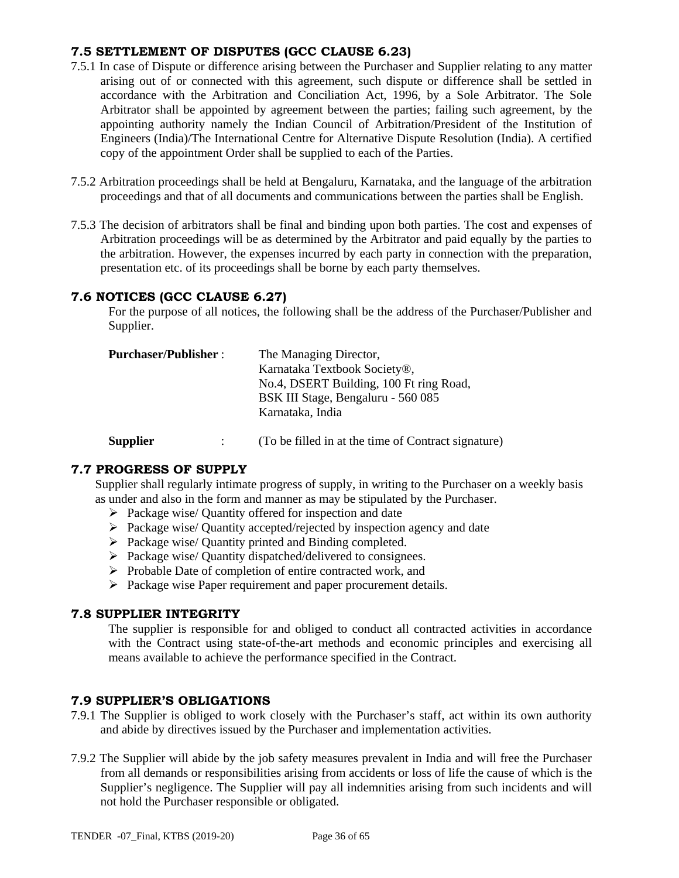### 7.5 SETTLEMENT OF DISPUTES (GCC CLAUSE 6.23)

7.5.1 In case of Dispute or difference arising between the Purchaser and Supplier relating to any matter arising out of or connected with this agreement, such dispute or difference shall be settled in accordance with the Arbitration and Conciliation Act, 1996, by a Sole Arbitrator. The Sole Arbitrator shall be appointed by agreement between the parties; failing such agreement, by the appointing authority namely the Indian Council of Arbitration/President of the Institution of Engineers (India)/The International Centre for Alternative Dispute Resolution (India). A certified copy of the appointment Order shall be supplied to each of the Parties.

7.5.2 Arbitration proceedings shall be held at Bengaluru, Karnataka, and the language of the arbitration proceedings and that of all documents and communications between the parties shall be English.

7.5.3 The decision of arbitrators shall be final and binding upon both parties. The cost and expenses of Arbitration proceedings will be as determined by the Arbitrator and paid equally by the parties to the arbitration. However, the expenses incurred by each party in connection with the preparation, presentation etc. of its proceedings shall be borne by each party themselves.

### 7.6 NOTICES (GCC CLAUSE 6.27)

For the purpose of all notices, the following shall be the address of the Purchaser/Publisher and Supplier.

**Purchaser/Publisher** : The Managing Director,
Karnataka Textbook Society®,
No.4, DSERT Building, 100 Ft ring Road,
BSK III Stage, Bengaluru - 560 085
Karnataka, India

**Supplier** : (To be filled in at the time of Contract signature)

### 7.7 PROGRESS OF SUPPLY

Supplier shall regularly intimate progress of supply, in writing to the Purchaser on a weekly basis as under and also in the form and manner as may be stipulated by the Purchaser.

- Package wise/ Quantity offered for inspection and date
- Package wise/ Quantity accepted/rejected by inspection agency and date
- Package wise/ Quantity printed and Binding completed.
- Package wise/ Quantity dispatched/delivered to consignees.
- Probable Date of completion of entire contracted work, and
- Package wise Paper requirement and paper procurement details.

### 7.8 SUPPLIER INTEGRITY

The supplier is responsible for and obliged to conduct all contracted activities in accordance with the Contract using state-of-the-art methods and economic principles and exercising all means available to achieve the performance specified in the Contract.

### 7.9 SUPPLIER'S OBLIGATIONS

7.9.1 The Supplier is obliged to work closely with the Purchaser's staff, act within its own authority and abide by directives issued by the Purchaser and implementation activities.

7.9.2 The Supplier will abide by the job safety measures prevalent in India and will free the Purchaser from all demands or responsibilities arising from accidents or loss of life the cause of which is the Supplier's negligence. The Supplier will pay all indemnities arising from such incidents and will not hold the Purchaser responsible or obligated.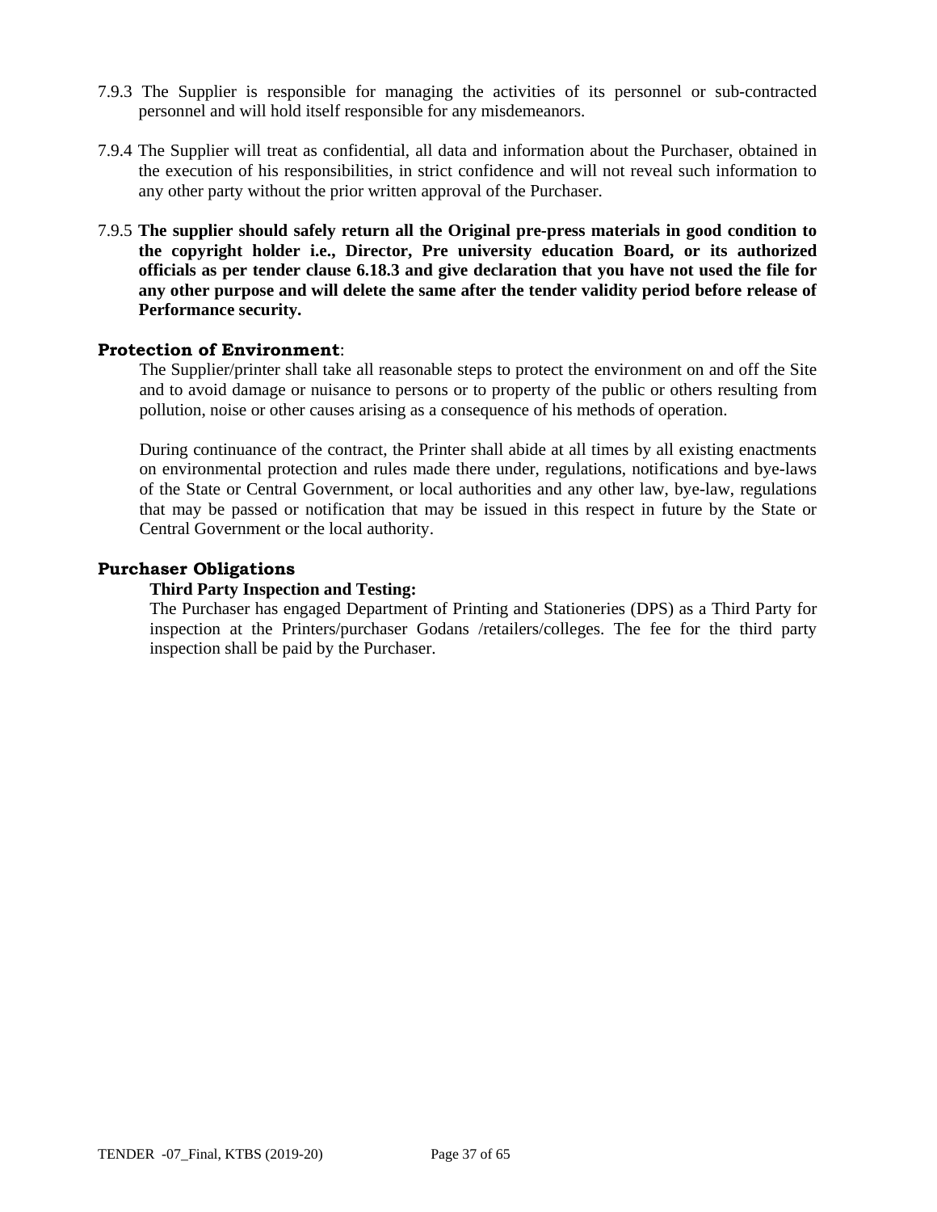7.9.3 The Supplier is responsible for managing the activities of its personnel or sub-contracted personnel and will hold itself responsible for any misdemeanors.

7.9.4 The Supplier will treat as confidential, all data and information about the Purchaser, obtained in the execution of his responsibilities, in strict confidence and will not reveal such information to any other party without the prior written approval of the Purchaser.

7.9.5 **The supplier should safely return all the Original pre-press materials in good condition to the copyright holder i.e., Director, Pre university education Board, or its authorized officials as per tender clause 6.18.3 and give declaration that you have not used the file for any other purpose and will delete the same after the tender validity period before release of Performance security.**

**Protection of Environment**:

The Supplier/printer shall take all reasonable steps to protect the environment on and off the Site and to avoid damage or nuisance to persons or to property of the public or others resulting from pollution, noise or other causes arising as a consequence of his methods of operation.

During continuance of the contract, the Printer shall abide at all times by all existing enactments on environmental protection and rules made there under, regulations, notifications and bye-laws of the State or Central Government, or local authorities and any other law, bye-law, regulations that may be passed or notification that may be issued in this respect in future by the State or Central Government or the local authority.

**Purchaser Obligations**

**Third Party Inspection and Testing:**

The Purchaser has engaged Department of Printing and Stationeries (DPS) as a Third Party for inspection at the Printers/purchaser Godans /retailers/colleges. The fee for the third party inspection shall be paid by the Purchaser.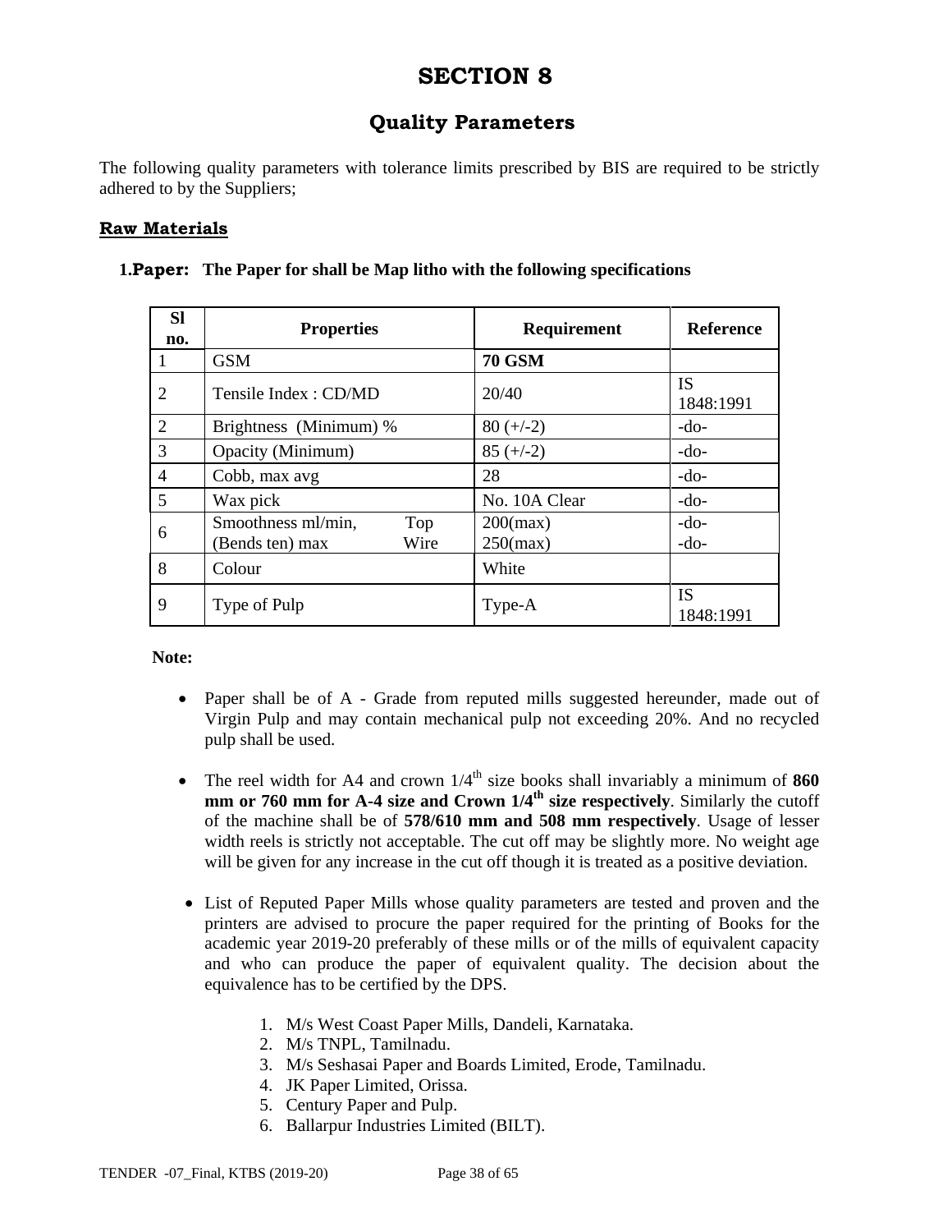# SECTION 8

## Quality Parameters

The following quality parameters with tolerance limits prescribed by BIS are required to be strictly adhered to by the Suppliers;

**Raw Materials**

**1. Paper: The Paper for shall be Map litho with the following specifications**

| Sl no. | Properties | Requirement | Reference |
|---|---|---|---|
| 1 | GSM | **70 GSM** | |
| 2 | Tensile Index : CD/MD | 20/40 | IS 1848:1991 |
| 2 | Brightness (Minimum) % | 80 (+/-2) | -do- |
| 3 | Opacity (Minimum) | 85 (+/-2) | -do- |
| 4 | Cobb, max avg | 28 | -do- |
| 5 | Wax pick | No. 10A Clear | -do- |
| 6 | Smoothness ml/min, (Bends ten) max Top Wire | 200(max) 250(max) | -do- -do- |
| 8 | Colour | White | |
| 9 | Type of Pulp | Type-A | IS 1848:1991 |

**Note:**

- Paper shall be of A - Grade from reputed mills suggested hereunder, made out of Virgin Pulp and may contain mechanical pulp not exceeding 20%. And no recycled pulp shall be used.

- The reel width for A4 and crown 1/4th size books shall invariably a minimum of **860 mm or 760 mm for A-4 size and Crown 1/4th size respectively**. Similarly the cutoff of the machine shall be of **578/610 mm and 508 mm respectively**. Usage of lesser width reels is strictly not acceptable. The cut off may be slightly more. No weight age will be given for any increase in the cut off though it is treated as a positive deviation.

- List of Reputed Paper Mills whose quality parameters are tested and proven and the printers are advised to procure the paper required for the printing of Books for the academic year 2019-20 preferably of these mills or of the mills of equivalent capacity and who can produce the paper of equivalent quality. The decision about the equivalence has to be certified by the DPS.

  1. M/s West Coast Paper Mills, Dandeli, Karnataka.
  2. M/s TNPL, Tamilnadu.
  3. M/s Seshasai Paper and Boards Limited, Erode, Tamilnadu.
  4. JK Paper Limited, Orissa.
  5. Century Paper and Pulp.
  6. Ballarpur Industries Limited (BILT).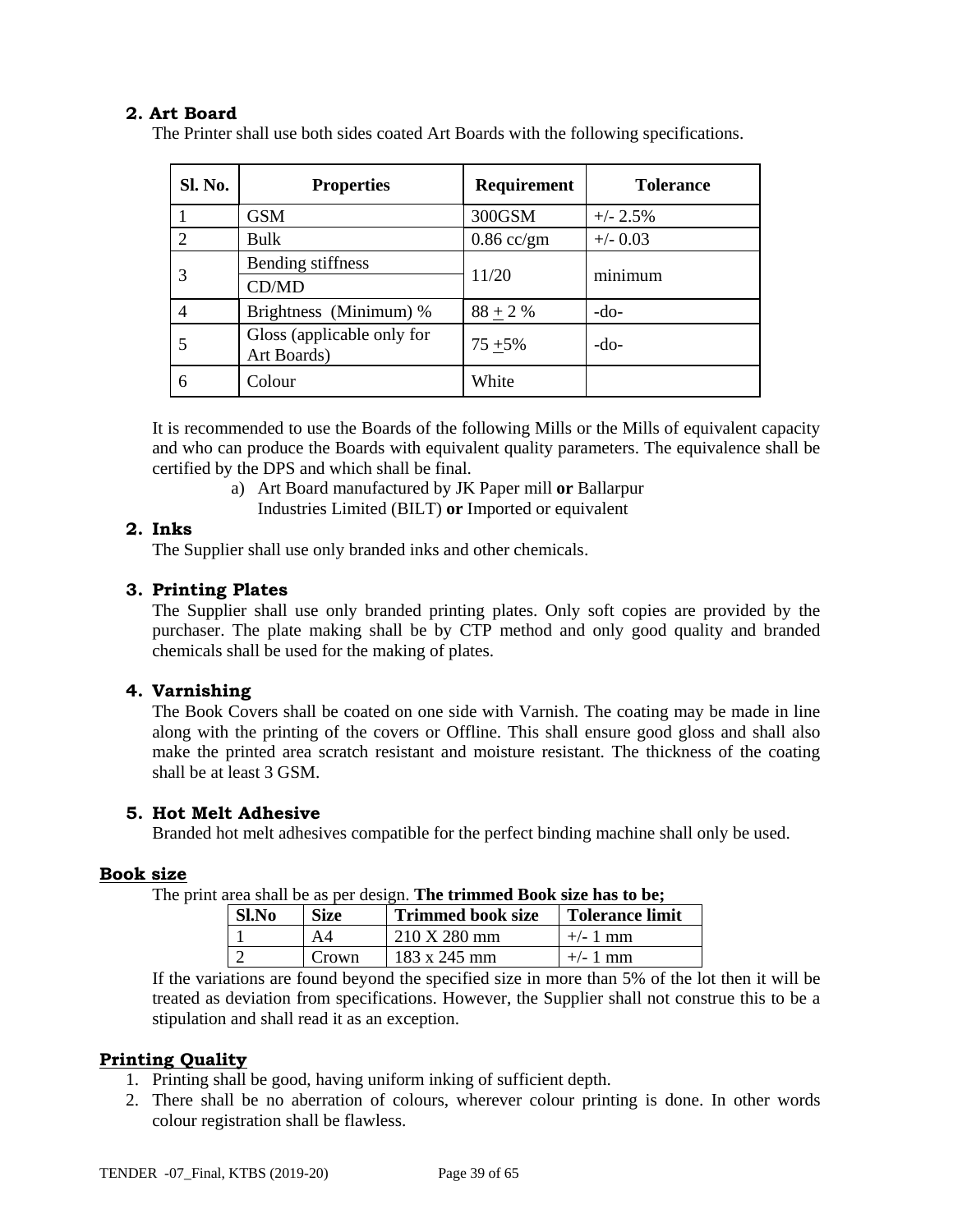## 2. Art Board

The Printer shall use both sides coated Art Boards with the following specifications.

| Sl. No. | Properties | Requirement | Tolerance |
|---|---|---|---|
| 1 | GSM | 300GSM | +/- 2.5% |
| 2 | Bulk | 0.86 cc/gm | +/- 0.03 |
| 3 | Bending stiffness<br>CD/MD | 11/20 | minimum |
| 4 | Brightness (Minimum) % | 88 ± 2 % | -do- |
| 5 | Gloss (applicable only for Art Boards) | 75 ±5% | -do- |
| 6 | Colour | White | |

It is recommended to use the Boards of the following Mills or the Mills of equivalent capacity and who can produce the Boards with equivalent quality parameters. The equivalence shall be certified by the DPS and which shall be final.

a) Art Board manufactured by JK Paper mill **or** Ballarpur Industries Limited (BILT) **or** Imported or equivalent

## 2. Inks

The Supplier shall use only branded inks and other chemicals.

## 3. Printing Plates

The Supplier shall use only branded printing plates. Only soft copies are provided by the purchaser. The plate making shall be by CTP method and only good quality and branded chemicals shall be used for the making of plates.

## 4. Varnishing

The Book Covers shall be coated on one side with Varnish. The coating may be made in line along with the printing of the covers or Offline. This shall ensure good gloss and shall also make the printed area scratch resistant and moisture resistant. The thickness of the coating shall be at least 3 GSM.

## 5. Hot Melt Adhesive

Branded hot melt adhesives compatible for the perfect binding machine shall only be used.

## Book size

The print area shall be as per design. **The trimmed Book size has to be;**

| Sl.No | Size | Trimmed book size | Tolerance limit |
|---|---|---|---|
| 1 | A4 | 210 X 280 mm | +/- 1 mm |
| 2 | Crown | 183 x 245 mm | +/- 1 mm |

If the variations are found beyond the specified size in more than 5% of the lot then it will be treated as deviation from specifications. However, the Supplier shall not construe this to be a stipulation and shall read it as an exception.

## Printing Quality

1. Printing shall be good, having uniform inking of sufficient depth.
2. There shall be no aberration of colours, wherever colour printing is done. In other words colour registration shall be flawless.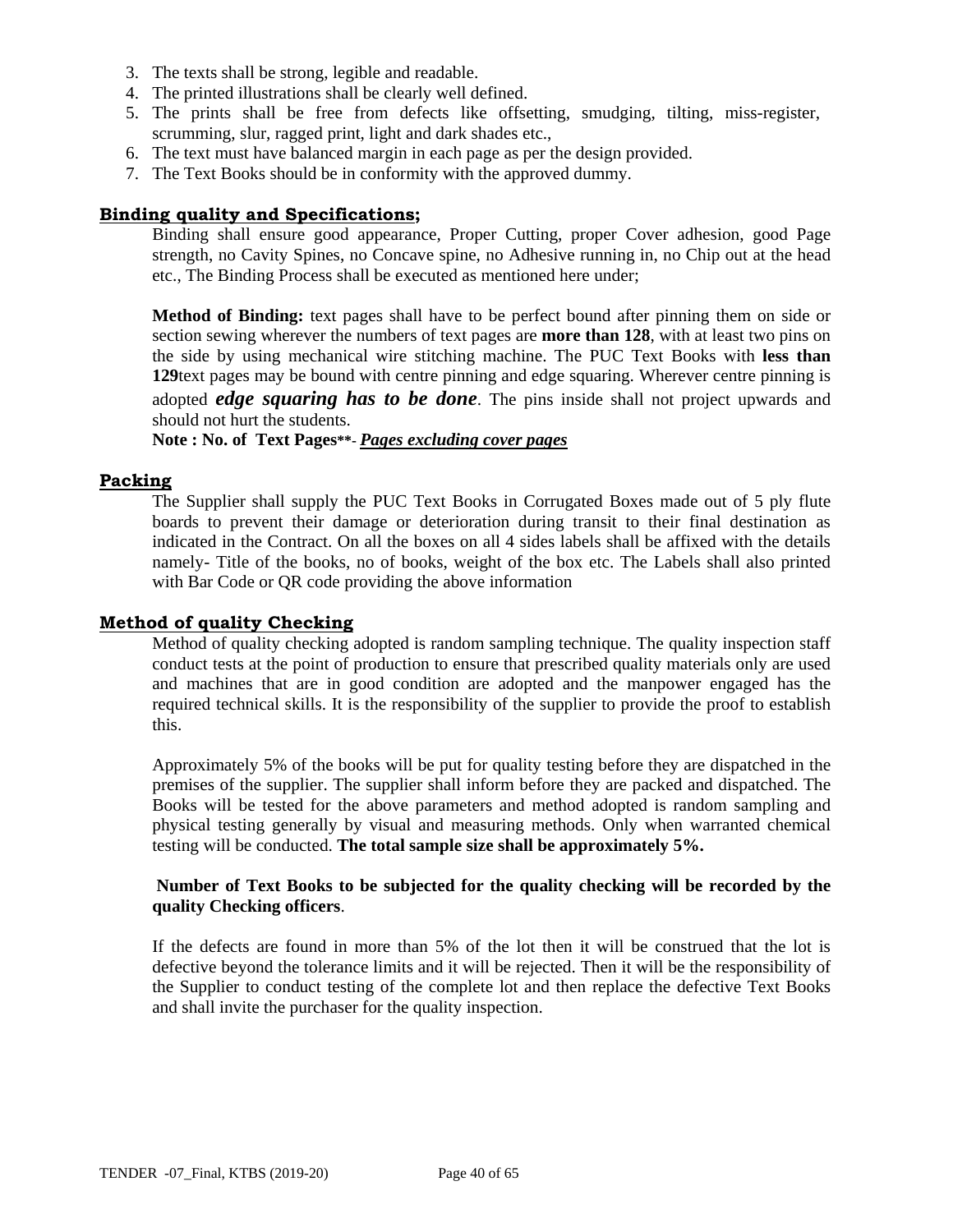3. The texts shall be strong, legible and readable.
4. The printed illustrations shall be clearly well defined.
5. The prints shall be free from defects like offsetting, smudging, tilting, miss-register, scrumming, slur, ragged print, light and dark shades etc.,
6. The text must have balanced margin in each page as per the design provided.
7. The Text Books should be in conformity with the approved dummy.

## Binding quality and Specifications;

Binding shall ensure good appearance, Proper Cutting, proper Cover adhesion, good Page strength, no Cavity Spines, no Concave spine, no Adhesive running in, no Chip out at the head etc., The Binding Process shall be executed as mentioned here under;

**Method of Binding:** text pages shall have to be perfect bound after pinning them on side or section sewing wherever the numbers of text pages are **more than 128**, with at least two pins on the side by using mechanical wire stitching machine. The PUC Text Books with **less than 129**text pages may be bound with centre pinning and edge squaring. Wherever centre pinning is adopted ***edge squaring has to be done***. The pins inside shall not project upwards and should not hurt the students.

**Note : No. of Text Pages**\*\*- ***Pages excluding cover pages***

## Packing

The Supplier shall supply the PUC Text Books in Corrugated Boxes made out of 5 ply flute boards to prevent their damage or deterioration during transit to their final destination as indicated in the Contract. On all the boxes on all 4 sides labels shall be affixed with the details namely- Title of the books, no of books, weight of the box etc. The Labels shall also printed with Bar Code or QR code providing the above information

## Method of quality Checking

Method of quality checking adopted is random sampling technique. The quality inspection staff conduct tests at the point of production to ensure that prescribed quality materials only are used and machines that are in good condition are adopted and the manpower engaged has the required technical skills. It is the responsibility of the supplier to provide the proof to establish this.

Approximately 5% of the books will be put for quality testing before they are dispatched in the premises of the supplier. The supplier shall inform before they are packed and dispatched. The Books will be tested for the above parameters and method adopted is random sampling and physical testing generally by visual and measuring methods. Only when warranted chemical testing will be conducted. **The total sample size shall be approximately 5%.**

**Number of Text Books to be subjected for the quality checking will be recorded by the quality Checking officers**.

If the defects are found in more than 5% of the lot then it will be construed that the lot is defective beyond the tolerance limits and it will be rejected. Then it will be the responsibility of the Supplier to conduct testing of the complete lot and then replace the defective Text Books and shall invite the purchaser for the quality inspection.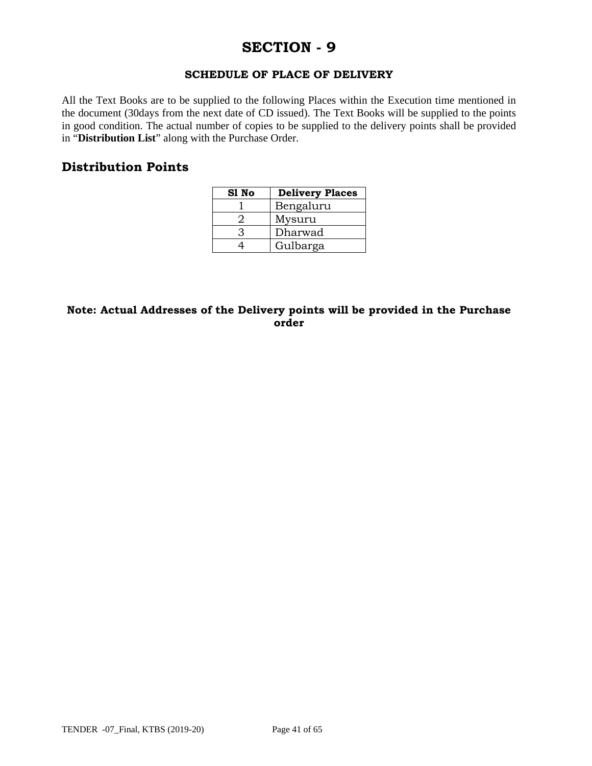# SECTION - 9

### SCHEDULE OF PLACE OF DELIVERY

All the Text Books are to be supplied to the following Places within the Execution time mentioned in the document (30days from the next date of CD issued). The Text Books will be supplied to the points in good condition. The actual number of copies to be supplied to the delivery points shall be provided in "**Distribution List**" along with the Purchase Order.

## Distribution Points

| Sl No | Delivery Places |
|---|---|
| 1 | Bengaluru |
| 2 | Mysuru |
| 3 | Dharwad |
| 4 | Gulbarga |

**Note: Actual Addresses of the Delivery points will be provided in the Purchase order**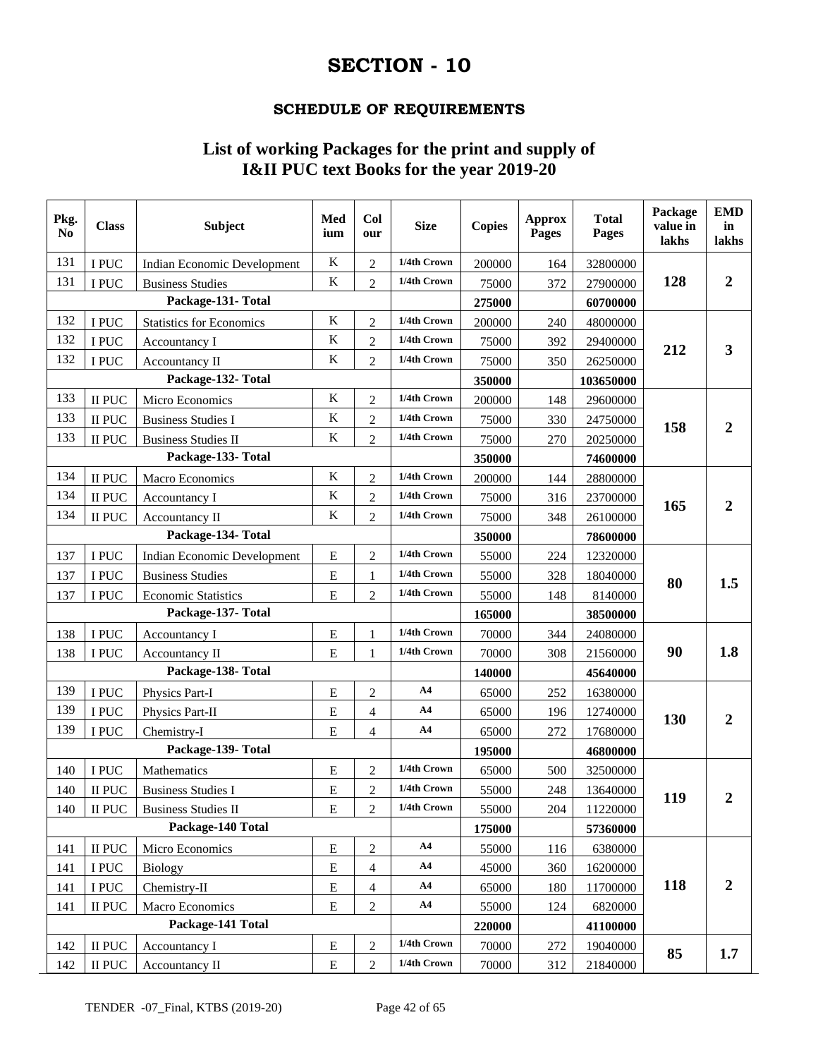# SECTION - 10

## SCHEDULE OF REQUIREMENTS

### List of working Packages for the print and supply of I&II PUC text Books for the year 2019-20

| Pkg. No | Class | Subject | Medium | Colour | Size | Copies | Approx Pages | Total Pages | Package value in lakhs | EMD in lakhs |
|---|---|---|---|---|---|---|---|---|---|---|
| 131 | I PUC | Indian Economic Development | K | 2 | 1/4th Crown | 200000 | 164 | 32800000 | 128 | 2 |
| 131 | I PUC | Business Studies | K | 2 | 1/4th Crown | 75000 | 372 | 27900000 | | |
| | | **Package-131- Total** | | | | **275000** | | **60700000** | | |
| 132 | I PUC | Statistics for Economics | K | 2 | 1/4th Crown | 200000 | 240 | 48000000 | 212 | 3 |
| 132 | I PUC | Accountancy I | K | 2 | 1/4th Crown | 75000 | 392 | 29400000 | | |
| 132 | I PUC | Accountancy II | K | 2 | 1/4th Crown | 75000 | 350 | 26250000 | | |
| | | **Package-132- Total** | | | | **350000** | | **103650000** | | |
| 133 | II PUC | Micro Economics | K | 2 | 1/4th Crown | 200000 | 148 | 29600000 | 158 | 2 |
| 133 | II PUC | Business Studies I | K | 2 | 1/4th Crown | 75000 | 330 | 24750000 | | |
| 133 | II PUC | Business Studies II | K | 2 | 1/4th Crown | 75000 | 270 | 20250000 | | |
| | | **Package-133- Total** | | | | **350000** | | **74600000** | | |
| 134 | II PUC | Macro Economics | K | 2 | 1/4th Crown | 200000 | 144 | 28800000 | 165 | 2 |
| 134 | II PUC | Accountancy I | K | 2 | 1/4th Crown | 75000 | 316 | 23700000 | | |
| 134 | II PUC | Accountancy II | K | 2 | 1/4th Crown | 75000 | 348 | 26100000 | | |
| | | **Package-134- Total** | | | | **350000** | | **78600000** | | |
| 137 | I PUC | Indian Economic Development | E | 2 | 1/4th Crown | 55000 | 224 | 12320000 | 80 | 1.5 |
| 137 | I PUC | Business Studies | E | 1 | 1/4th Crown | 55000 | 328 | 18040000 | | |
| 137 | I PUC | Economic Statistics | E | 2 | 1/4th Crown | 55000 | 148 | 8140000 | | |
| | | **Package-137- Total** | | | | **165000** | | **38500000** | | |
| 138 | I PUC | Accountancy I | E | 1 | 1/4th Crown | 70000 | 344 | 24080000 | 90 | 1.8 |
| 138 | I PUC | Accountancy II | E | 1 | 1/4th Crown | 70000 | 308 | 21560000 | | |
| | | **Package-138- Total** | | | | **140000** | | **45640000** | | |
| 139 | I PUC | Physics Part-I | E | 2 | A4 | 65000 | 252 | 16380000 | 130 | 2 |
| 139 | I PUC | Physics Part-II | E | 4 | A4 | 65000 | 196 | 12740000 | | |
| 139 | I PUC | Chemistry-I | E | 4 | A4 | 65000 | 272 | 17680000 | | |
| | | **Package-139- Total** | | | | **195000** | | **46800000** | | |
| 140 | I PUC | Mathematics | E | 2 | 1/4th Crown | 65000 | 500 | 32500000 | 119 | 2 |
| 140 | II PUC | Business Studies I | E | 2 | 1/4th Crown | 55000 | 248 | 13640000 | | |
| 140 | II PUC | Business Studies II | E | 2 | 1/4th Crown | 55000 | 204 | 11220000 | | |
| | | **Package-140 Total** | | | | **175000** | | **57360000** | | |
| 141 | II PUC | Micro Economics | E | 2 | A4 | 55000 | 116 | 6380000 | 118 | 2 |
| 141 | I PUC | Biology | E | 4 | A4 | 45000 | 360 | 16200000 | | |
| 141 | I PUC | Chemistry-II | E | 4 | A4 | 65000 | 180 | 11700000 | | |
| 141 | II PUC | Macro Economics | E | 2 | A4 | 55000 | 124 | 6820000 | | |
| | | **Package-141 Total** | | | | **220000** | | **41100000** | | |
| 142 | II PUC | Accountancy I | E | 2 | 1/4th Crown | 70000 | 272 | 19040000 | 85 | 1.7 |
| 142 | II PUC | Accountancy II | E | 2 | 1/4th Crown | 70000 | 312 | 21840000 | | |

TENDER -07_Final, KTBS (2019-20)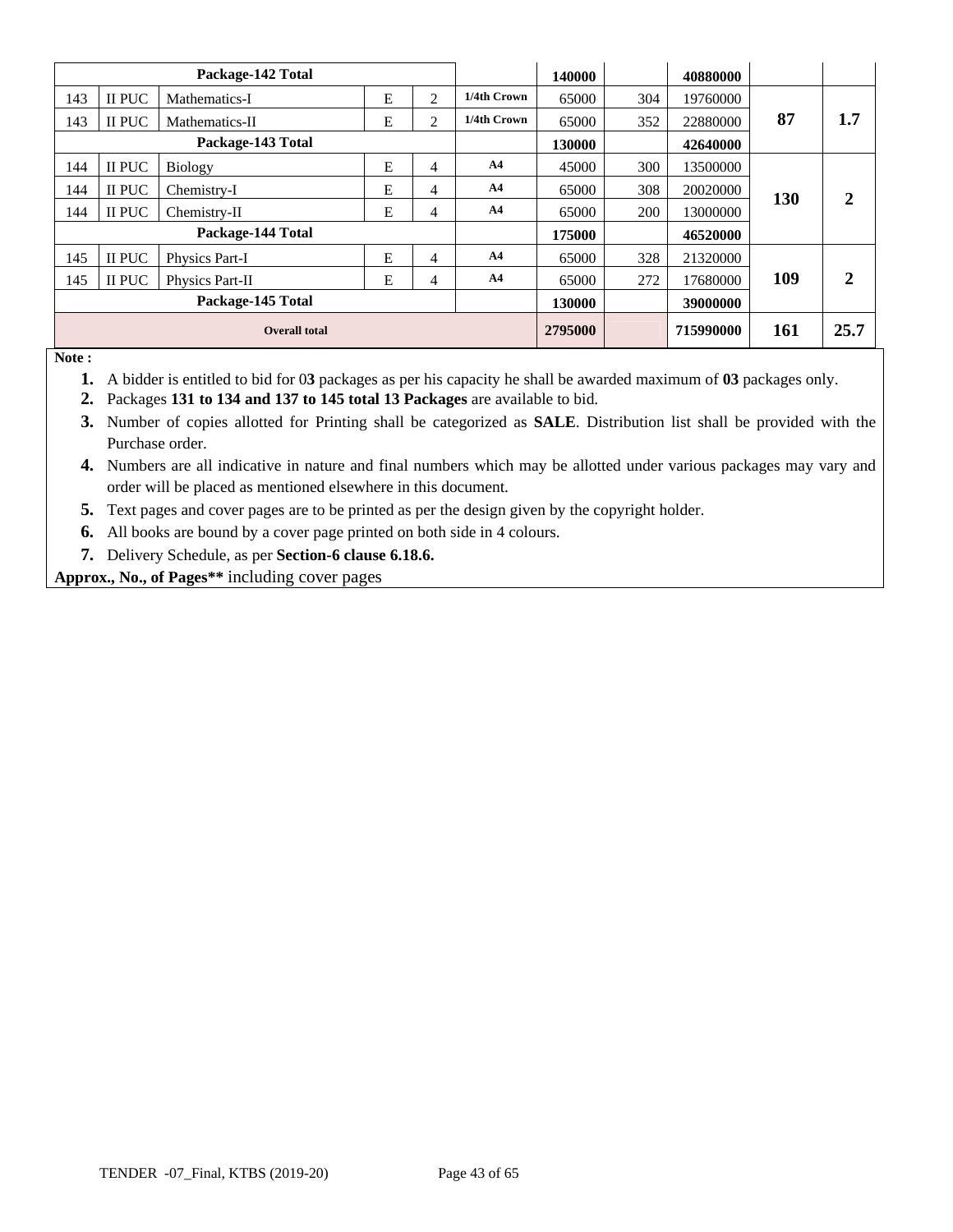| | | | | | | | | | | |
|---|---|---|---|---|---|---|---|---|---|---|
| Package-142 Total | | | | | | 140000 | | 40880000 | | |
| 143 | II PUC | Mathematics-I | E | 2 | 1/4th Crown | 65000 | 304 | 19760000 | 87 | 1.7 |
| 143 | II PUC | Mathematics-II | E | 2 | 1/4th Crown | 65000 | 352 | 22880000 | | |
| Package-143 Total | | | | | | 130000 | | 42640000 | | |
| 144 | II PUC | Biology | E | 4 | A4 | 45000 | 300 | 13500000 | 130 | 2 |
| 144 | II PUC | Chemistry-I | E | 4 | A4 | 65000 | 308 | 20020000 | | |
| 144 | II PUC | Chemistry-II | E | 4 | A4 | 65000 | 200 | 13000000 | | |
| Package-144 Total | | | | | | 175000 | | 46520000 | | |
| 145 | II PUC | Physics Part-I | E | 4 | A4 | 65000 | 328 | 21320000 | 109 | 2 |
| 145 | II PUC | Physics Part-II | E | 4 | A4 | 65000 | 272 | 17680000 | | |
| Package-145 Total | | | | | | 130000 | | 39000000 | | |
| Overall total | | | | | | 2795000 | | 715990000 | 161 | 25.7 |

**Note :**

1. A bidder is entitled to bid for 0**3** packages as per his capacity he shall be awarded maximum of **03** packages only.
2. Packages **131 to 134 and 137 to 145 total 13 Packages** are available to bid.
3. Number of copies allotted for Printing shall be categorized as **SALE**. Distribution list shall be provided with the Purchase order.
4. Numbers are all indicative in nature and final numbers which may be allotted under various packages may vary and order will be placed as mentioned elsewhere in this document.
5. Text pages and cover pages are to be printed as per the design given by the copyright holder.
6. All books are bound by a cover page printed on both side in 4 colours.
7. Delivery Schedule, as per **Section-6 clause 6.18.6.**

**Approx., No., of Pages**** including cover pages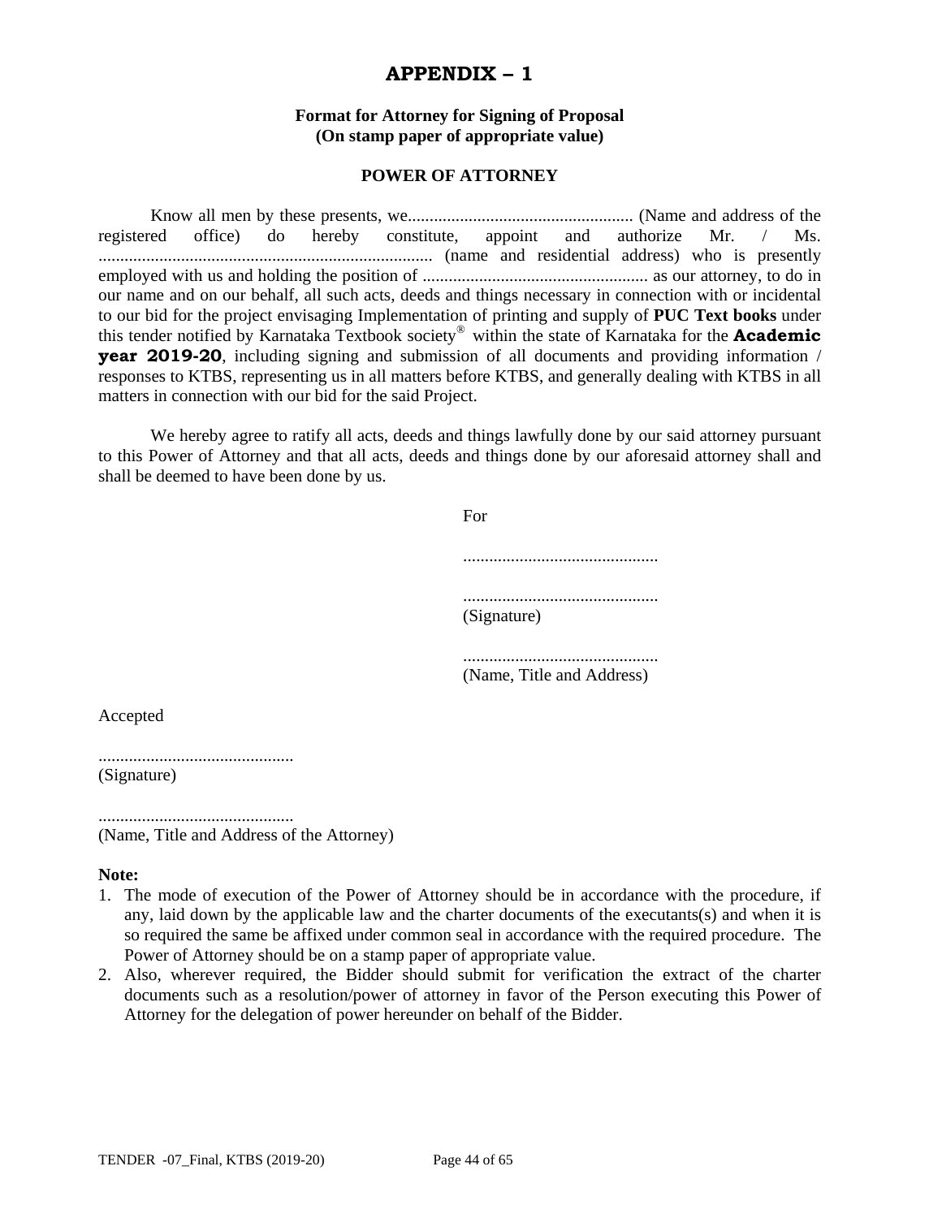# APPENDIX – 1

**Format for Attorney for Signing of Proposal**
**(On stamp paper of appropriate value)**

**POWER OF ATTORNEY**

Know all men by these presents, we.................................................... (Name and address of the registered office) do hereby constitute, appoint and authorize Mr. / Ms. ............................................................................. (name and residential address) who is presently employed with us and holding the position of .................................................... as our attorney, to do in our name and on our behalf, all such acts, deeds and things necessary in connection with or incidental to our bid for the project envisaging Implementation of printing and supply of **PUC Text books** under this tender notified by Karnataka Textbook society® within the state of Karnataka for the **Academic year 2019-20**, including signing and submission of all documents and providing information / responses to KTBS, representing us in all matters before KTBS, and generally dealing with KTBS in all matters in connection with our bid for the said Project.

We hereby agree to ratify all acts, deeds and things lawfully done by our said attorney pursuant to this Power of Attorney and that all acts, deeds and things done by our aforesaid attorney shall and shall be deemed to have been done by us.

For

.............................................

.............................................
(Signature)

.............................................
(Name, Title and Address)

Accepted

.............................................
(Signature)

.............................................
(Name, Title and Address of the Attorney)

**Note:**

1. The mode of execution of the Power of Attorney should be in accordance with the procedure, if any, laid down by the applicable law and the charter documents of the executants(s) and when it is so required the same be affixed under common seal in accordance with the required procedure. The Power of Attorney should be on a stamp paper of appropriate value.
2. Also, wherever required, the Bidder should submit for verification the extract of the charter documents such as a resolution/power of attorney in favor of the Person executing this Power of Attorney for the delegation of power hereunder on behalf of the Bidder.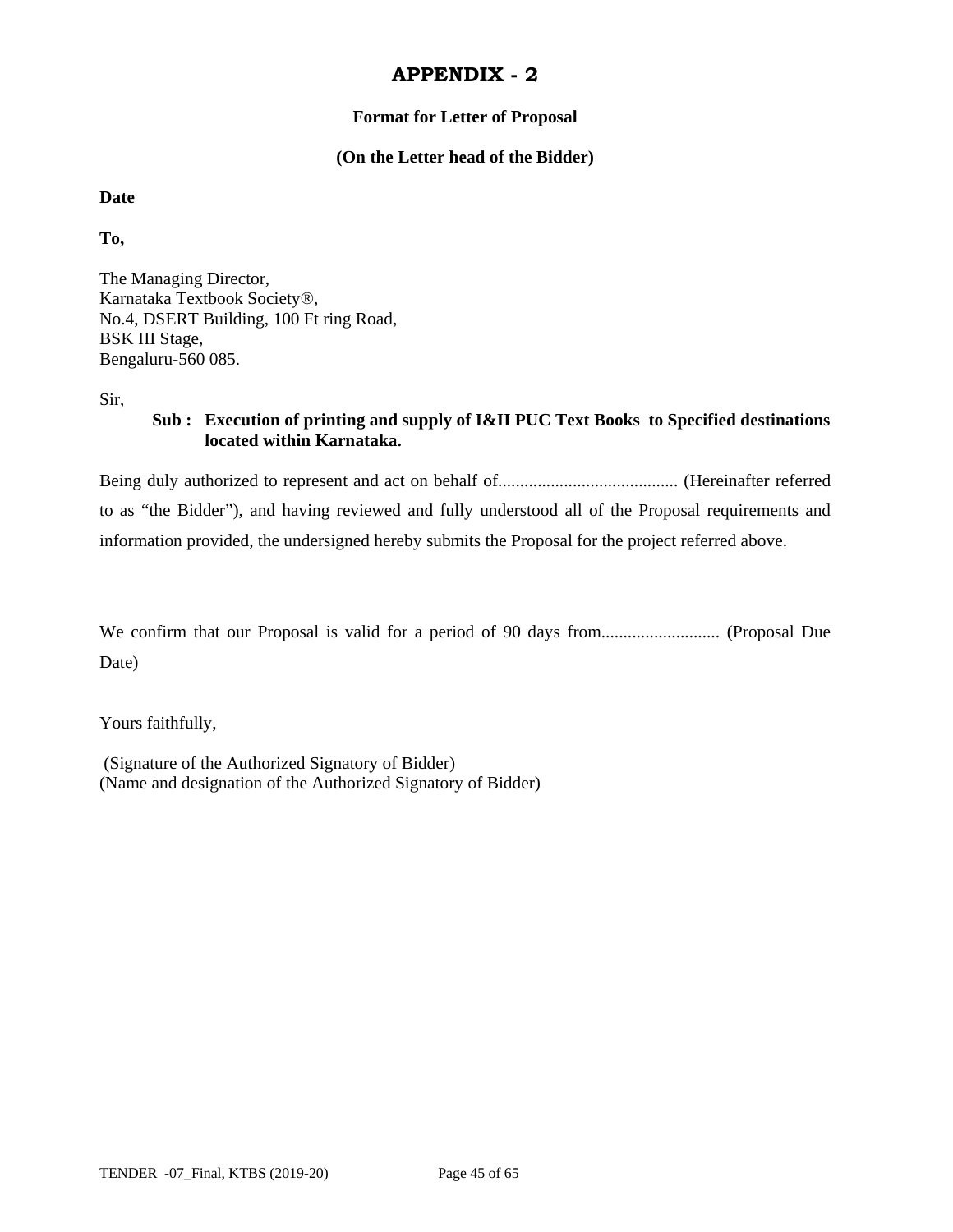# APPENDIX - 2

**Format for Letter of Proposal**

**(On the Letter head of the Bidder)**

**Date**

**To,**

The Managing Director,
Karnataka Textbook Society®,
No.4, DSERT Building, 100 Ft ring Road,
BSK III Stage,
Bengaluru-560 085.

Sir,

**Sub : Execution of printing and supply of I&II PUC Text Books to Specified destinations located within Karnataka.**

Being duly authorized to represent and act on behalf of......................................... (Hereinafter referred to as "the Bidder"), and having reviewed and fully understood all of the Proposal requirements and information provided, the undersigned hereby submits the Proposal for the project referred above.

We confirm that our Proposal is valid for a period of 90 days from........................... (Proposal Due Date)

Yours faithfully,

(Signature of the Authorized Signatory of Bidder)
(Name and designation of the Authorized Signatory of Bidder)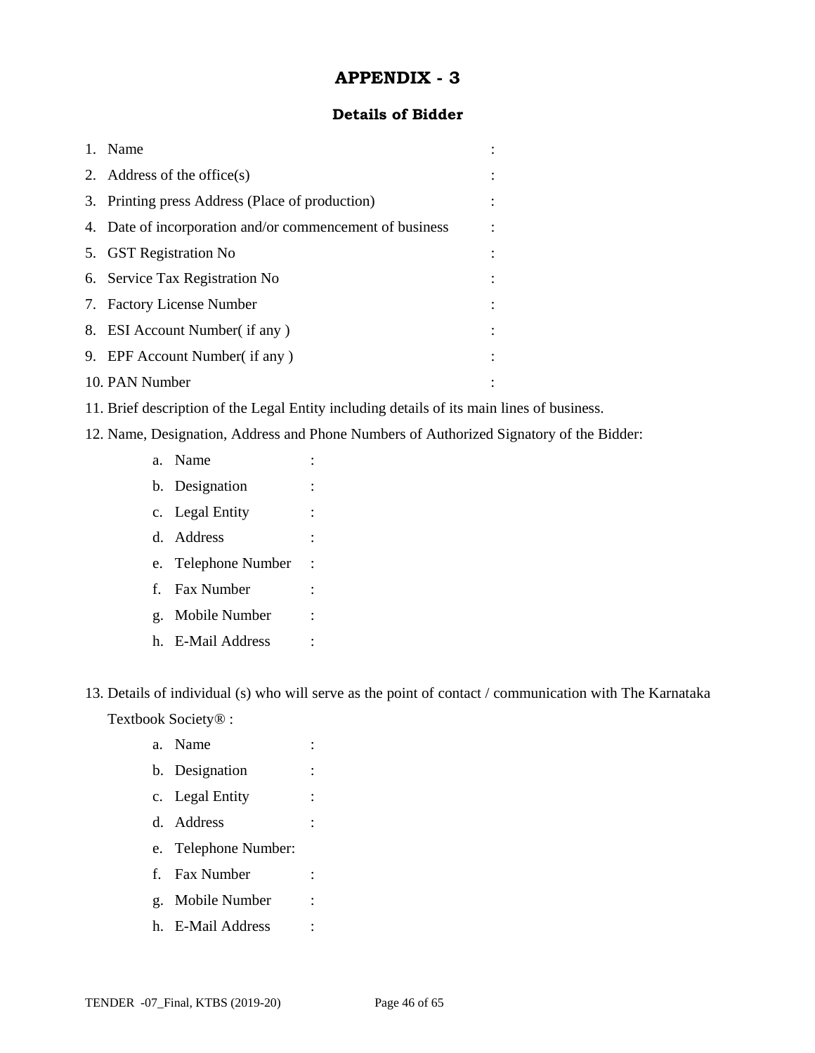# APPENDIX - 3

### Details of Bidder

1. Name :
2. Address of the office(s) :
3. Printing press Address (Place of production) :
4. Date of incorporation and/or commencement of business :
5. GST Registration No :
6. Service Tax Registration No :
7. Factory License Number :
8. ESI Account Number( if any ) :
9. EPF Account Number( if any ) :
10. PAN Number :
11. Brief description of the Legal Entity including details of its main lines of business.
12. Name, Designation, Address and Phone Numbers of Authorized Signatory of the Bidder:
    a. Name :
    b. Designation :
    c. Legal Entity :
    d. Address :
    e. Telephone Number :
    f. Fax Number :
    g. Mobile Number :
    h. E-Mail Address :

13. Details of individual (s) who will serve as the point of contact / communication with The Karnataka Textbook Society® :
    a. Name :
    b. Designation :
    c. Legal Entity :
    d. Address :
    e. Telephone Number:
    f. Fax Number :
    g. Mobile Number :
    h. E-Mail Address :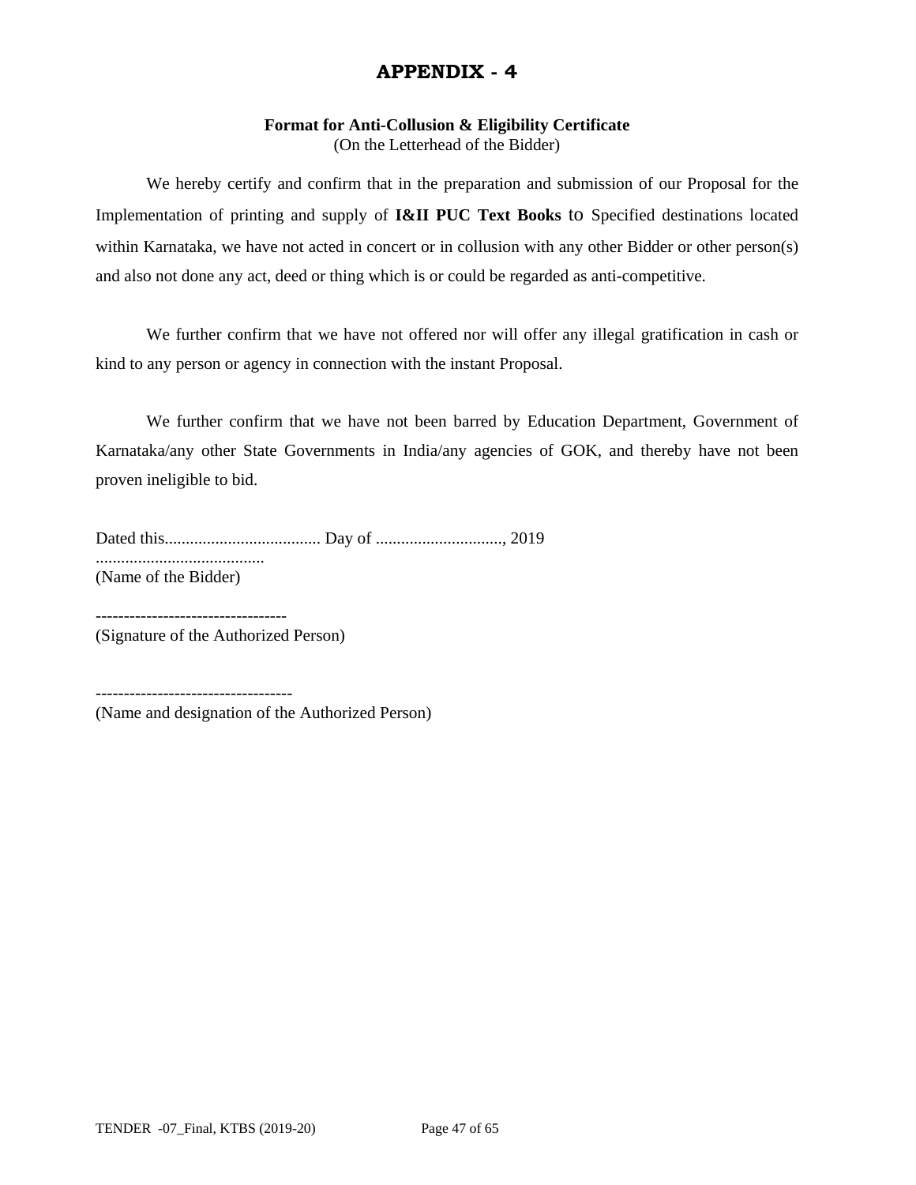# APPENDIX - 4

**Format for Anti-Collusion & Eligibility Certificate**
(On the Letterhead of the Bidder)

We hereby certify and confirm that in the preparation and submission of our Proposal for the Implementation of printing and supply of **I&II PUC Text Books** to Specified destinations located within Karnataka, we have not acted in concert or in collusion with any other Bidder or other person(s) and also not done any act, deed or thing which is or could be regarded as anti-competitive.

We further confirm that we have not offered nor will offer any illegal gratification in cash or kind to any person or agency in connection with the instant Proposal.

We further confirm that we have not been barred by Education Department, Government of Karnataka/any other State Governments in India/any agencies of GOK, and thereby have not been proven ineligible to bid.

Dated this..................................... Day of .............................., 2019

........................................
(Name of the Bidder)

----------------------------------
(Signature of the Authorized Person)

-----------------------------------
(Name and designation of the Authorized Person)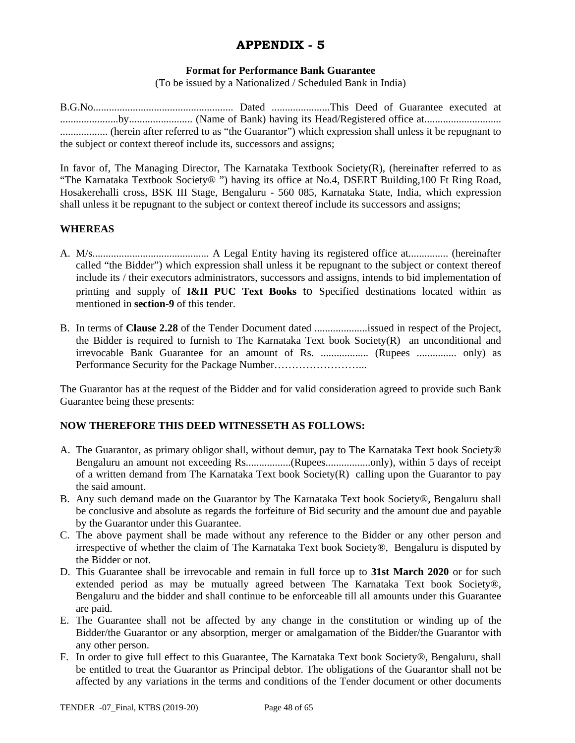# APPENDIX - 5

**Format for Performance Bank Guarantee**

(To be issued by a Nationalized / Scheduled Bank in India)

B.G.No..................................................... Dated ......................This Deed of Guarantee executed at .....................by........................ (Name of Bank) having its Head/Registered office at............................ .................. (herein after referred to as "the Guarantor") which expression shall unless it be repugnant to the subject or context thereof include its, successors and assigns;

In favor of, The Managing Director, The Karnataka Textbook Society(R), (hereinafter referred to as "The Karnataka Textbook Society® ") having its office at No.4, DSERT Building,100 Ft Ring Road, Hosakerehalli cross, BSK III Stage, Bengaluru - 560 085, Karnataka State, India, which expression shall unless it be repugnant to the subject or context thereof include its successors and assigns;

**WHEREAS**

A. M/s............................................ A Legal Entity having its registered office at............... (hereinafter called "the Bidder") which expression shall unless it be repugnant to the subject or context thereof include its / their executors administrators, successors and assigns, intends to bid implementation of printing and supply of **I&II PUC Text Books** to Specified destinations located within as mentioned in **section-9** of this tender.

B. In terms of **Clause 2.28** of the Tender Document dated ....................issued in respect of the Project, the Bidder is required to furnish to The Karnataka Text book Society(R) an unconditional and irrevocable Bank Guarantee for an amount of Rs. .................. (Rupees ............... only) as Performance Security for the Package Number……………………...

The Guarantor has at the request of the Bidder and for valid consideration agreed to provide such Bank Guarantee being these presents:

**NOW THEREFORE THIS DEED WITNESSETH AS FOLLOWS:**

A. The Guarantor, as primary obligor shall, without demur, pay to The Karnataka Text book Society® Bengaluru an amount not exceeding Rs.................(Rupees.................only), within 5 days of receipt of a written demand from The Karnataka Text book Society(R) calling upon the Guarantor to pay the said amount.
B. Any such demand made on the Guarantor by The Karnataka Text book Society®, Bengaluru shall be conclusive and absolute as regards the forfeiture of Bid security and the amount due and payable by the Guarantor under this Guarantee.
C. The above payment shall be made without any reference to the Bidder or any other person and irrespective of whether the claim of The Karnataka Text book Society®, Bengaluru is disputed by the Bidder or not.
D. This Guarantee shall be irrevocable and remain in full force up to **31st March 2020** or for such extended period as may be mutually agreed between The Karnataka Text book Society®, Bengaluru and the bidder and shall continue to be enforceable till all amounts under this Guarantee are paid.
E. The Guarantee shall not be affected by any change in the constitution or winding up of the Bidder/the Guarantor or any absorption, merger or amalgamation of the Bidder/the Guarantor with any other person.
F. In order to give full effect to this Guarantee, The Karnataka Text book Society®, Bengaluru, shall be entitled to treat the Guarantor as Principal debtor. The obligations of the Guarantor shall not be affected by any variations in the terms and conditions of the Tender document or other documents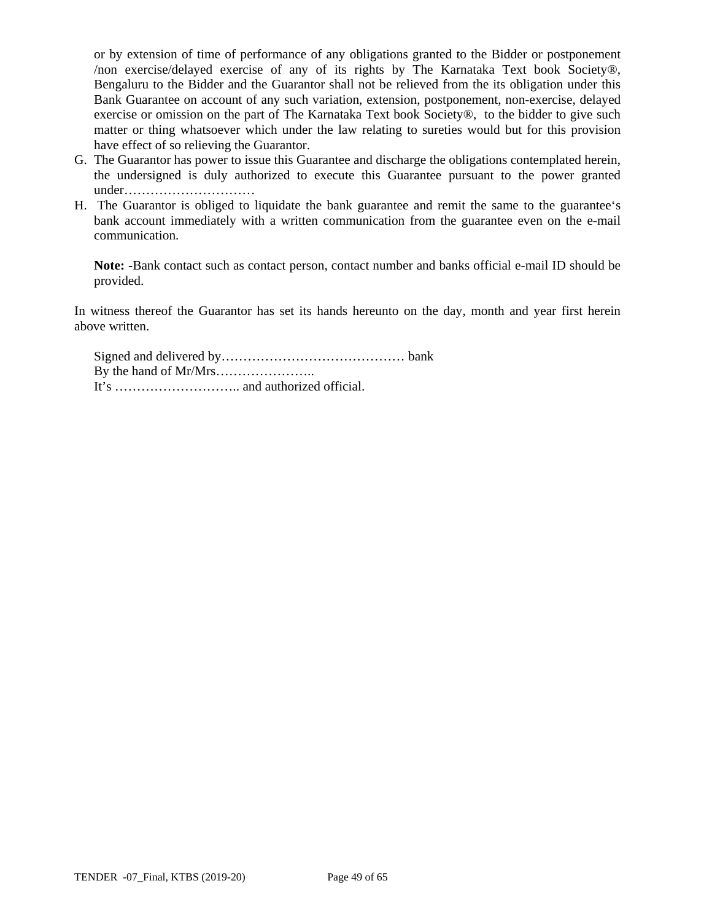or by extension of time of performance of any obligations granted to the Bidder or postponement /non exercise/delayed exercise of any of its rights by The Karnataka Text book Society®, Bengaluru to the Bidder and the Guarantor shall not be relieved from the its obligation under this Bank Guarantee on account of any such variation, extension, postponement, non-exercise, delayed exercise or omission on the part of The Karnataka Text book Society®, to the bidder to give such matter or thing whatsoever which under the law relating to sureties would but for this provision have effect of so relieving the Guarantor.

G. The Guarantor has power to issue this Guarantee and discharge the obligations contemplated herein, the undersigned is duly authorized to execute this Guarantee pursuant to the power granted under…………………………

H. The Guarantor is obliged to liquidate the bank guarantee and remit the same to the guarantee‘s bank account immediately with a written communication from the guarantee even on the e-mail communication.

**Note: -**Bank contact such as contact person, contact number and banks official e-mail ID should be provided.

In witness thereof the Guarantor has set its hands hereunto on the day, month and year first herein above written.

Signed and delivered by…………………………………… bank  
By the hand of Mr/Mrs…………………..  
It's ……………………….. and authorized official.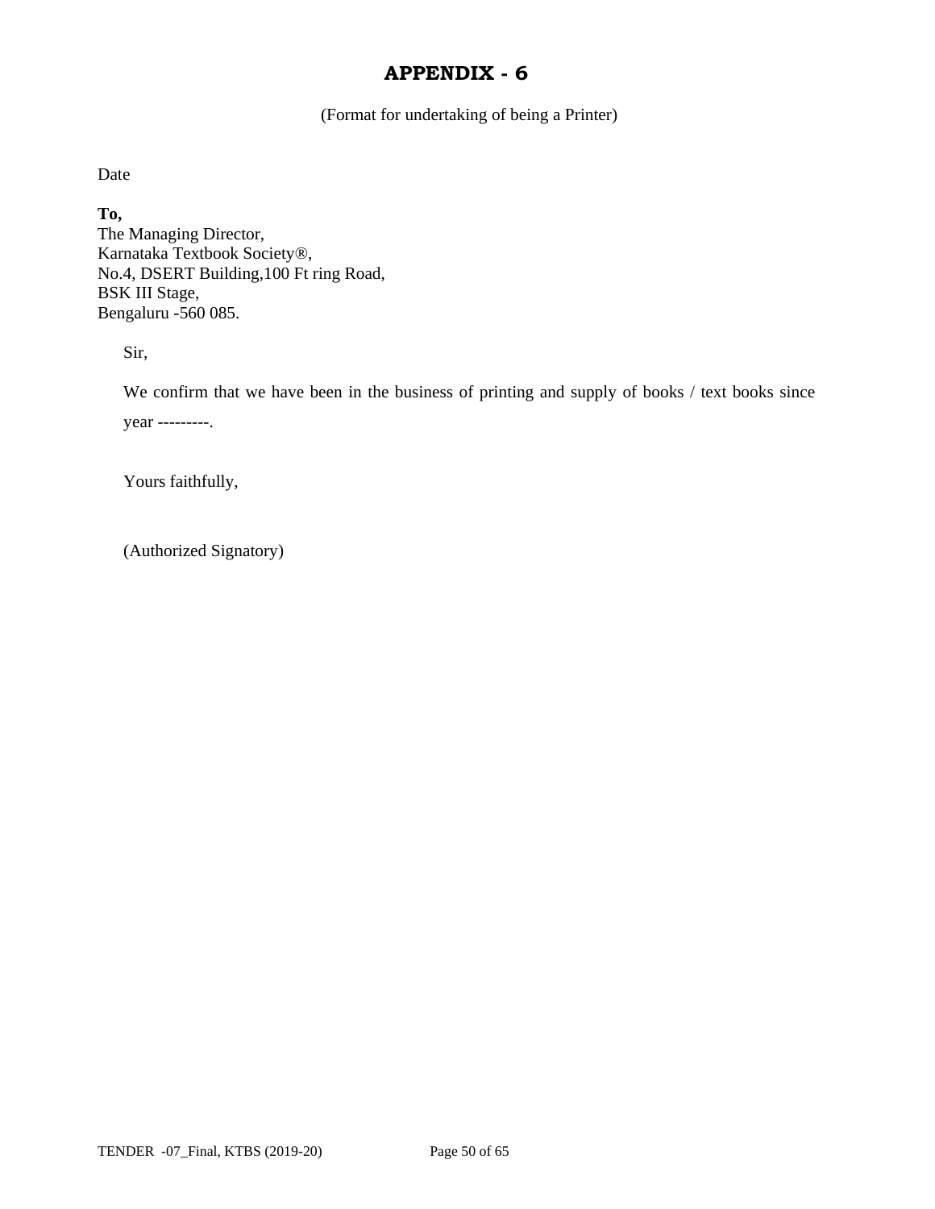# APPENDIX - 6

(Format for undertaking of being a Printer)

Date

**To,**
The Managing Director,
Karnataka Textbook Society®,
No.4, DSERT Building,100 Ft ring Road,
BSK III Stage,
Bengaluru -560 085.

Sir,

We confirm that we have been in the business of printing and supply of books / text books since year ---------.

Yours faithfully,

(Authorized Signatory)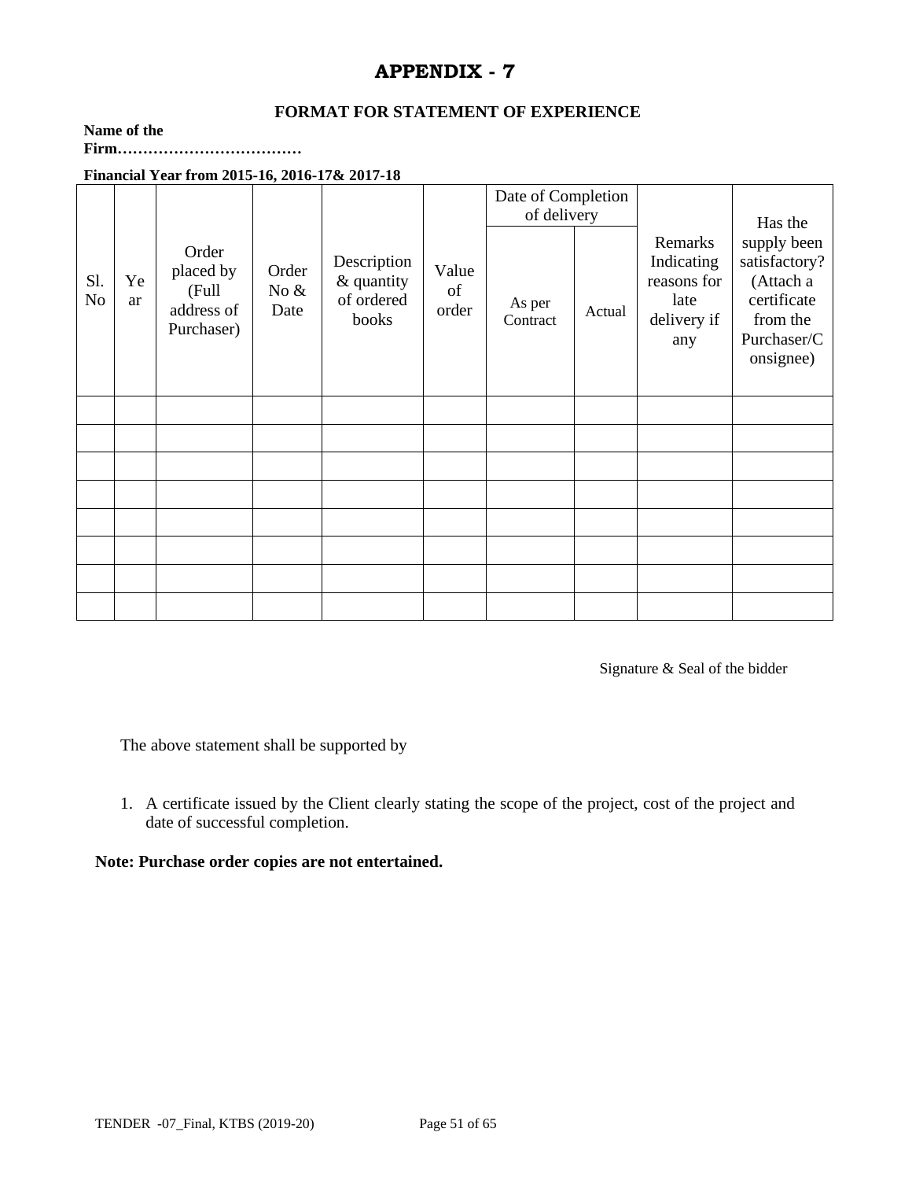# APPENDIX - 7

## FORMAT FOR STATEMENT OF EXPERIENCE

**Name of the Firm………………………………**

**Financial Year from 2015-16, 2016-17& 2017-18**

| Sl. No | Year | Order placed by (Full address of Purchaser) | Order No & Date | Description & quantity of ordered books | Value of order | Date of Completion of delivery | | Remarks Indicating reasons for late delivery if any | Has the supply been satisfactory? (Attach a certificate from the Purchaser/Consignee) |
|---|---|---|---|---|---|---|---|---|---|
| | | | | | | As per Contract | Actual | | |
| | | | | | | | | | |
| | | | | | | | | | |
| | | | | | | | | | |
| | | | | | | | | | |
| | | | | | | | | | |
| | | | | | | | | | |
| | | | | | | | | | |
| | | | | | | | | | |

Signature & Seal of the bidder

The above statement shall be supported by

1. A certificate issued by the Client clearly stating the scope of the project, cost of the project and date of successful completion.

**Note: Purchase order copies are not entertained.**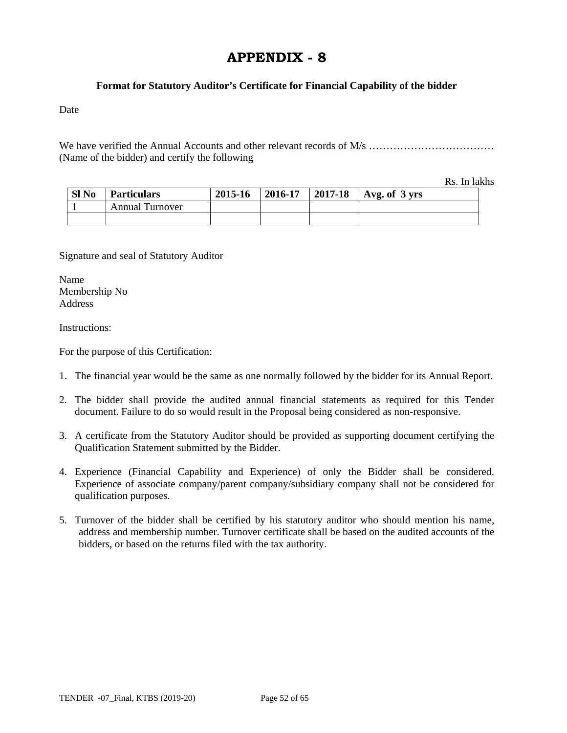# APPENDIX - 8

**Format for Statutory Auditor's Certificate for Financial Capability of the bidder**

Date

We have verified the Annual Accounts and other relevant records of M/s ……………………………… (Name of the bidder) and certify the following

Rs. In lakhs

| Sl No | Particulars | 2015-16 | 2016-17 | 2017-18 | Avg. of 3 yrs |
|---|---|---|---|---|---|
| 1 | Annual Turnover | | | | |
| | | | | | |

Signature and seal of Statutory Auditor

Name
Membership No
Address

Instructions:

For the purpose of this Certification:

1. The financial year would be the same as one normally followed by the bidder for its Annual Report.
2. The bidder shall provide the audited annual financial statements as required for this Tender document. Failure to do so would result in the Proposal being considered as non-responsive.
3. A certificate from the Statutory Auditor should be provided as supporting document certifying the Qualification Statement submitted by the Bidder.
4. Experience (Financial Capability and Experience) of only the Bidder shall be considered. Experience of associate company/parent company/subsidiary company shall not be considered for qualification purposes.
5. Turnover of the bidder shall be certified by his statutory auditor who should mention his name, address and membership number. Turnover certificate shall be based on the audited accounts of the bidders, or based on the returns filed with the tax authority.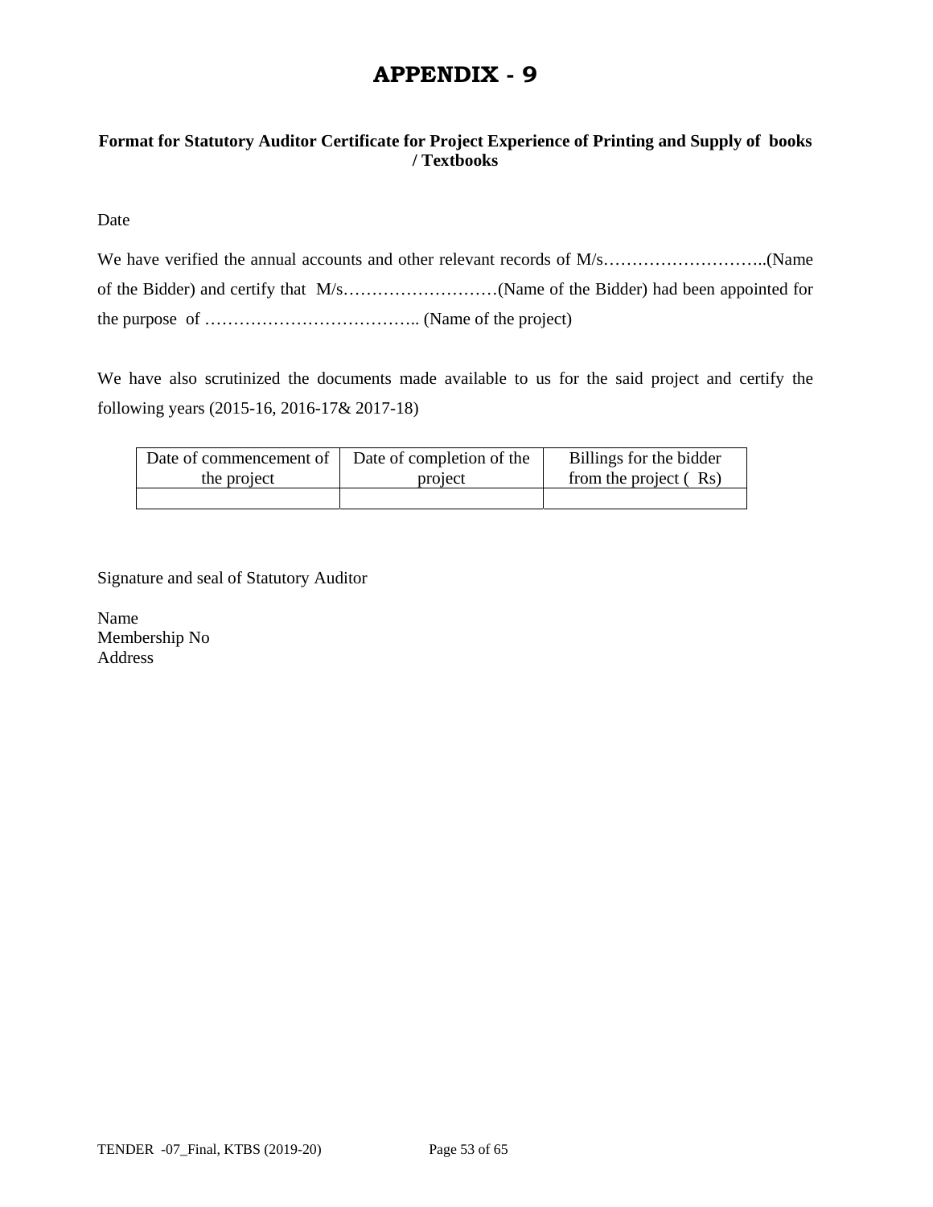# APPENDIX - 9

**Format for Statutory Auditor Certificate for Project Experience of Printing and Supply of books / Textbooks**

Date

We have verified the annual accounts and other relevant records of M/s………………………..(Name of the Bidder) and certify that M/s………………………(Name of the Bidder) had been appointed for the purpose of ……………………………….. (Name of the project)

We have also scrutinized the documents made available to us for the said project and certify the following years (2015-16, 2016-17& 2017-18)

| Date of commencement of the project | Date of completion of the project | Billings for the bidder from the project ( Rs) |
|---|---|---|
| | | |

Signature and seal of Statutory Auditor

Name
Membership No
Address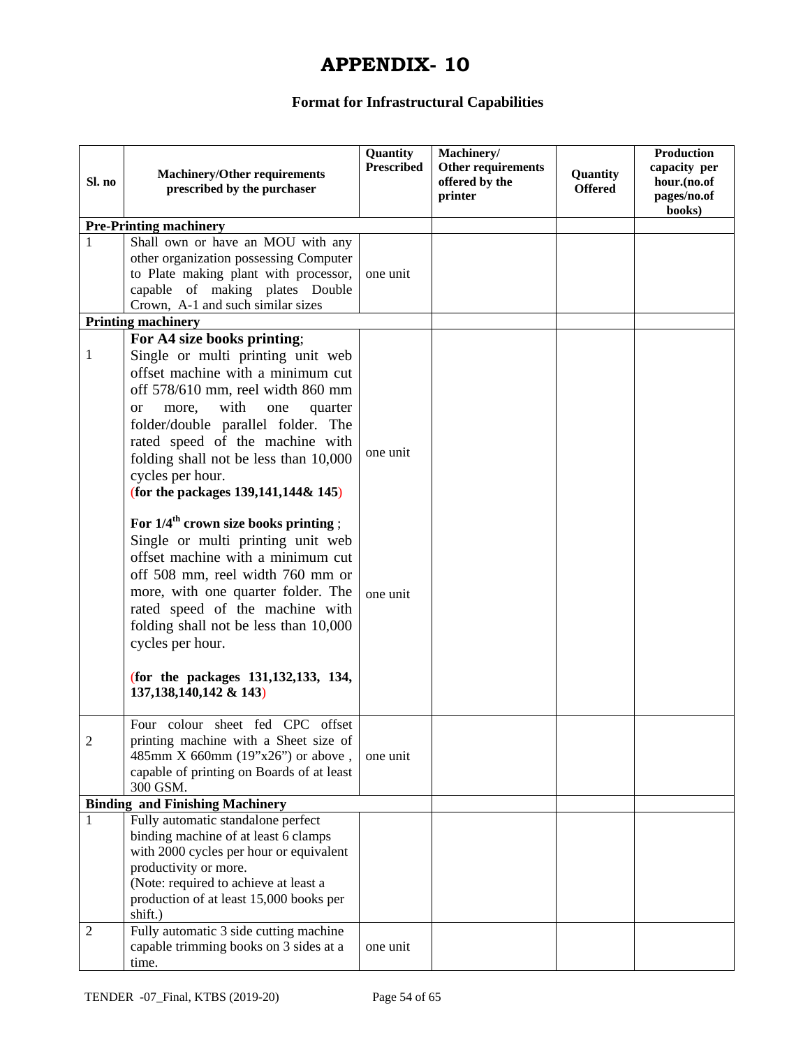# APPENDIX- 10

### Format for Infrastructural Capabilities

| Sl. no | Machinery/Other requirements prescribed by the purchaser | Quantity Prescribed | Machinery/ Other requirements offered by the printer | Quantity Offered | Production capacity per hour.(no.of pages/no.of books) |
|---|---|---|---|---|---|
| **Pre-Printing machinery** | | | | | |
| 1 | Shall own or have an MOU with any other organization possessing Computer to Plate making plant with processor, capable of making plates Double Crown, A-1 and such similar sizes | one unit | | | |
| **Printing machinery** | | | | | |
| 1 | **For A4 size books printing**; Single or multi printing unit web offset machine with a minimum cut off 578/610 mm, reel width 860 mm or more, with one quarter folder/double parallel folder. The rated speed of the machine with folding shall not be less than 10,000 cycles per hour. (**for the packages 139,141,144& 145**) | one unit | | | |
| | **For 1/4th crown size books printing** ; Single or multi printing unit web offset machine with a minimum cut off 508 mm, reel width 760 mm or more, with one quarter folder. The rated speed of the machine with folding shall not be less than 10,000 cycles per hour. (**for the packages 131,132,133, 134, 137,138,140,142 & 143**) | one unit | | | |
| 2 | Four colour sheet fed CPC offset printing machine with a Sheet size of 485mm X 660mm (19"x26") or above , capable of printing on Boards of at least 300 GSM. | one unit | | | |
| **Binding and Finishing Machinery** | | | | | |
| 1 | Fully automatic standalone perfect binding machine of at least 6 clamps with 2000 cycles per hour or equivalent productivity or more. (Note: required to achieve at least a production of at least 15,000 books per shift.) | | | | |
| 2 | Fully automatic 3 side cutting machine capable trimming books on 3 sides at a time. | one unit | | | |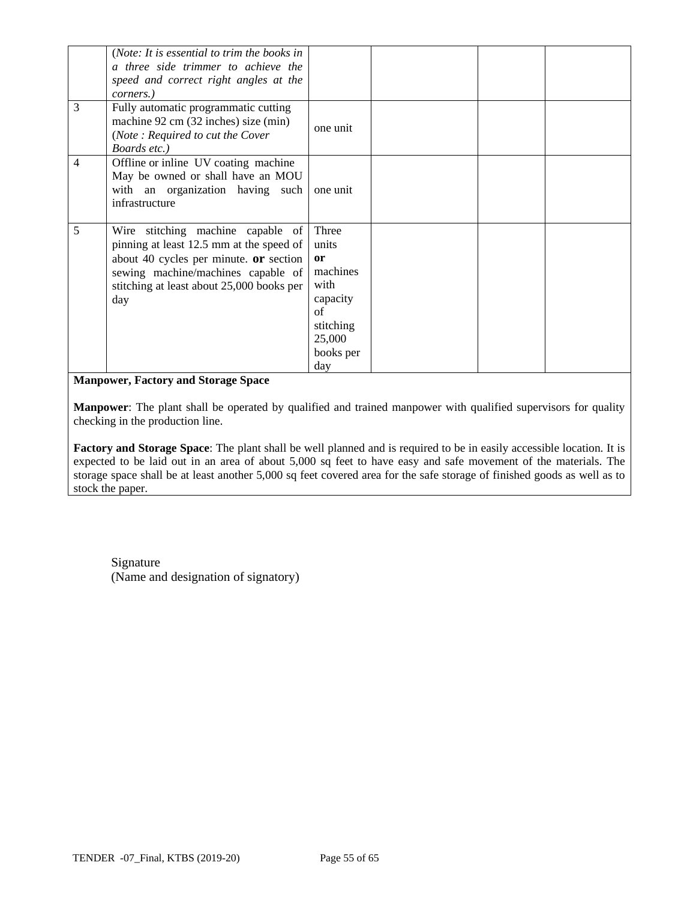| | | | | | |
|---|---|---|---|---|---|
| | (*Note: It is essential to trim the books in a three side trimmer to achieve the speed and correct right angles at the corners.)* | | | | |
| 3 | Fully automatic programmatic cutting machine 92 cm (32 inches) size (min) (*Note : Required to cut the Cover Boards etc.)* | one unit | | | |
| 4 | Offline or inline UV coating machine May be owned or shall have an MOU with an organization having such infrastructure | one unit | | | |
| 5 | Wire stitching machine capable of pinning at least 12.5 mm at the speed of about 40 cycles per minute. **or** section sewing machine/machines capable of stitching at least about 25,000 books per day | Three units **or** machines with capacity of stitching 25,000 books per day | | | |

**Manpower, Factory and Storage Space**

**Manpower**: The plant shall be operated by qualified and trained manpower with qualified supervisors for quality checking in the production line.

**Factory and Storage Space**: The plant shall be well planned and is required to be in easily accessible location. It is expected to be laid out in an area of about 5,000 sq feet to have easy and safe movement of the materials. The storage space shall be at least another 5,000 sq feet covered area for the safe storage of finished goods as well as to stock the paper.

Signature
(Name and designation of signatory)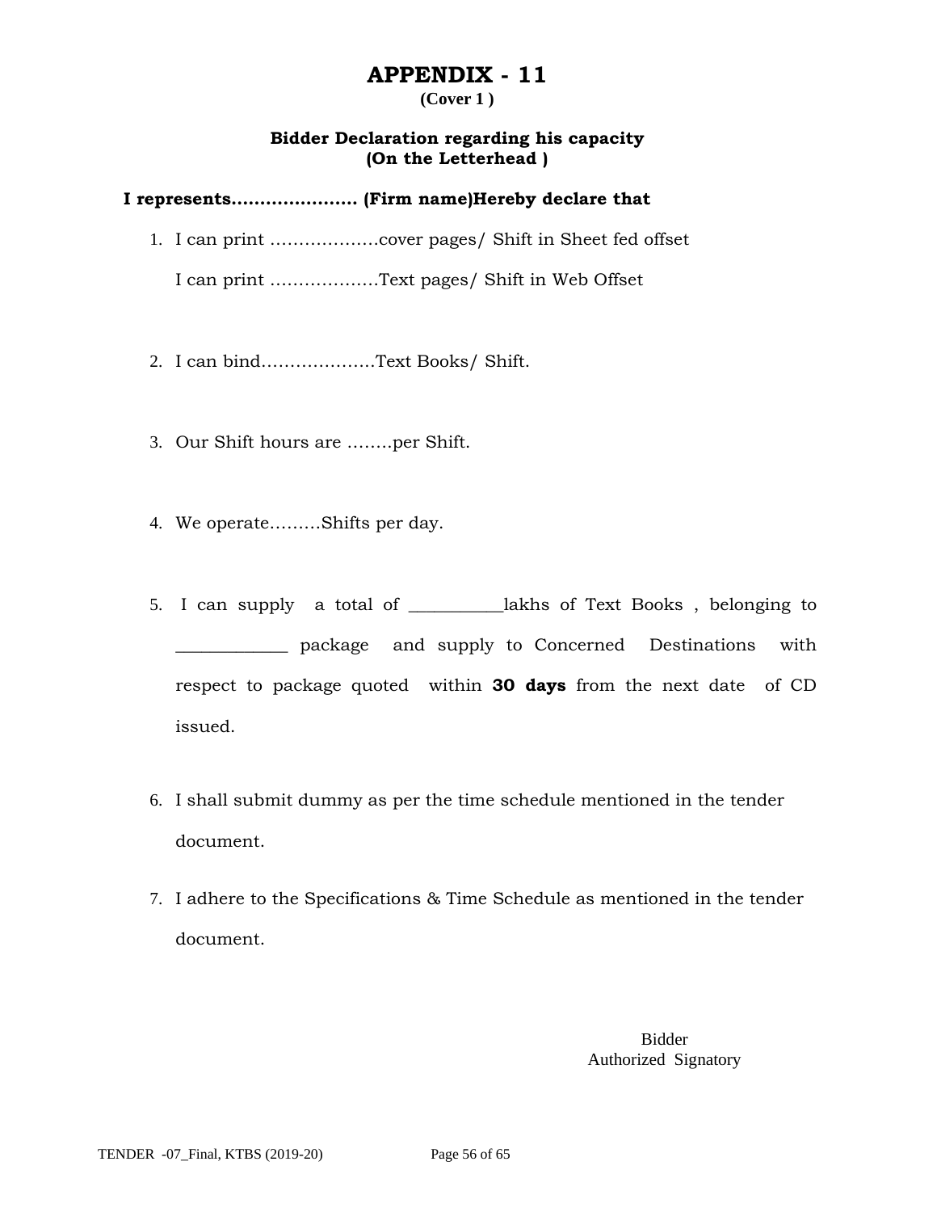# APPENDIX - 11

**(Cover 1 )**

**Bidder Declaration regarding his capacity**
**(On the Letterhead )**

**I represents…………………. (Firm name)Hereby declare that**

1. I can print ………………cover pages/ Shift in Sheet fed offset

   I can print ………………Text pages/ Shift in Web Offset

2. I can bind……………….Text Books/ Shift.

3. Our Shift hours are ……..per Shift.

4. We operate………Shifts per day.

5. I can supply a total of ___________lakhs of Text Books , belonging to _____________ package and supply to Concerned Destinations with respect to package quoted within **30 days** from the next date of CD issued.

6. I shall submit dummy as per the time schedule mentioned in the tender document.

7. I adhere to the Specifications & Time Schedule as mentioned in the tender document.

Bidder
Authorized Signatory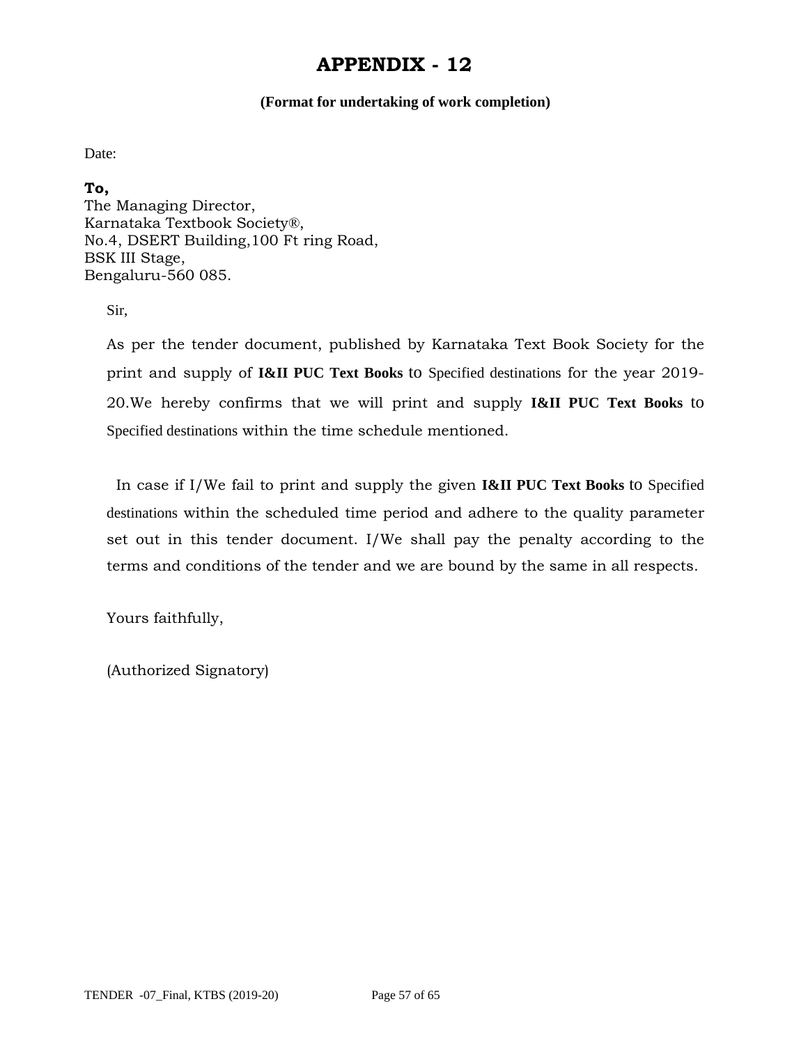# APPENDIX - 12

**(Format for undertaking of work completion)**

Date:

**To,**
The Managing Director,
Karnataka Textbook Society®,
No.4, DSERT Building,100 Ft ring Road,
BSK III Stage,
Bengaluru-560 085.

Sir,

As per the tender document, published by Karnataka Text Book Society for the print and supply of **I&II PUC Text Books** to Specified destinations for the year 2019-20.We hereby confirms that we will print and supply **I&II PUC Text Books** to Specified destinations within the time schedule mentioned.

In case if I/We fail to print and supply the given **I&II PUC Text Books** to Specified destinations within the scheduled time period and adhere to the quality parameter set out in this tender document. I/We shall pay the penalty according to the terms and conditions of the tender and we are bound by the same in all respects.

Yours faithfully,

(Authorized Signatory)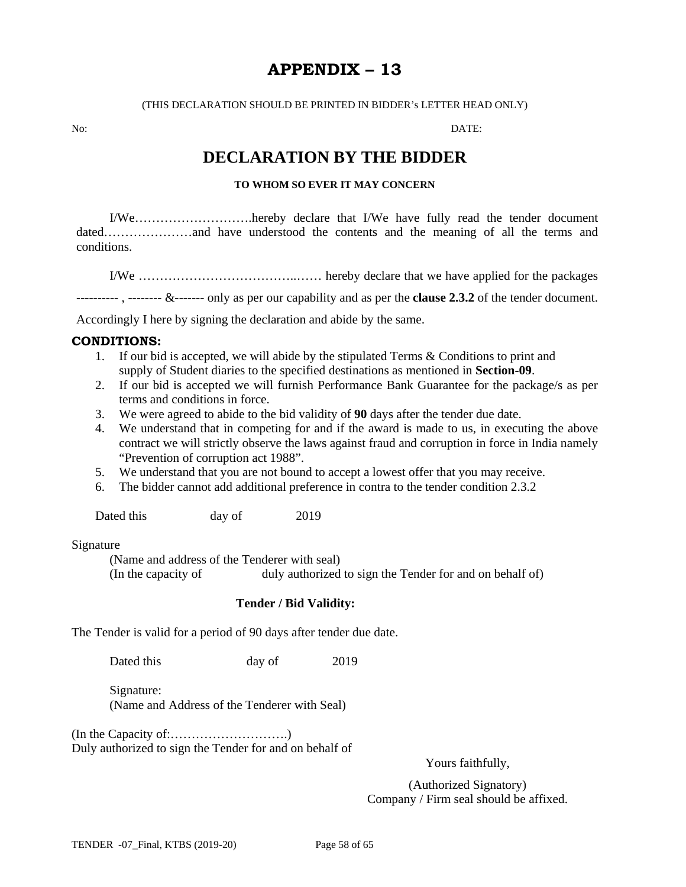# APPENDIX – 13

(THIS DECLARATION SHOULD BE PRINTED IN BIDDER's LETTER HEAD ONLY)

No: DATE:

## DECLARATION BY THE BIDDER

**TO WHOM SO EVER IT MAY CONCERN**

I/We……………………….hereby declare that I/We have fully read the tender document dated…………………and have understood the contents and the meaning of all the terms and conditions.

I/We ………………………………..…… hereby declare that we have applied for the packages ---------- , -------- &------- only as per our capability and as per the **clause 2.3.2** of the tender document.

Accordingly I here by signing the declaration and abide by the same.

**CONDITIONS:**

1. If our bid is accepted, we will abide by the stipulated Terms & Conditions to print and supply of Student diaries to the specified destinations as mentioned in **Section-09**.
2. If our bid is accepted we will furnish Performance Bank Guarantee for the package/s as per terms and conditions in force.
3. We were agreed to abide to the bid validity of **90** days after the tender due date.
4. We understand that in competing for and if the award is made to us, in executing the above contract we will strictly observe the laws against fraud and corruption in force in India namely "Prevention of corruption act 1988".
5. We understand that you are not bound to accept a lowest offer that you may receive.
6. The bidder cannot add additional preference in contra to the tender condition 2.3.2

Dated this day of 2019

Signature
(Name and address of the Tenderer with seal)
(In the capacity of duly authorized to sign the Tender for and on behalf of)

**Tender / Bid Validity:**

The Tender is valid for a period of 90 days after tender due date.

Dated this day of 2019

Signature:
(Name and Address of the Tenderer with Seal)

(In the Capacity of:……………………….)
Duly authorized to sign the Tender for and on behalf of

Yours faithfully,

(Authorized Signatory)
Company / Firm seal should be affixed.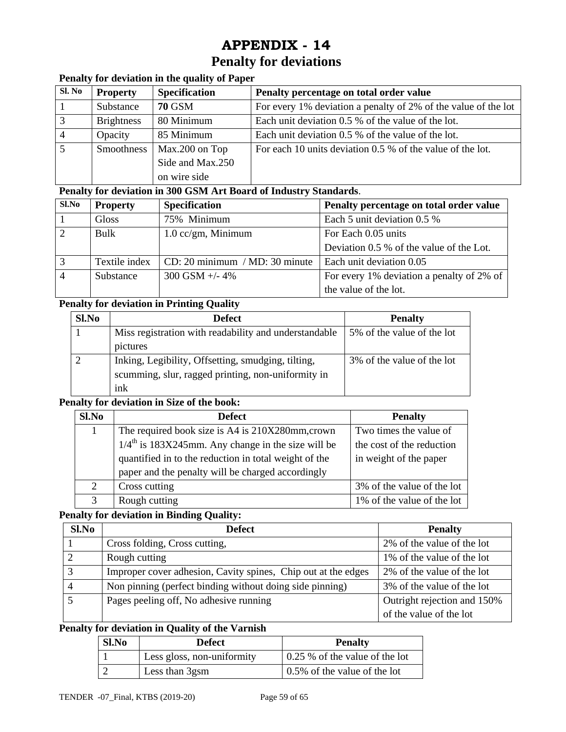# APPENDIX - 14

## Penalty for deviations

**Penalty for deviation in the quality of Paper**

| Sl. No | Property | Specification | Penalty percentage on total order value |
|---|---|---|---|
| 1 | Substance | **70** GSM | For every 1% deviation a penalty of 2% of the value of the lot |
| 3 | Brightness | 80 Minimum | Each unit deviation 0.5 % of the value of the lot. |
| 4 | Opacity | 85 Minimum | Each unit deviation 0.5 % of the value of the lot. |
| 5 | Smoothness | Max.200 on Top Side and Max.250 on wire side | For each 10 units deviation 0.5 % of the value of the lot. |

**Penalty for deviation in 300 GSM Art Board of Industry Standards**.

| Sl.No | Property | Specification | Penalty percentage on total order value |
|---|---|---|---|
| 1 | Gloss | 75% Minimum | Each 5 unit deviation 0.5 % |
| 2 | Bulk | 1.0 cc/gm, Minimum | For Each 0.05 units Deviation 0.5 % of the value of the Lot. |
| 3 | Textile index | CD: 20 minimum / MD: 30 minute | Each unit deviation 0.05 |
| 4 | Substance | 300 GSM +/- 4% | For every 1% deviation a penalty of 2% of the value of the lot. |

**Penalty for deviation in Printing Quality**

| Sl.No | Defect | Penalty |
|---|---|---|
| 1 | Miss registration with readability and understandable pictures | 5% of the value of the lot |
| 2 | Inking, Legibility, Offsetting, smudging, tilting, scumming, slur, ragged printing, non-uniformity in ink | 3% of the value of the lot |

**Penalty for deviation in Size of the book:**

| Sl.No | Defect | Penalty |
|---|---|---|
| 1 | The required book size is A4 is 210X280mm,crown 1/4[th] is 183X245mm. Any change in the size will be quantified in to the reduction in total weight of the paper and the penalty will be charged accordingly | Two times the value of the cost of the reduction in weight of the paper |
| 2 | Cross cutting | 3% of the value of the lot |
| 3 | Rough cutting | 1% of the value of the lot |

**Penalty for deviation in Binding Quality:**

| Sl.No | Defect | Penalty |
|---|---|---|
| 1 | Cross folding, Cross cutting, | 2% of the value of the lot |
| 2 | Rough cutting | 1% of the value of the lot |
| 3 | Improper cover adhesion, Cavity spines, Chip out at the edges | 2% of the value of the lot |
| 4 | Non pinning (perfect binding without doing side pinning) | 3% of the value of the lot |
| 5 | Pages peeling off, No adhesive running | Outright rejection and 150% of the value of the lot |

**Penalty for deviation in Quality of the Varnish**

| Sl.No | Defect | Penalty |
|---|---|---|
| 1 | Less gloss, non-uniformity | 0.25 % of the value of the lot |
| 2 | Less than 3gsm | 0.5% of the value of the lot |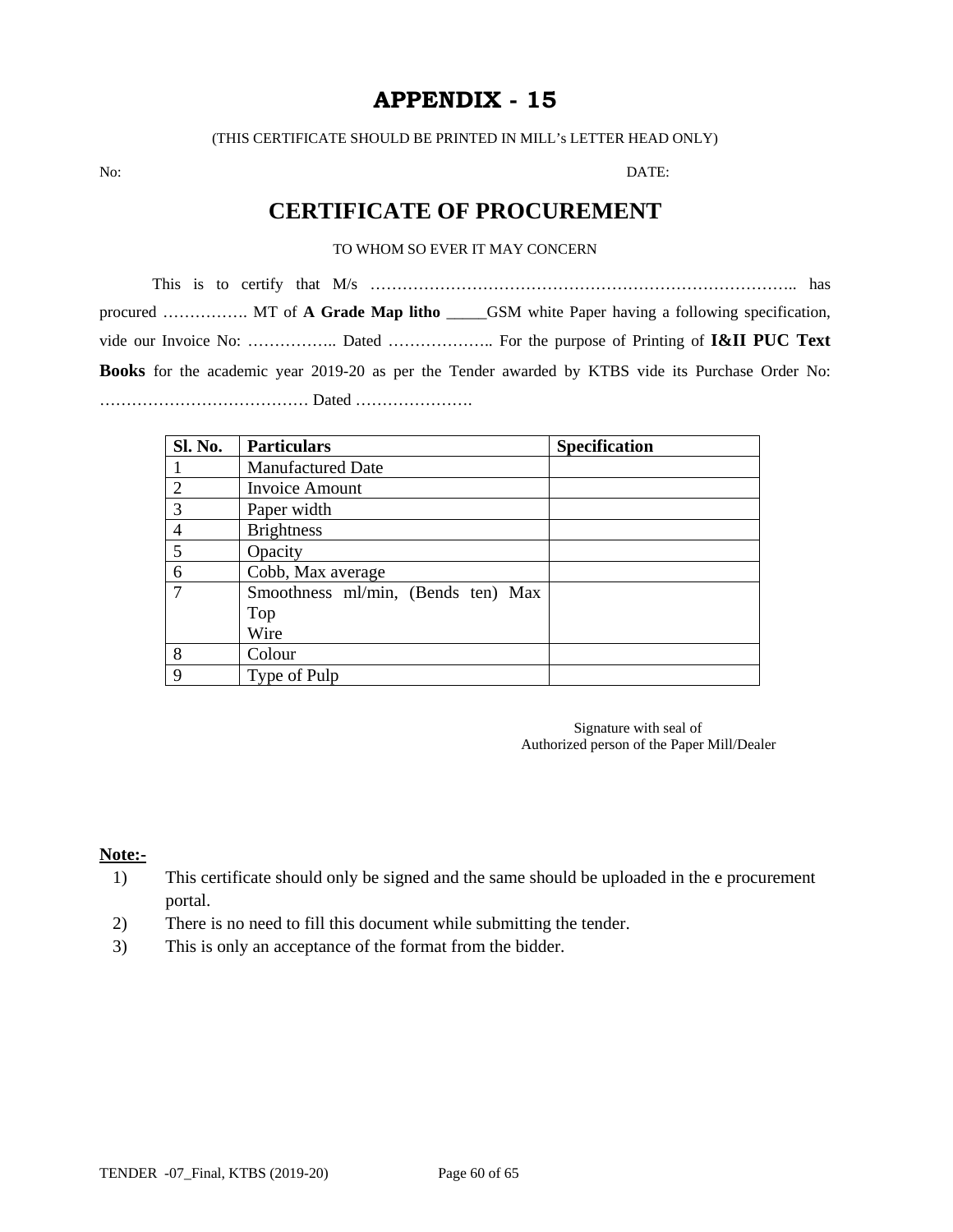# APPENDIX - 15

(THIS CERTIFICATE SHOULD BE PRINTED IN MILL's LETTER HEAD ONLY)

No: DATE:

## CERTIFICATE OF PROCUREMENT

TO WHOM SO EVER IT MAY CONCERN

This is to certify that M/s ……………………………………………………………………….. has procured ……………. MT of **A Grade Map litho** _____GSM white Paper having a following specification, vide our Invoice No: …………….. Dated ……………….. For the purpose of Printing of **I&II PUC Text Books** for the academic year 2019-20 as per the Tender awarded by KTBS vide its Purchase Order No: ………………………………… Dated ………………….

| Sl. No. | Particulars | Specification |
|---|---|---|
| 1 | Manufactured Date | |
| 2 | Invoice Amount | |
| 3 | Paper width | |
| 4 | Brightness | |
| 5 | Opacity | |
| 6 | Cobb, Max average | |
| 7 | Smoothness ml/min, (Bends ten) Max<br>Top<br>Wire | |
| 8 | Colour | |
| 9 | Type of Pulp | |

Signature with seal of
Authorized person of the Paper Mill/Dealer

**Note:-**

1) This certificate should only be signed and the same should be uploaded in the e procurement portal.
2) There is no need to fill this document while submitting the tender.
3) This is only an acceptance of the format from the bidder.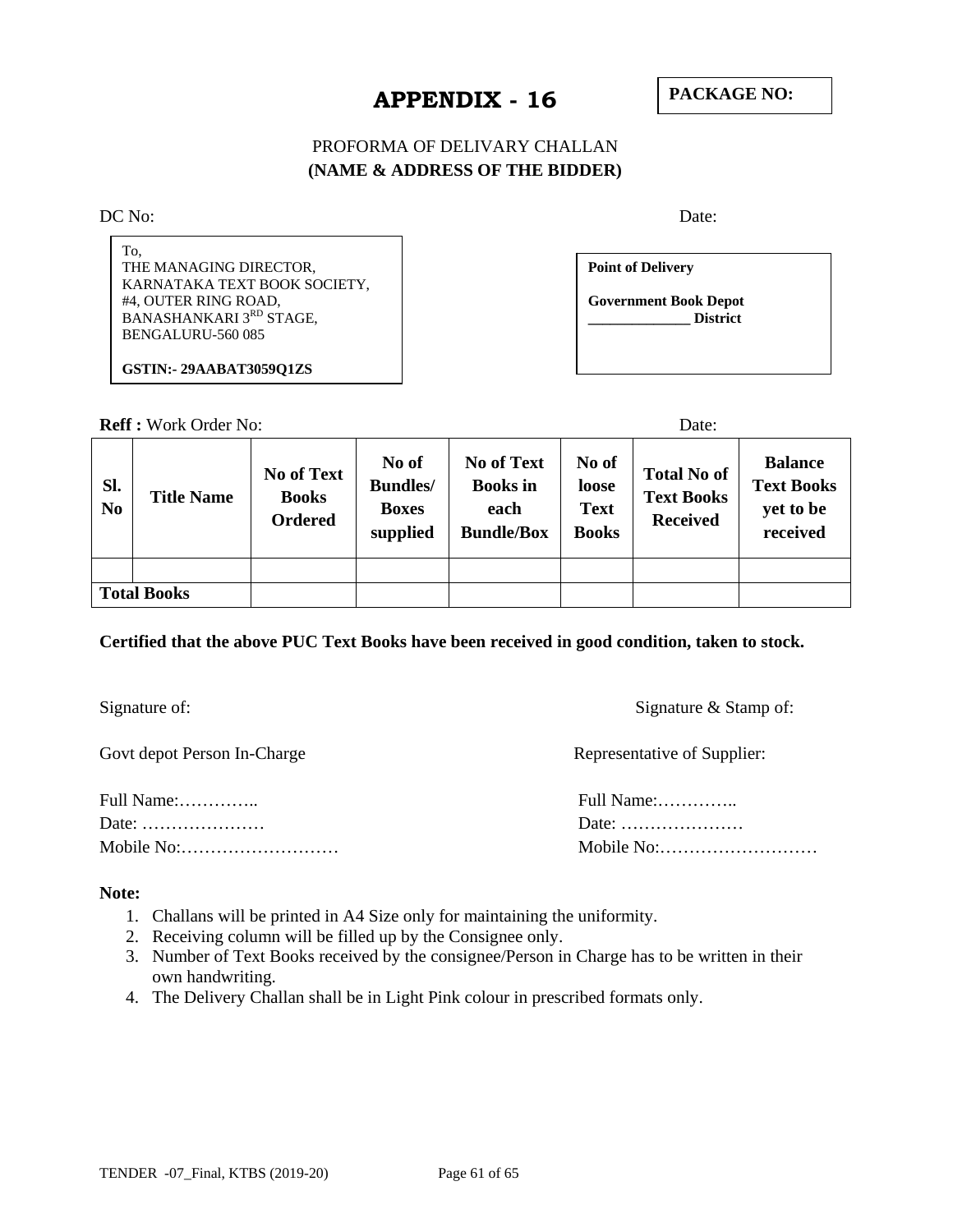# APPENDIX - 16

**PACKAGE NO:**

PROFORMA OF DELIVARY CHALLAN
**(NAME & ADDRESS OF THE BIDDER)**

DC No: Date:

To,
THE MANAGING DIRECTOR,
KARNATAKA TEXT BOOK SOCIETY,
#4, OUTER RING ROAD,
BANASHANKARI 3RD STAGE,
BENGALURU-560 085

**GSTIN:- 29AABAT3059Q1ZS**

**Point of Delivery**

**Government Book Depot**
**______________ District**

**Reff :** Work Order No: Date:

| Sl. No | Title Name | No of Text Books Ordered | No of Bundles/ Boxes supplied | No of Text Books in each Bundle/Box | No of loose Text Books | Total No of Text Books Received | Balance Text Books yet to be received |
|---|---|---|---|---|---|---|---|
| | | | | | | | |
| **Total Books** | | | | | | | |

**Certified that the above PUC Text Books have been received in good condition, taken to stock.**

Signature of:

Govt depot Person In-Charge

Full Name:…………..
Date: …………………
Mobile No:………………………

Signature & Stamp of:

Representative of Supplier:

Full Name:…………..
Date: …………………
Mobile No:………………………

**Note:**

1. Challans will be printed in A4 Size only for maintaining the uniformity.
2. Receiving column will be filled up by the Consignee only.
3. Number of Text Books received by the consignee/Person in Charge has to be written in their own handwriting.
4. The Delivery Challan shall be in Light Pink colour in prescribed formats only.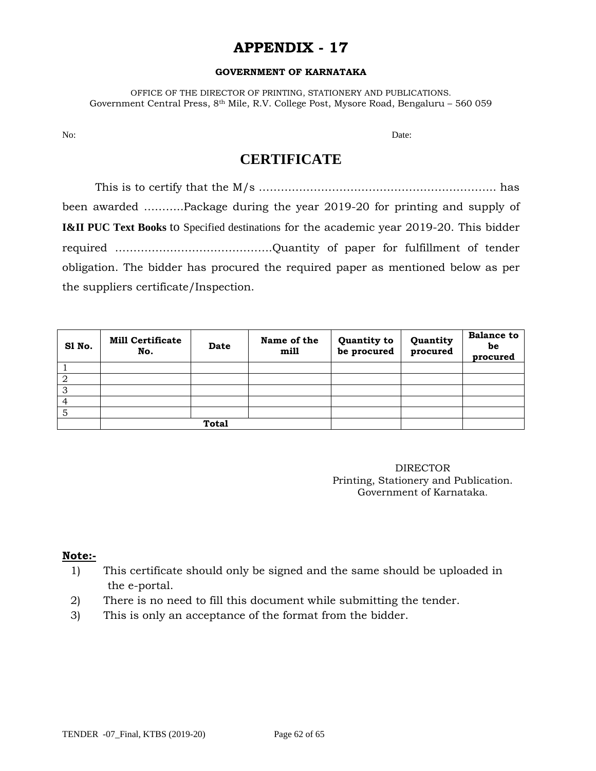# APPENDIX - 17

**GOVERNMENT OF KARNATAKA**

OFFICE OF THE DIRECTOR OF PRINTING, STATIONERY AND PUBLICATIONS.
Government Central Press, 8th Mile, R.V. College Post, Mysore Road, Bengaluru – 560 059

No: Date:

## CERTIFICATE

This is to certify that the M/s ………………………………………………………. has been awarded ………..Package during the year 2019-20 for printing and supply of **I&II PUC Text Books** to Specified destinations for the academic year 2019-20. This bidder required ……………………………………Quantity of paper for fulfillment of tender obligation. The bidder has procured the required paper as mentioned below as per the suppliers certificate/Inspection.

| Sl No. | Mill Certificate No. | Date | Name of the mill | Quantity to be procured | Quantity procured | Balance to be procured |
|---|---|---|---|---|---|---|
| 1 | | | | | | |
| 2 | | | | | | |
| 3 | | | | | | |
| 4 | | | | | | |
| 5 | | | | | | |
| | **Total** | | | | | |

DIRECTOR
Printing, Stationery and Publication.
Government of Karnataka.

**Note:-**

1) This certificate should only be signed and the same should be uploaded in the e-portal.
2) There is no need to fill this document while submitting the tender.
3) This is only an acceptance of the format from the bidder.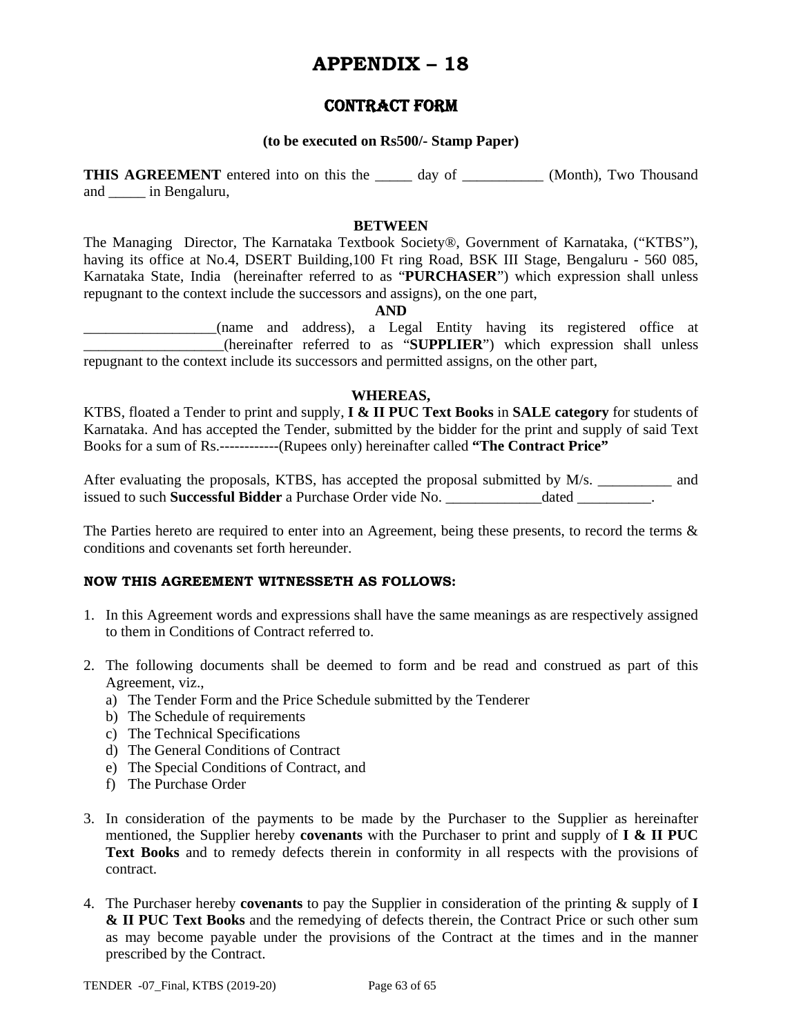# APPENDIX – 18

## CONTRACT FORM

**(to be executed on Rs500/- Stamp Paper)**

**THIS AGREEMENT** entered into on this the _____ day of ___________ (Month), Two Thousand and _____ in Bengaluru,

**BETWEEN**

The Managing Director, The Karnataka Textbook Society®, Government of Karnataka, ("KTBS"), having its office at No.4, DSERT Building,100 Ft ring Road, BSK III Stage, Bengaluru - 560 085, Karnataka State, India (hereinafter referred to as "**PURCHASER**") which expression shall unless repugnant to the context include the successors and assigns), on the one part,

**AND**

__________________(name and address), a Legal Entity having its registered office at ___________________(hereinafter referred to as "**SUPPLIER**") which expression shall unless repugnant to the context include its successors and permitted assigns, on the other part,

**WHEREAS,**

KTBS, floated a Tender to print and supply, **I & II PUC Text Books** in **SALE category** for students of Karnataka. And has accepted the Tender, submitted by the bidder for the print and supply of said Text Books for a sum of Rs.------------(Rupees only) hereinafter called **"The Contract Price"**

After evaluating the proposals, KTBS, has accepted the proposal submitted by M/s. __________ and issued to such **Successful Bidder** a Purchase Order vide No. _____________dated __________.

The Parties hereto are required to enter into an Agreement, being these presents, to record the terms & conditions and covenants set forth hereunder.

**NOW THIS AGREEMENT WITNESSETH AS FOLLOWS:**

1. In this Agreement words and expressions shall have the same meanings as are respectively assigned to them in Conditions of Contract referred to.

2. The following documents shall be deemed to form and be read and construed as part of this Agreement, viz.,
   a) The Tender Form and the Price Schedule submitted by the Tenderer
   b) The Schedule of requirements
   c) The Technical Specifications
   d) The General Conditions of Contract
   e) The Special Conditions of Contract, and
   f) The Purchase Order

3. In consideration of the payments to be made by the Purchaser to the Supplier as hereinafter mentioned, the Supplier hereby **covenants** with the Purchaser to print and supply of **I & II PUC Text Books** and to remedy defects therein in conformity in all respects with the provisions of contract.

4. The Purchaser hereby **covenants** to pay the Supplier in consideration of the printing & supply of **I & II PUC Text Books** and the remedying of defects therein, the Contract Price or such other sum as may become payable under the provisions of the Contract at the times and in the manner prescribed by the Contract.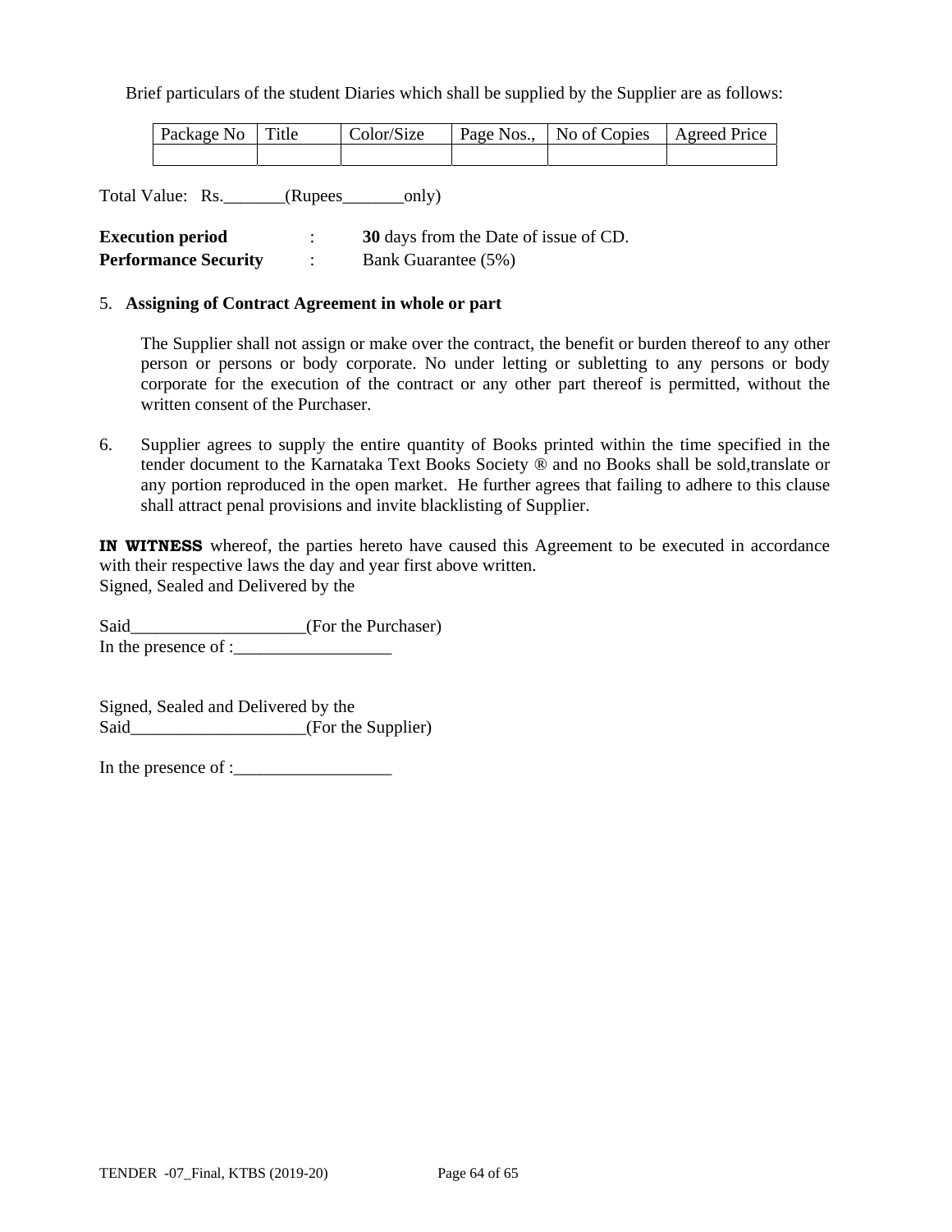Brief particulars of the student Diaries which shall be supplied by the Supplier are as follows:

| Package No | Title | Color/Size | Page Nos., | No of Copies | Agreed Price |
|---|---|---|---|---|---|
| | | | | | |

Total Value: Rs._______(Rupees_______only)

**Execution period** : **30** days from the Date of issue of CD.
**Performance Security** : Bank Guarantee (5%)

5. **Assigning of Contract Agreement in whole or part**

   The Supplier shall not assign or make over the contract, the benefit or burden thereof to any other person or persons or body corporate. No under letting or subletting to any persons or body corporate for the execution of the contract or any other part thereof is permitted, without the written consent of the Purchaser.

6. Supplier agrees to supply the entire quantity of Books printed within the time specified in the tender document to the Karnataka Text Books Society ® and no Books shall be sold,translate or any portion reproduced in the open market. He further agrees that failing to adhere to this clause shall attract penal provisions and invite blacklisting of Supplier.

**IN WITNESS** whereof, the parties hereto have caused this Agreement to be executed in accordance with their respective laws the day and year first above written.
Signed, Sealed and Delivered by the

Said____________________(For the Purchaser)
In the presence of :__________________

Signed, Sealed and Delivered by the
Said____________________(For the Supplier)

In the presence of :__________________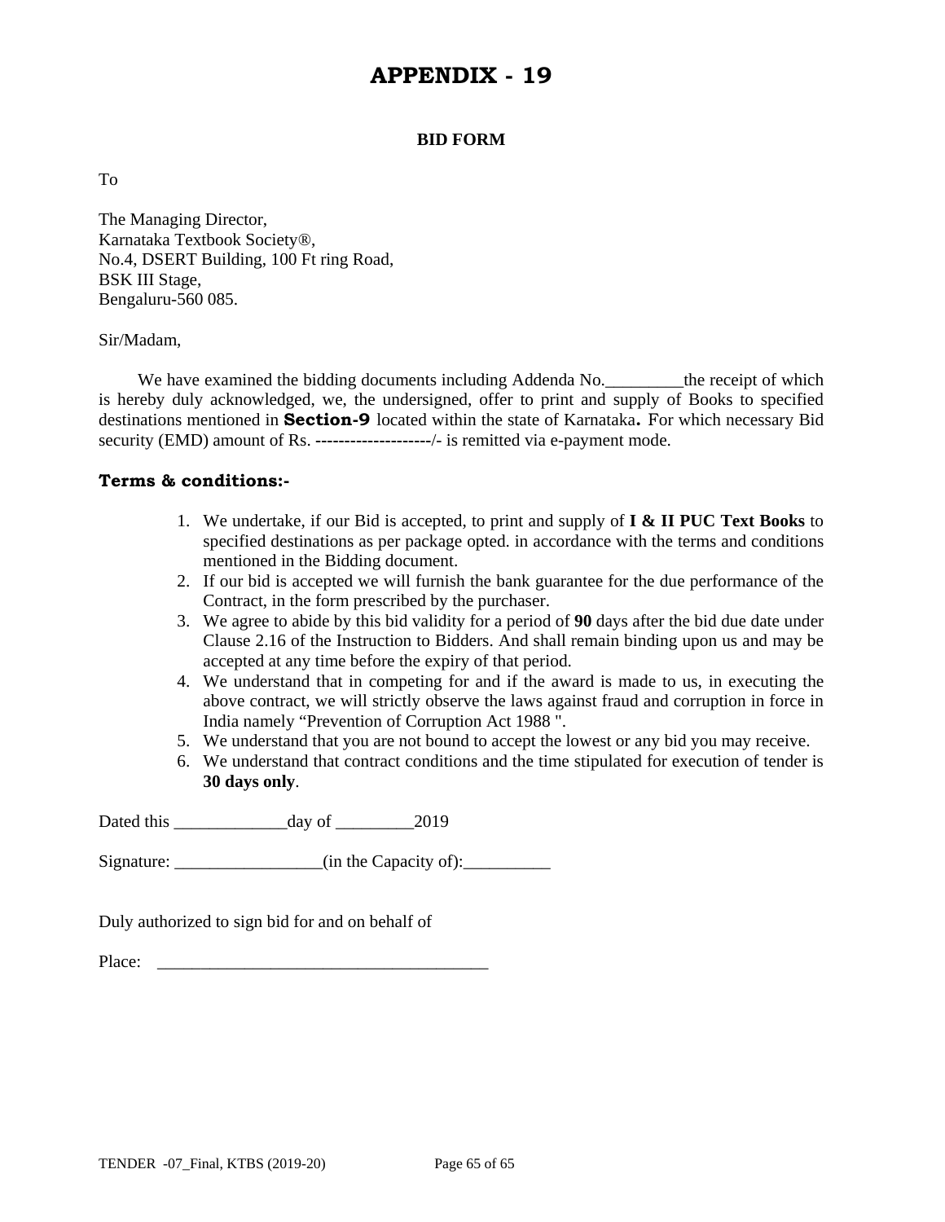# APPENDIX - 19

**BID FORM**

To

The Managing Director,
Karnataka Textbook Society®,
No.4, DSERT Building, 100 Ft ring Road,
BSK III Stage,
Bengaluru-560 085.

Sir/Madam,

We have examined the bidding documents including Addenda No._________the receipt of which is hereby duly acknowledged, we, the undersigned, offer to print and supply of Books to specified destinations mentioned in **Section-9** located within the state of Karnataka**.** For which necessary Bid security (EMD) amount of Rs. --------------------/- is remitted via e-payment mode.

**Terms & conditions:-**

1. We undertake, if our Bid is accepted, to print and supply of **I & II PUC Text Books** to specified destinations as per package opted. in accordance with the terms and conditions mentioned in the Bidding document.
2. If our bid is accepted we will furnish the bank guarantee for the due performance of the Contract, in the form prescribed by the purchaser.
3. We agree to abide by this bid validity for a period of **90** days after the bid due date under Clause 2.16 of the Instruction to Bidders. And shall remain binding upon us and may be accepted at any time before the expiry of that period.
4. We understand that in competing for and if the award is made to us, in executing the above contract, we will strictly observe the laws against fraud and corruption in force in India namely "Prevention of Corruption Act 1988 ".
5. We understand that you are not bound to accept the lowest or any bid you may receive.
6. We understand that contract conditions and the time stipulated for execution of tender is **30 days only**.

Dated this _____________day of _________2019

Signature: _________________(in the Capacity of):__________

Duly authorized to sign bid for and on behalf of

Place: _______________________________________